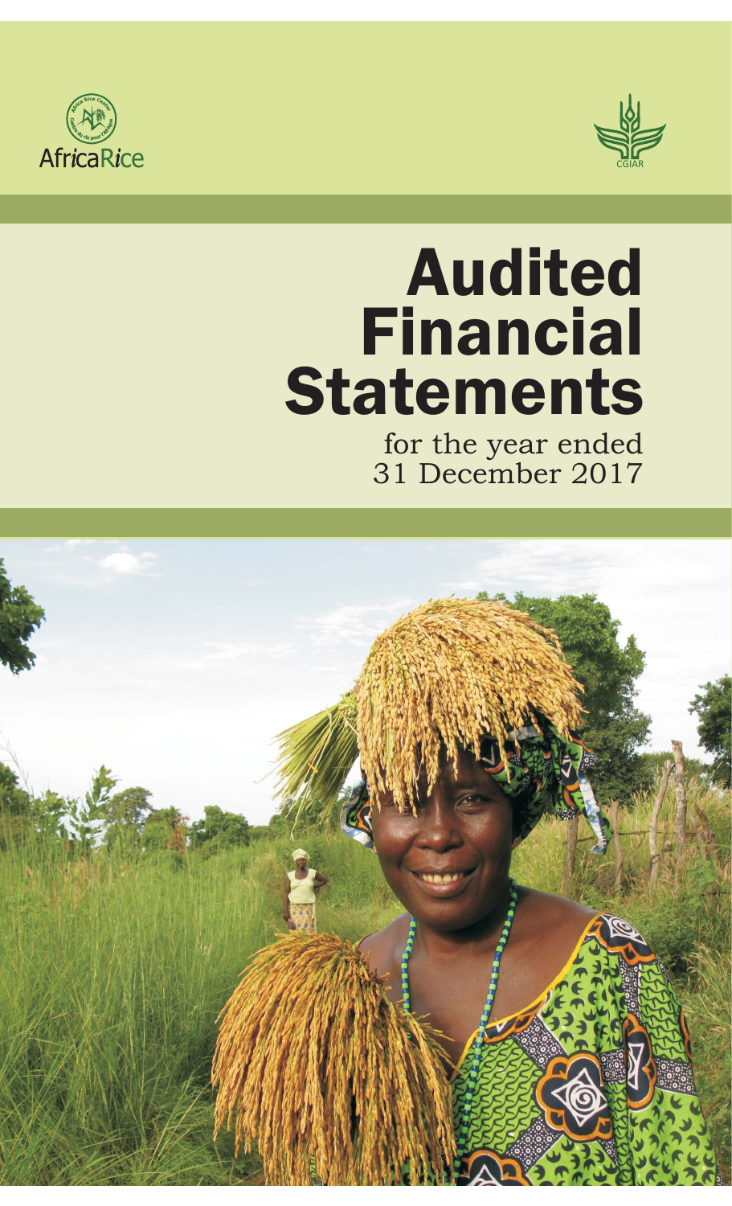AfricaRice

CGIAR

# Audited Financial Statements

for the year ended
31 December 2017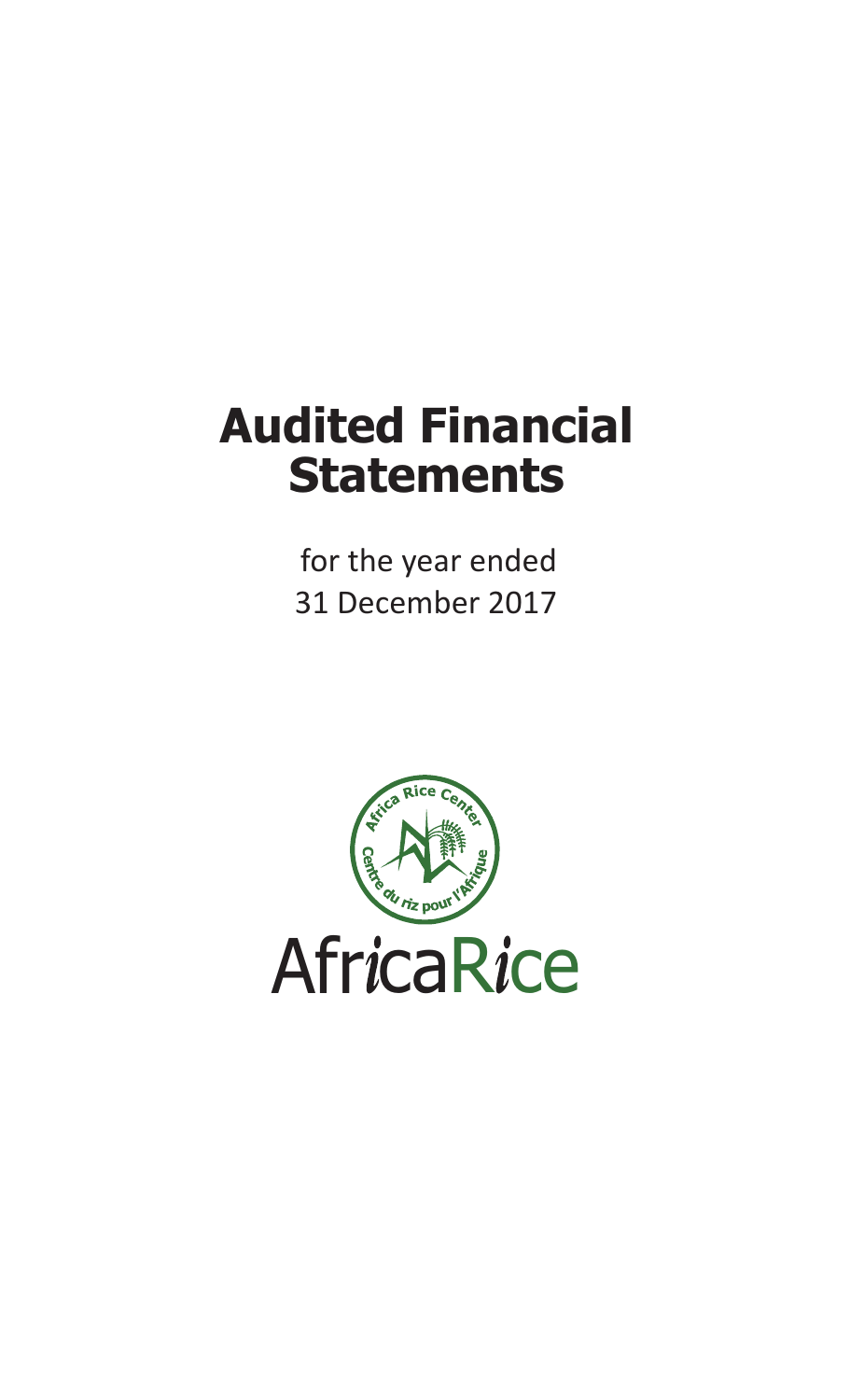# Audited Financial Statements

for the year ended
31 December 2017

Africa Rice Center
Centre du riz pour l'Afrique

AfricaRice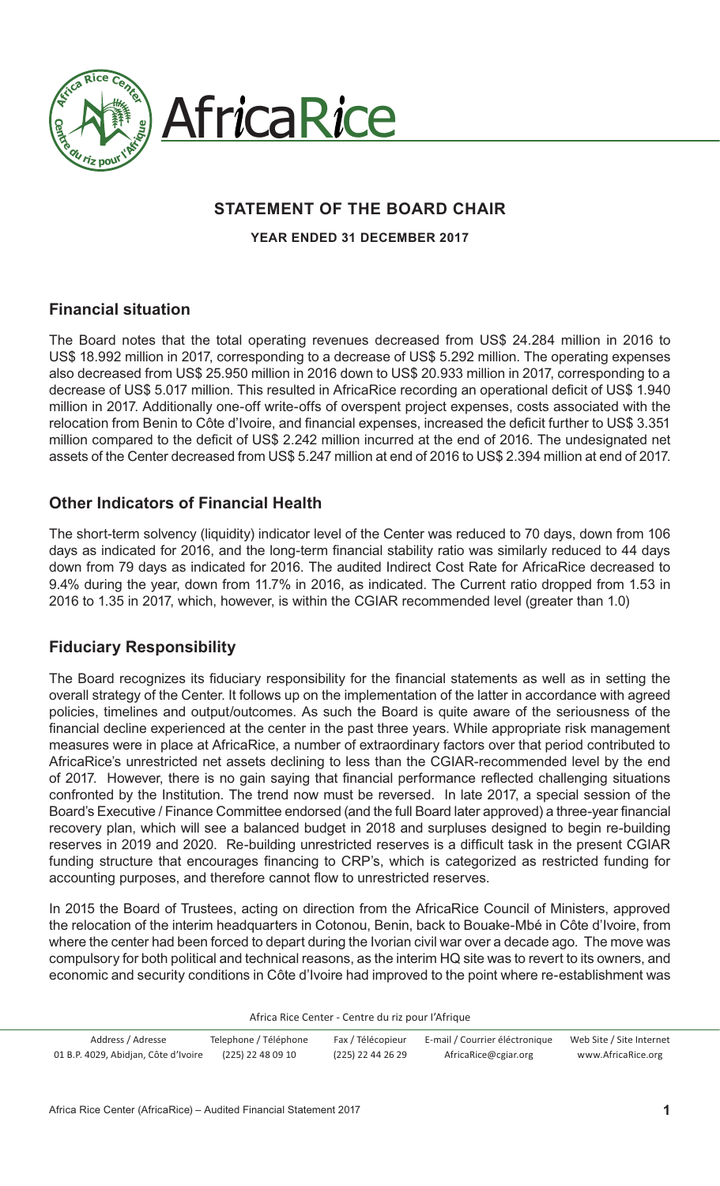## STATEMENT OF THE BOARD CHAIR

**YEAR ENDED 31 DECEMBER 2017**

### Financial situation

The Board notes that the total operating revenues decreased from US$ 24.284 million in 2016 to US$ 18.992 million in 2017, corresponding to a decrease of US$ 5.292 million. The operating expenses also decreased from US$ 25.950 million in 2016 down to US$ 20.933 million in 2017, corresponding to a decrease of US$ 5.017 million. This resulted in AfricaRice recording an operational deficit of US$ 1.940 million in 2017. Additionally one-off write-offs of overspent project expenses, costs associated with the relocation from Benin to Côte d'Ivoire, and financial expenses, increased the deficit further to US$ 3.351 million compared to the deficit of US$ 2.242 million incurred at the end of 2016. The undesignated net assets of the Center decreased from US$ 5.247 million at end of 2016 to US$ 2.394 million at end of 2017.

### Other Indicators of Financial Health

The short-term solvency (liquidity) indicator level of the Center was reduced to 70 days, down from 106 days as indicated for 2016, and the long-term financial stability ratio was similarly reduced to 44 days down from 79 days as indicated for 2016. The audited Indirect Cost Rate for AfricaRice decreased to 9.4% during the year, down from 11.7% in 2016, as indicated. The Current ratio dropped from 1.53 in 2016 to 1.35 in 2017, which, however, is within the CGIAR recommended level (greater than 1.0)

### Fiduciary Responsibility

The Board recognizes its fiduciary responsibility for the financial statements as well as in setting the overall strategy of the Center. It follows up on the implementation of the latter in accordance with agreed policies, timelines and output/outcomes. As such the Board is quite aware of the seriousness of the financial decline experienced at the center in the past three years. While appropriate risk management measures were in place at AfricaRice, a number of extraordinary factors over that period contributed to AfricaRice's unrestricted net assets declining to less than the CGIAR-recommended level by the end of 2017. However, there is no gain saying that financial performance reflected challenging situations confronted by the Institution. The trend now must be reversed. In late 2017, a special session of the Board's Executive / Finance Committee endorsed (and the full Board later approved) a three-year financial recovery plan, which will see a balanced budget in 2018 and surpluses designed to begin re-building reserves in 2019 and 2020. Re-building unrestricted reserves is a difficult task in the present CGIAR funding structure that encourages financing to CRP's, which is categorized as restricted funding for accounting purposes, and therefore cannot flow to unrestricted reserves.

In 2015 the Board of Trustees, acting on direction from the AfricaRice Council of Ministers, approved the relocation of the interim headquarters in Cotonou, Benin, back to Bouake-Mbé in Côte d'Ivoire, from where the center had been forced to depart during the Ivorian civil war over a decade ago. The move was compulsory for both political and technical reasons, as the interim HQ site was to revert to its owners, and economic and security conditions in Côte d'Ivoire had improved to the point where re-establishment was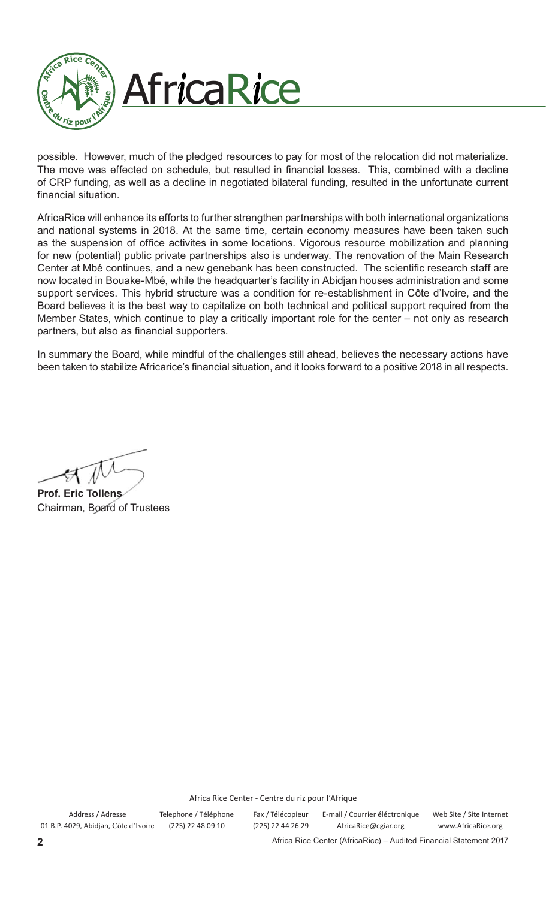possible. However, much of the pledged resources to pay for most of the relocation did not materialize. The move was effected on schedule, but resulted in financial losses. This, combined with a decline of CRP funding, as well as a decline in negotiated bilateral funding, resulted in the unfortunate current financial situation.

AfricaRice will enhance its efforts to further strengthen partnerships with both international organizations and national systems in 2018. At the same time, certain economy measures have been taken such as the suspension of office activites in some locations. Vigorous resource mobilization and planning for new (potential) public private partnerships also is underway. The renovation of the Main Research Center at Mbé continues, and a new genebank has been constructed. The scientific research staff are now located in Bouake-Mbé, while the headquarter's facility in Abidjan houses administration and some support services. This hybrid structure was a condition for re-establishment in Côte d'Ivoire, and the Board believes it is the best way to capitalize on both technical and political support required from the Member States, which continue to play a critically important role for the center – not only as research partners, but also as financial supporters.

In summary the Board, while mindful of the challenges still ahead, believes the necessary actions have been taken to stabilize Africarice's financial situation, and it looks forward to a positive 2018 in all respects.

**Prof. Eric Tollens**
Chairman, Board of Trustees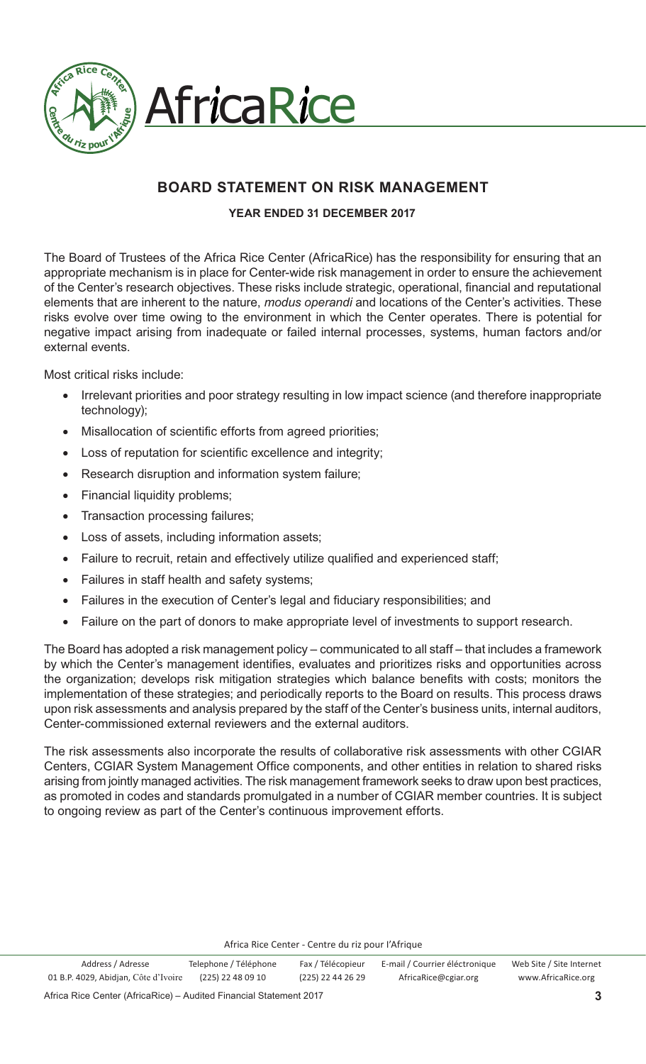# BOARD STATEMENT ON RISK MANAGEMENT

**YEAR ENDED 31 DECEMBER 2017**

The Board of Trustees of the Africa Rice Center (AfricaRice) has the responsibility for ensuring that an appropriate mechanism is in place for Center-wide risk management in order to ensure the achievement of the Center's research objectives. These risks include strategic, operational, financial and reputational elements that are inherent to the nature, *modus operandi* and locations of the Center's activities. These risks evolve over time owing to the environment in which the Center operates. There is potential for negative impact arising from inadequate or failed internal processes, systems, human factors and/or external events.

Most critical risks include:

- Irrelevant priorities and poor strategy resulting in low impact science (and therefore inappropriate technology);
- Misallocation of scientific efforts from agreed priorities;
- Loss of reputation for scientific excellence and integrity;
- Research disruption and information system failure;
- Financial liquidity problems;
- Transaction processing failures;
- Loss of assets, including information assets;
- Failure to recruit, retain and effectively utilize qualified and experienced staff;
- Failures in staff health and safety systems;
- Failures in the execution of Center's legal and fiduciary responsibilities; and
- Failure on the part of donors to make appropriate level of investments to support research.

The Board has adopted a risk management policy – communicated to all staff – that includes a framework by which the Center's management identifies, evaluates and prioritizes risks and opportunities across the organization; develops risk mitigation strategies which balance benefits with costs; monitors the implementation of these strategies; and periodically reports to the Board on results. This process draws upon risk assessments and analysis prepared by the staff of the Center's business units, internal auditors, Center-commissioned external reviewers and the external auditors.

The risk assessments also incorporate the results of collaborative risk assessments with other CGIAR Centers, CGIAR System Management Office components, and other entities in relation to shared risks arising from jointly managed activities. The risk management framework seeks to draw upon best practices, as promoted in codes and standards promulgated in a number of CGIAR member countries. It is subject to ongoing review as part of the Center's continuous improvement efforts.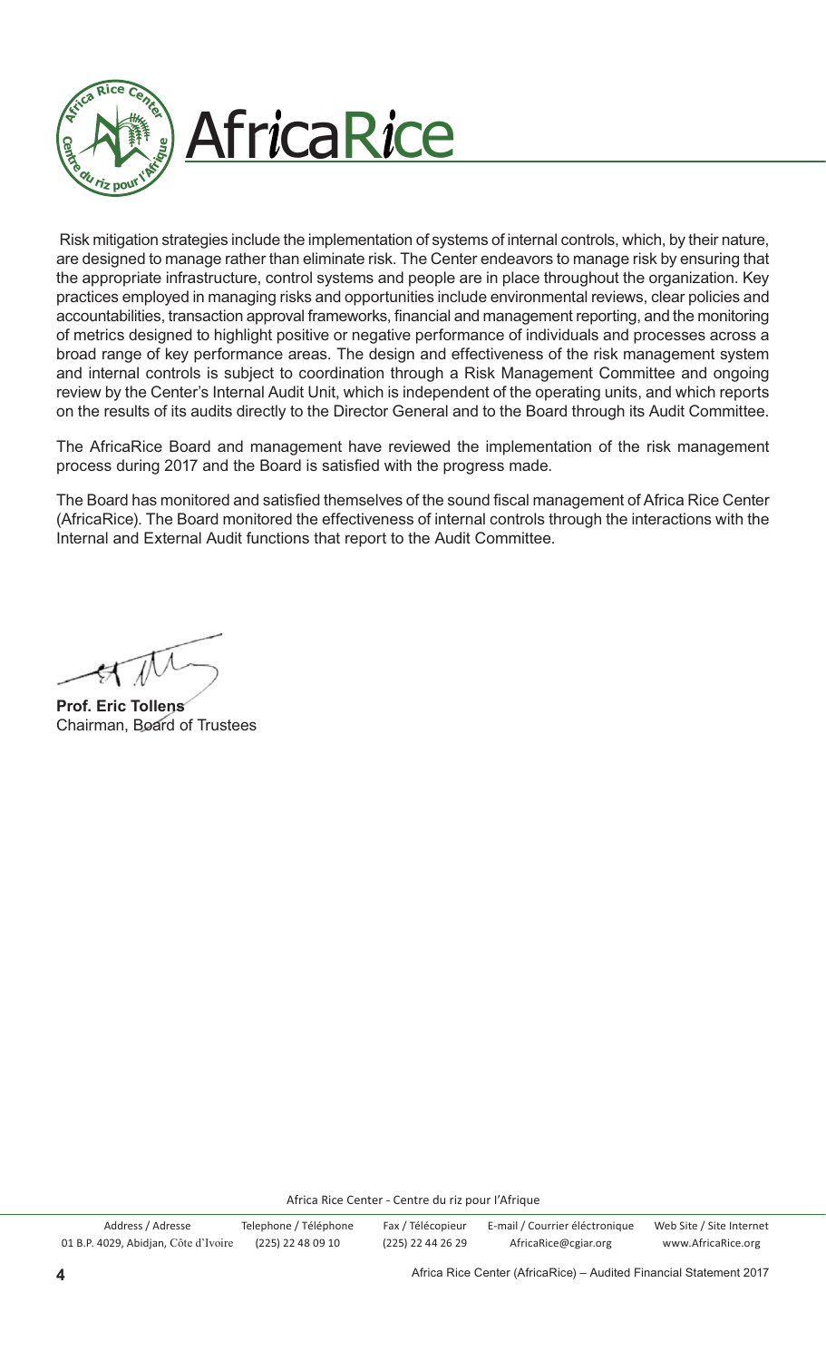Risk mitigation strategies include the implementation of systems of internal controls, which, by their nature, are designed to manage rather than eliminate risk. The Center endeavors to manage risk by ensuring that the appropriate infrastructure, control systems and people are in place throughout the organization. Key practices employed in managing risks and opportunities include environmental reviews, clear policies and accountabilities, transaction approval frameworks, financial and management reporting, and the monitoring of metrics designed to highlight positive or negative performance of individuals and processes across a broad range of key performance areas. The design and effectiveness of the risk management system and internal controls is subject to coordination through a Risk Management Committee and ongoing review by the Center's Internal Audit Unit, which is independent of the operating units, and which reports on the results of its audits directly to the Director General and to the Board through its Audit Committee.

The AfricaRice Board and management have reviewed the implementation of the risk management process during 2017 and the Board is satisfied with the progress made.

The Board has monitored and satisfied themselves of the sound fiscal management of Africa Rice Center (AfricaRice). The Board monitored the effectiveness of internal controls through the interactions with the Internal and External Audit functions that report to the Audit Committee.

**Prof. Eric Tollens**
Chairman, Board of Trustees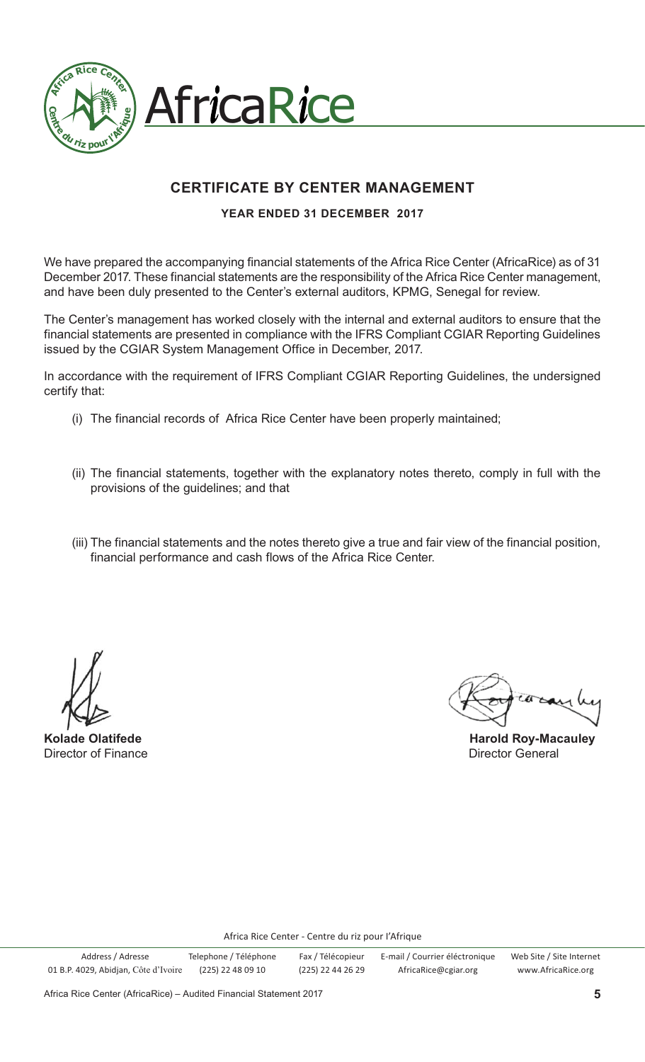# CERTIFICATE BY CENTER MANAGEMENT

**YEAR ENDED 31 DECEMBER 2017**

We have prepared the accompanying financial statements of the Africa Rice Center (AfricaRice) as of 31 December 2017. These financial statements are the responsibility of the Africa Rice Center management, and have been duly presented to the Center's external auditors, KPMG, Senegal for review.

The Center's management has worked closely with the internal and external auditors to ensure that the financial statements are presented in compliance with the IFRS Compliant CGIAR Reporting Guidelines issued by the CGIAR System Management Office in December, 2017.

In accordance with the requirement of IFRS Compliant CGIAR Reporting Guidelines, the undersigned certify that:

(i) The financial records of Africa Rice Center have been properly maintained;

(ii) The financial statements, together with the explanatory notes thereto, comply in full with the provisions of the guidelines; and that

(iii) The financial statements and the notes thereto give a true and fair view of the financial position, financial performance and cash flows of the Africa Rice Center.

**Kolade Olatifede**
Director of Finance

**Harold Roy-Macauley**
Director General

Africa Rice Center - Centre du riz pour l'Afrique

| Address / Adresse | Telephone / Téléphone | Fax / Télécopieur | E-mail / Courrier éléctronique | Web Site / Site Internet |
|---|---|---|---|---|
| 01 B.P. 4029, Abidjan, Côte d'Ivoire | (225) 22 48 09 10 | (225) 22 44 26 29 | AfricaRice@cgiar.org | www.AfricaRice.org |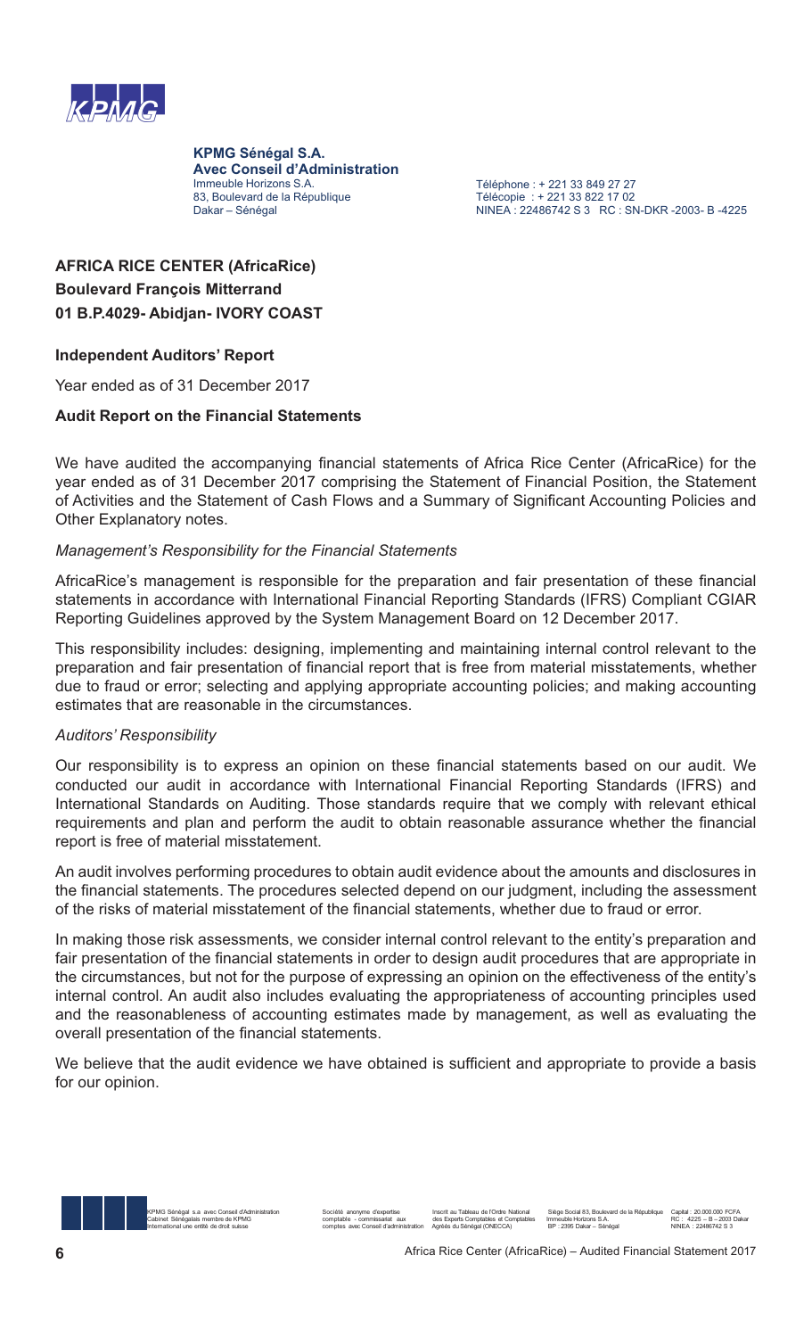**KPMG Sénégal S.A.**
**Avec Conseil d'Administration**
Immeuble Horizons S.A.
83, Boulevard de la République
Dakar – Sénégal

Téléphone : + 221 33 849 27 27
Télécopie : + 221 33 822 17 02
NINEA : 22486742 S 3 RC : SN-DKR -2003- B -4225

**AFRICA RICE CENTER (AfricaRice)**
**Boulevard François Mitterrand**
**01 B.P.4029- Abidjan- IVORY COAST**

**Independent Auditors' Report**

Year ended as of 31 December 2017

**Audit Report on the Financial Statements**

We have audited the accompanying financial statements of Africa Rice Center (AfricaRice) for the year ended as of 31 December 2017 comprising the Statement of Financial Position, the Statement of Activities and the Statement of Cash Flows and a Summary of Significant Accounting Policies and Other Explanatory notes.

*Management's Responsibility for the Financial Statements*

AfricaRice's management is responsible for the preparation and fair presentation of these financial statements in accordance with International Financial Reporting Standards (IFRS) Compliant CGIAR Reporting Guidelines approved by the System Management Board on 12 December 2017.

This responsibility includes: designing, implementing and maintaining internal control relevant to the preparation and fair presentation of financial report that is free from material misstatements, whether due to fraud or error; selecting and applying appropriate accounting policies; and making accounting estimates that are reasonable in the circumstances.

*Auditors' Responsibility*

Our responsibility is to express an opinion on these financial statements based on our audit. We conducted our audit in accordance with International Financial Reporting Standards (IFRS) and International Standards on Auditing. Those standards require that we comply with relevant ethical requirements and plan and perform the audit to obtain reasonable assurance whether the financial report is free of material misstatement.

An audit involves performing procedures to obtain audit evidence about the amounts and disclosures in the financial statements. The procedures selected depend on our judgment, including the assessment of the risks of material misstatement of the financial statements, whether due to fraud or error.

In making those risk assessments, we consider internal control relevant to the entity's preparation and fair presentation of the financial statements in order to design audit procedures that are appropriate in the circumstances, but not for the purpose of expressing an opinion on the effectiveness of the entity's internal control. An audit also includes evaluating the appropriateness of accounting principles used and the reasonableness of accounting estimates made by management, as well as evaluating the overall presentation of the financial statements.

We believe that the audit evidence we have obtained is sufficient and appropriate to provide a basis for our opinion.

KPMG Sénégal s.a avec Conseil d'Administration Cabinet Sénégalais membre de KPMG International une entité de droit suisse — Société anonyme d'expertise comptable - commissariat aux comptes avec Conseil d'administration — Inscrit au Tableau de l'Ordre National des Experts Comptables et Comptables Agréés du Sénégal (ONECCA) — Siège Social 83, Boulevard de la République Immeuble Horizons S.A. BP : 2395 Dakar – Sénégal — Capital : 20.000.000 FCFA RC : 4225 – B – 2003 Dakar NINEA : 22486742 S 3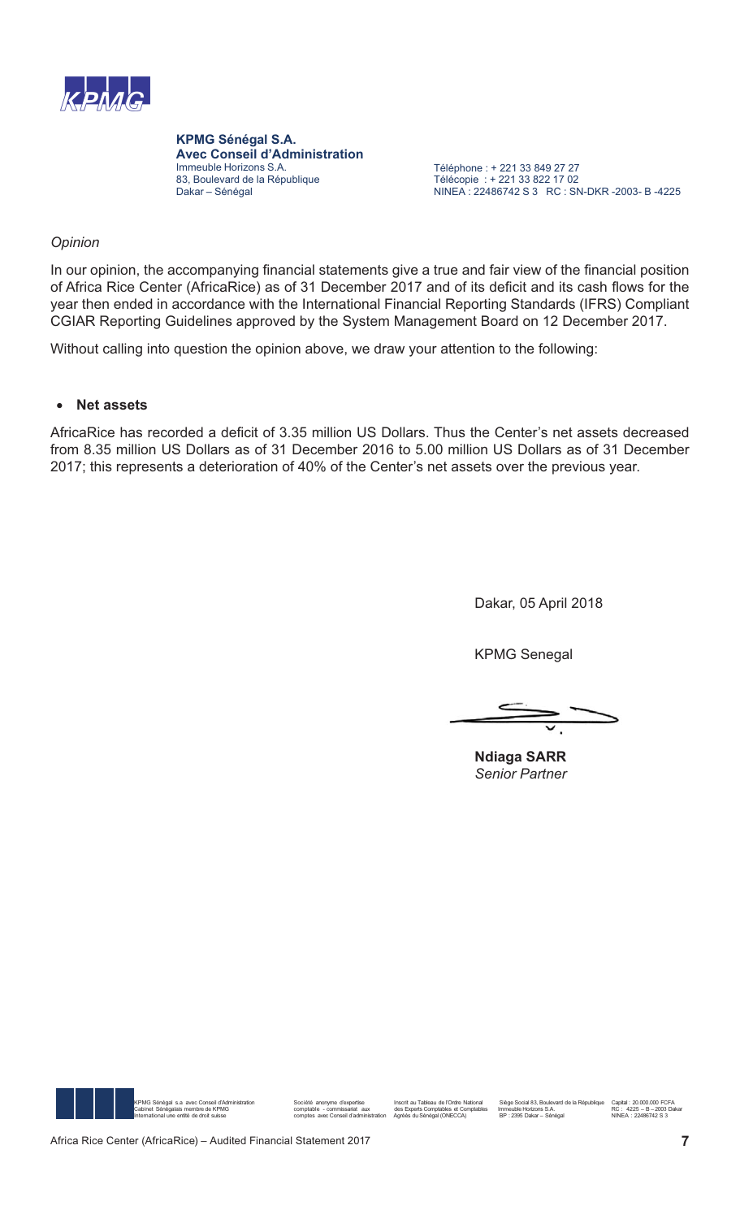**KPMG Sénégal S.A.**
**Avec Conseil d'Administration**
Immeuble Horizons S.A.
83, Boulevard de la République
Dakar – Sénégal

Téléphone : + 221 33 849 27 27
Télécopie : + 221 33 822 17 02
NINEA : 22486742 S 3 RC : SN-DKR -2003- B -4225

*Opinion*

In our opinion, the accompanying financial statements give a true and fair view of the financial position of Africa Rice Center (AfricaRice) as of 31 December 2017 and of its deficit and its cash flows for the year then ended in accordance with the International Financial Reporting Standards (IFRS) Compliant CGIAR Reporting Guidelines approved by the System Management Board on 12 December 2017.

Without calling into question the opinion above, we draw your attention to the following:

- **Net assets**

AfricaRice has recorded a deficit of 3.35 million US Dollars. Thus the Center's net assets decreased from 8.35 million US Dollars as of 31 December 2016 to 5.00 million US Dollars as of 31 December 2017; this represents a deterioration of 40% of the Center's net assets over the previous year.

Dakar, 05 April 2018

KPMG Senegal

**Ndiaga SARR**
*Senior Partner*

KPMG Sénégal s.a avec Conseil d'Administration
Cabinet Sénégalais membre de KPMG
International une entité de droit suisse

Société anonyme d'expertise
comptable - commissariat aux
comptes avec Conseil d'administration

Inscrit au Tableau de l'Ordre National
des Experts Comptables et Comptables
Agréés du Sénégal (ONECCA)

Siège Social 83, Boulevard de la République
Immeuble Horizons S.A.
BP : 2395 Dakar – Sénégal

Capital : 20.000.000 FCFA
RC : 4225 – B – 2003 Dakar
NINEA : 22486742 S 3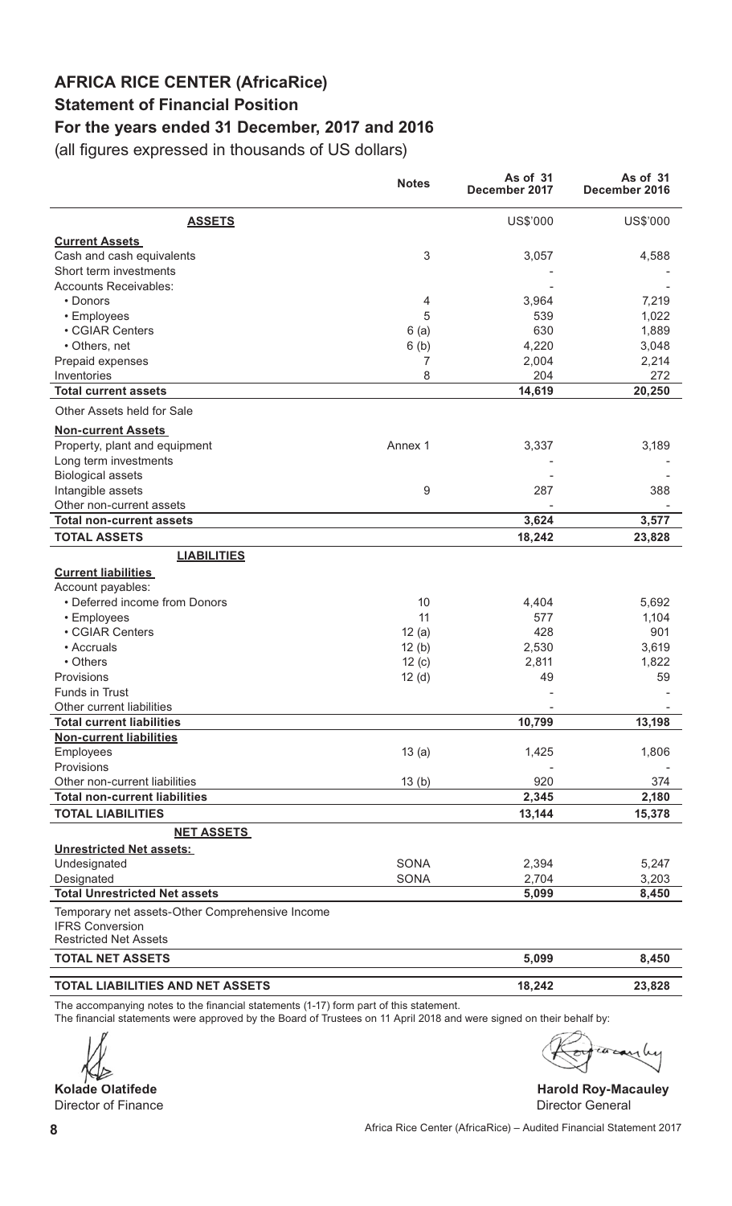# AFRICA RICE CENTER (AfricaRice)

## Statement of Financial Position

## For the years ended 31 December, 2017 and 2016

(all figures expressed in thousands of US dollars)

| | Notes | As of 31 December 2017 | As of 31 December 2016 |
|---|---|---|---|
| **ASSETS** | | US$'000 | US$'000 |
| **Current Assets** | | | |
| Cash and cash equivalents | 3 | 3,057 | 4,588 |
| Short term investments | | - | - |
| Accounts Receivables: | | - | - |
| • Donors | 4 | 3,964 | 7,219 |
| • Employees | 5 | 539 | 1,022 |
| • CGIAR Centers | 6 (a) | 630 | 1,889 |
| • Others, net | 6 (b) | 4,220 | 3,048 |
| Prepaid expenses | 7 | 2,004 | 2,214 |
| Inventories | 8 | 204 | 272 |
| **Total current assets** | | **14,619** | **20,250** |
| Other Assets held for Sale | | | |
| **Non-current Assets** | | | |
| Property, plant and equipment | Annex 1 | 3,337 | 3,189 |
| Long term investments | | - | - |
| Biological assets | | - | - |
| Intangible assets | 9 | 287 | 388 |
| Other non-current assets | | - | - |
| **Total non-current assets** | | **3,624** | **3,577** |
| **TOTAL ASSETS** | | **18,242** | **23,828** |
| **LIABILITIES** | | | |
| **Current liabilities** | | | |
| Account payables: | | | |
| • Deferred income from Donors | 10 | 4,404 | 5,692 |
| • Employees | 11 | 577 | 1,104 |
| • CGIAR Centers | 12 (a) | 428 | 901 |
| • Accruals | 12 (b) | 2,530 | 3,619 |
| • Others | 12 (c) | 2,811 | 1,822 |
| Provisions | 12 (d) | 49 | 59 |
| Funds in Trust | | - | - |
| Other current liabilities | | - | - |
| **Total current liabilities** | | **10,799** | **13,198** |
| **Non-current liabilities** | | | |
| Employees | 13 (a) | 1,425 | 1,806 |
| Provisions | | - | - |
| Other non-current liabilities | 13 (b) | 920 | 374 |
| **Total non-current liabilities** | | **2,345** | **2,180** |
| **TOTAL LIABILITIES** | | **13,144** | **15,378** |
| **NET ASSETS** | | | |
| **Unrestricted Net assets:** | | | |
| Undesignated | SONA | 2,394 | 5,247 |
| Designated | SONA | 2,704 | 3,203 |
| **Total Unrestricted Net assets** | | **5,099** | **8,450** |
| Temporary net assets-Other Comprehensive Income | | | |
| IFRS Conversion | | | |
| Restricted Net Assets | | | |
| **TOTAL NET ASSETS** | | **5,099** | **8,450** |
| **TOTAL LIABILITIES AND NET ASSETS** | | **18,242** | **23,828** |

The accompanying notes to the financial statements (1-17) form part of this statement.

The financial statements were approved by the Board of Trustees on 11 April 2018 and were signed on their behalf by:

**Kolade Olatifede**
Director of Finance

**Harold Roy-Macauley**
Director General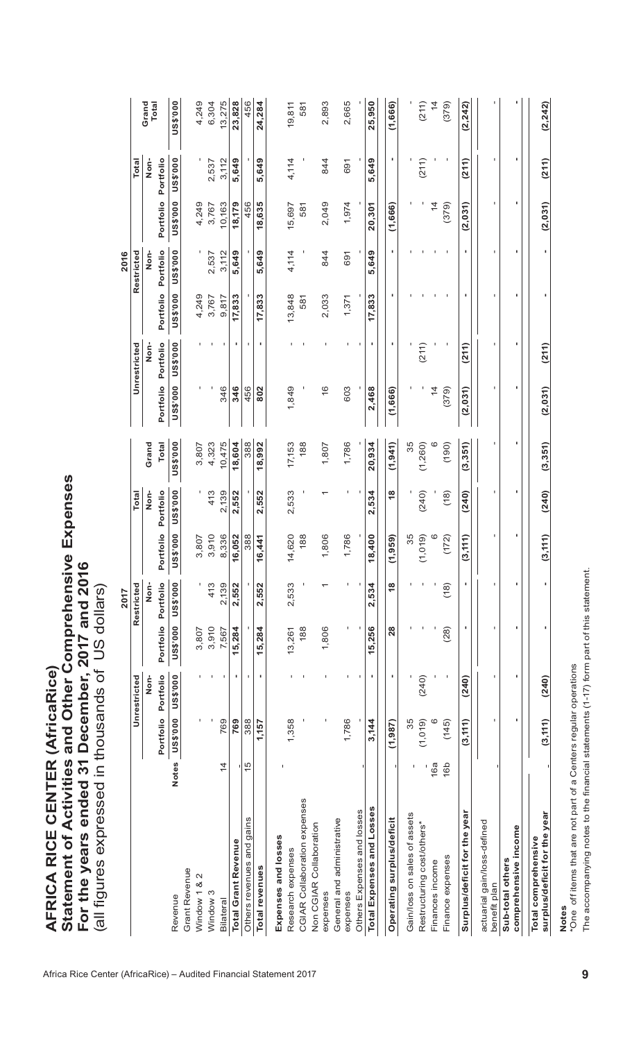# AFRICA RICE CENTER (AfricaRice)

## Statement of Activities and Other Comprehensive Expenses

## For the years ended 31 December, 2017 and 2016

(all figures expressed in thousands of US dollars)

| | Notes | 2017 | | | | | | | 2016 | | | | | | |
|---|---|---|---|---|---|---|---|---|---|---|---|---|---|---|---|
| | | Unrestricted | | Restricted | | Total | | | Unrestricted | | Restricted | | Total | | |
| | | Portfolio | Non-Portfolio | Portfolio | Non-Portfolio | Portfolio | Non-Portfolio | Grand Total | Portfolio | Non-Portfolio | Portfolio | Non-Portfolio | Portfolio | Non-Portfolio | Grand Total |
| | | US$'000 | US$'000 | US$'000 | US$'000 | US$'000 | US$'000 | US$'000 | US$'000 | US$'000 | US$'000 | US$'000 | US$'000 | US$'000 | US$'000 |
| **Revenue** | | | | | | | | | | | | | | | |
| Grant Revenue | | | | | | | | | | | | | | | |
| Window 1 & 2 | | - | - | 3,807 | - | 3,807 | - | 3,807 | - | - | 4,249 | - | 4,249 | - | 4,249 |
| Window 3 | | - | - | 3,910 | 413 | 3,910 | 413 | 4,323 | - | - | 3,767 | 2,537 | 3,767 | 2,537 | 6,304 |
| Bilateral | 14 | 769 | - | 7,567 | 2,139 | 8,336 | 2,139 | 10,475 | 346 | - | 9,817 | 3,112 | 10,163 | 3,112 | 13,275 |
| **Total Grant Revenue** | | **769** | **-** | **15,284** | **2,552** | **16,052** | **2,552** | **18,604** | **346** | **-** | **17,833** | **5,649** | **18,179** | **5,649** | **23,828** |
| Others revenues and gains | 15 | 388 | - | - | - | 388 | - | 388 | 456 | - | - | - | 456 | - | 456 |
| **Total revenues** | | **1,157** | **-** | **15,284** | **2,552** | **16,441** | **2,552** | **18,992** | **802** | **-** | **17,833** | **5,649** | **18,635** | **5,649** | **24,284** |
| **Expenses and losses** | | | | | | | | | | | | | | | |
| Research expenses | | 1,358 | - | 13,261 | 2,533 | 14,620 | 2,533 | 17,153 | 1,849 | - | 13,848 | 4,114 | 15,697 | 4,114 | 19,811 |
| CGIAR Collaboration expenses | | - | - | 188 | - | 188 | - | 188 | - | - | 581 | - | 581 | - | 581 |
| Non CGIAR Collaboration expenses | | - | - | 1,806 | 1 | 1,806 | 1 | 1,807 | 16 | - | 2,033 | 844 | 2,049 | 844 | 2,893 |
| General and administrative expenses | | 1,786 | - | - | - | 1,786 | - | 1,786 | 603 | - | 1,371 | 691 | 1,974 | 691 | 2,665 |
| Others Expenses and losses | | - | - | - | - | - | - | - | - | - | - | - | - | - | - |
| **Total Expenses and Losses** | | **3,144** | **-** | **15,256** | **2,534** | **18,400** | **2,534** | **20,934** | **2,468** | **-** | **17,833** | **5,649** | **20,301** | **5,649** | **25,950** |
| **Operating surplus/deficit** | | **(1,987)** | **-** | **28** | **18** | **(1,959)** | **18** | **(1,941)** | **(1,666)** | **-** | **-** | **-** | **(1,666)** | **-** | **(1,666)** |
| Gain/loss on sales of assets | | 35 | - | - | - | 35 | - | 35 | - | - | - | - | - | - | - |
| Restructuring cost/others* | | (1,019) | (240) | - | - | (1,019) | (240) | (1,260) | - | (211) | - | - | - | (211) | (211) |
| Finances income | 16a | 6 | - | - | - | 6 | - | 6 | 14 | - | - | - | 14 | - | 14 |
| Finance expenses | 16b | (145) | - | (28) | (18) | (172) | (18) | (190) | (379) | - | - | - | (379) | - | (379) |
| **Surplus/deficit for the year** | | **(3,111)** | **(240)** | **-** | **-** | **(3,111)** | **(240)** | **(3,351)** | **(2,031)** | **(211)** | **-** | **-** | **(2,031)** | **(211)** | **(2,242)** |
| actuarial gain/loss-defined benefit plan | | - | - | - | - | - | - | - | - | - | - | - | - | - | - |
| **Sub-total others comprehensive income** | | **-** | **-** | **-** | **-** | **-** | **-** | **-** | **-** | **-** | **-** | **-** | **-** | **-** | **-** |
| **Total comprehensive surplus/deficit for the year** | | **(3,111)** | **(240)** | **-** | **-** | **(3,111)** | **(240)** | **(3,351)** | **(2,031)** | **(211)** | **-** | **-** | **(2,031)** | **(211)** | **(2,242)** |

**Notes**

*One off items that are not part of a Centers regular operations

The accompanying notes to the financial statements (1-17) form part of this statement.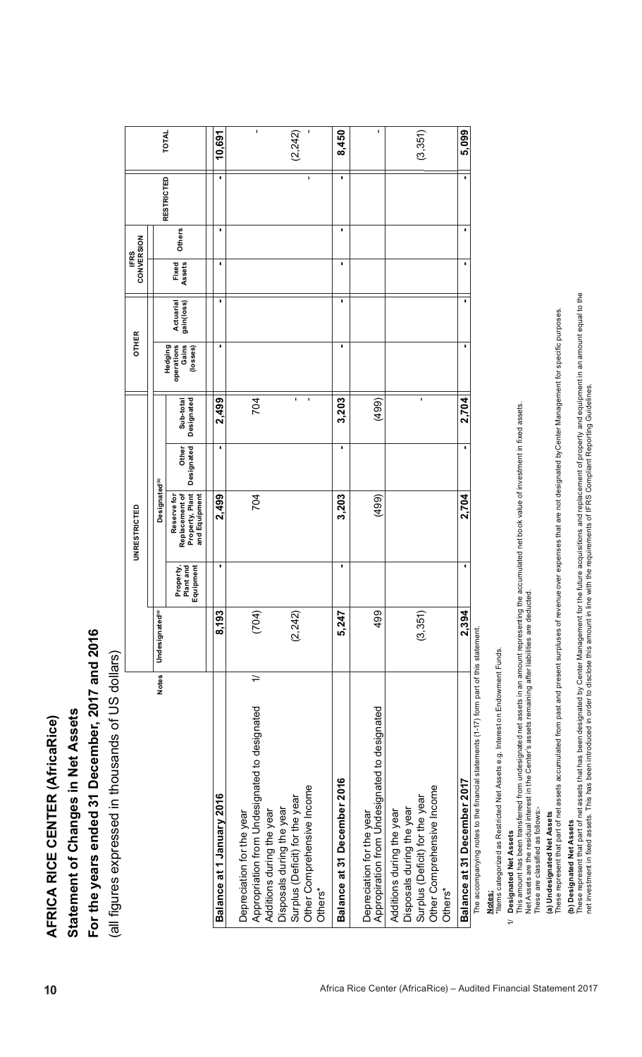# AFRICA RICE CENTER (AfricaRice)

## Statement of Changes in Net Assets

## For the years ended 31 December, 2017 and 2016

(all figures expressed in thousands of US dollars)

| | Notes | UNRESTRICTED | | | | | OTHER | | IFRS CONVERSION | | RESTRICTED | TOTAL |
|---|---|---|---|---|---|---|---|---|---|---|---|---|
| | | Undesignated[a] | | Designated[b] | | | | | | | | |
| | | | Property, Plant and Equipment | Reserve for Replacement of Property, Plant and Equipment | Other Designated | Sub-total Designated | Hedging operations Gains (losses) | Actuarial gain(loss) | Fixed Assets | Others | | |
| **Balance at 1 January 2016** | | **8,193** | **-** | **2,499** | **-** | **2,499** | **-** | **-** | **-** | **-** | **-** | **10,691** |
| Depreciation for the year | | | | | | | | | | | | |
| Appropriation from Undesignated to designated | 1/ | (704) | | 704 | | 704 | | | | | | - |
| Additions during the year | | | | | | | | | | | | |
| Disposals during the year | | | | | | | | | | | | |
| Surplus (Deficit) for the year | | (2,242) | | | | - | | | | | | (2,242) |
| Other Comprehensive Income | | | | | | - | | | | | - | - |
| Others* | | | | | | | | | | | | |
| **Balance at 31 December 2016** | | **5,247** | **-** | **3,203** | **-** | **3,203** | **-** | **-** | **-** | **-** | **-** | **8,450** |
| Depreciation for the year | | | | | | | | | | | | |
| Appropriation from Undesignated to designated | | 499 | | (499) | | (499) | | | | | | - |
| Additions during the year | | | | | | | | | | | | |
| Disposals during the year | | | | | | | | | | | | |
| Surplus (Deficit) for the year | | (3,351) | | | | - | | | | | | (3,351) |
| Other Comprehensive Income | | | | | | | | | | | | |
| Others* | | | | | | | | | | | | |
| **Balance at 31 December 2017** | | **2,394** | **-** | **2,704** | **-** | **2,704** | **-** | **-** | **-** | **-** | **-** | **5,099** |

The accompanying notes to the financial statements (1-17) form part of this statement.

**Notes:**

*Items categorized as Restricted Net Assets e.g. Interest on Endowment Funds.

1/ **Designated Net Assets**
This amount has been transferred from undesignated net assets in an amount representing the accumulated net book value of investment in fixed assets.
Net Assets are the residual interest in the Center's assets remaining after liabilities are deducted.
These are classified as follows:-

**(a) Undesignated Net Assets**
These represent that part of net assets accumulated from past and present surpluses of revenue over expenses that are not designated by Center Management for specific purposes.

**(b) Designated Net Assets**
These represent that part of net assets that has been designated by Center Management for the future acquisitions and replacement of property and equipment in an amount equal to the net investment in fixed assets. This has been introduced in order to disclose this amount in line with the requirements of IFRS Compliant Reporting Guidelines.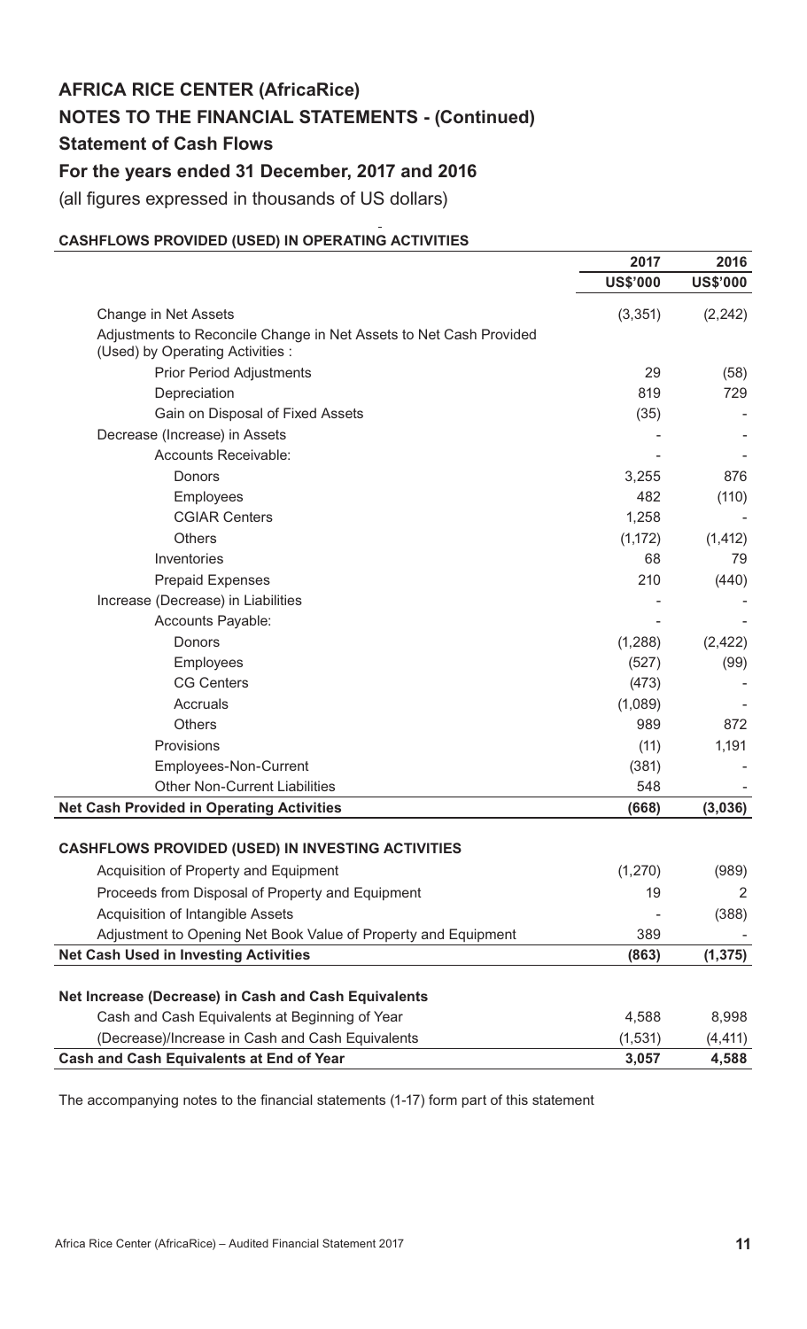# AFRICA RICE CENTER (AfricaRice)

## NOTES TO THE FINANCIAL STATEMENTS - (Continued)

## Statement of Cash Flows

## For the years ended 31 December, 2017 and 2016

(all figures expressed in thousands of US dollars)

**CASHFLOWS PROVIDED (USED) IN OPERATING ACTIVITIES**

| | 2017 | 2016 |
|---|---|---|
| | **US$'000** | **US$'000** |
| Change in Net Assets | (3,351) | (2,242) |
| Adjustments to Reconcile Change in Net Assets to Net Cash Provided (Used) by Operating Activities : | | |
| Prior Period Adjustments | 29 | (58) |
| Depreciation | 819 | 729 |
| Gain on Disposal of Fixed Assets | (35) | - |
| Decrease (Increase) in Assets | - | - |
| Accounts Receivable: | - | - |
| Donors | 3,255 | 876 |
| Employees | 482 | (110) |
| CGIAR Centers | 1,258 | - |
| Others | (1,172) | (1,412) |
| Inventories | 68 | 79 |
| Prepaid Expenses | 210 | (440) |
| Increase (Decrease) in Liabilities | - | - |
| Accounts Payable: | - | - |
| Donors | (1,288) | (2,422) |
| Employees | (527) | (99) |
| CG Centers | (473) | - |
| Accruals | (1,089) | - |
| Others | 989 | 872 |
| Provisions | (11) | 1,191 |
| Employees-Non-Current | (381) | - |
| Other Non-Current Liabilities | 548 | - |
| **Net Cash Provided in Operating Activities** | **(668)** | **(3,036)** |
| | | |
| **CASHFLOWS PROVIDED (USED) IN INVESTING ACTIVITIES** | | |
| Acquisition of Property and Equipment | (1,270) | (989) |
| Proceeds from Disposal of Property and Equipment | 19 | 2 |
| Acquisition of Intangible Assets | - | (388) |
| Adjustment to Opening Net Book Value of Property and Equipment | 389 | - |
| **Net Cash Used in Investing Activities** | **(863)** | **(1,375)** |
| | | |
| **Net Increase (Decrease) in Cash and Cash Equivalents** | | |
| Cash and Cash Equivalents at Beginning of Year | 4,588 | 8,998 |
| (Decrease)/Increase in Cash and Cash Equivalents | (1,531) | (4,411) |
| **Cash and Cash Equivalents at End of Year** | **3,057** | **4,588** |

The accompanying notes to the financial statements (1-17) form part of this statement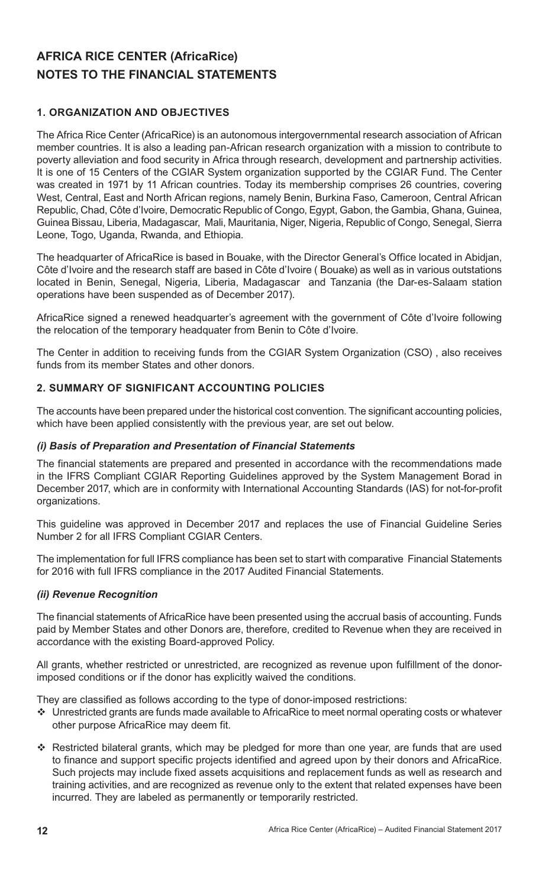# AFRICA RICE CENTER (AfricaRice)
# NOTES TO THE FINANCIAL STATEMENTS

## 1. ORGANIZATION AND OBJECTIVES

The Africa Rice Center (AfricaRice) is an autonomous intergovernmental research association of African member countries. It is also a leading pan-African research organization with a mission to contribute to poverty alleviation and food security in Africa through research, development and partnership activities. It is one of 15 Centers of the CGIAR System organization supported by the CGIAR Fund. The Center was created in 1971 by 11 African countries. Today its membership comprises 26 countries, covering West, Central, East and North African regions, namely Benin, Burkina Faso, Cameroon, Central African Republic, Chad, Côte d'Ivoire, Democratic Republic of Congo, Egypt, Gabon, the Gambia, Ghana, Guinea, Guinea Bissau, Liberia, Madagascar, Mali, Mauritania, Niger, Nigeria, Republic of Congo, Senegal, Sierra Leone, Togo, Uganda, Rwanda, and Ethiopia.

The headquarter of AfricaRice is based in Bouake, with the Director General's Office located in Abidjan, Côte d'Ivoire and the research staff are based in Côte d'Ivoire ( Bouake) as well as in various outstations located in Benin, Senegal, Nigeria, Liberia, Madagascar and Tanzania (the Dar-es-Salaam station operations have been suspended as of December 2017).

AfricaRice signed a renewed headquarter's agreement with the government of Côte d'Ivoire following the relocation of the temporary headquater from Benin to Côte d'Ivoire.

The Center in addition to receiving funds from the CGIAR System Organization (CSO) , also receives funds from its member States and other donors.

## 2. SUMMARY OF SIGNIFICANT ACCOUNTING POLICIES

The accounts have been prepared under the historical cost convention. The significant accounting policies, which have been applied consistently with the previous year, are set out below.

### *(i) Basis of Preparation and Presentation of Financial Statements*

The financial statements are prepared and presented in accordance with the recommendations made in the IFRS Compliant CGIAR Reporting Guidelines approved by the System Management Borad in December 2017, which are in conformity with International Accounting Standards (IAS) for not-for-profit organizations.

This guideline was approved in December 2017 and replaces the use of Financial Guideline Series Number 2 for all IFRS Compliant CGIAR Centers.

The implementation for full IFRS compliance has been set to start with comparative Financial Statements for 2016 with full IFRS compliance in the 2017 Audited Financial Statements.

### *(ii) Revenue Recognition*

The financial statements of AfricaRice have been presented using the accrual basis of accounting. Funds paid by Member States and other Donors are, therefore, credited to Revenue when they are received in accordance with the existing Board-approved Policy.

All grants, whether restricted or unrestricted, are recognized as revenue upon fulfillment of the donor-imposed conditions or if the donor has explicitly waived the conditions.

They are classified as follows according to the type of donor-imposed restrictions:

- Unrestricted grants are funds made available to AfricaRice to meet normal operating costs or whatever other purpose AfricaRice may deem fit.
- Restricted bilateral grants, which may be pledged for more than one year, are funds that are used to finance and support specific projects identified and agreed upon by their donors and AfricaRice. Such projects may include fixed assets acquisitions and replacement funds as well as research and training activities, and are recognized as revenue only to the extent that related expenses have been incurred. They are labeled as permanently or temporarily restricted.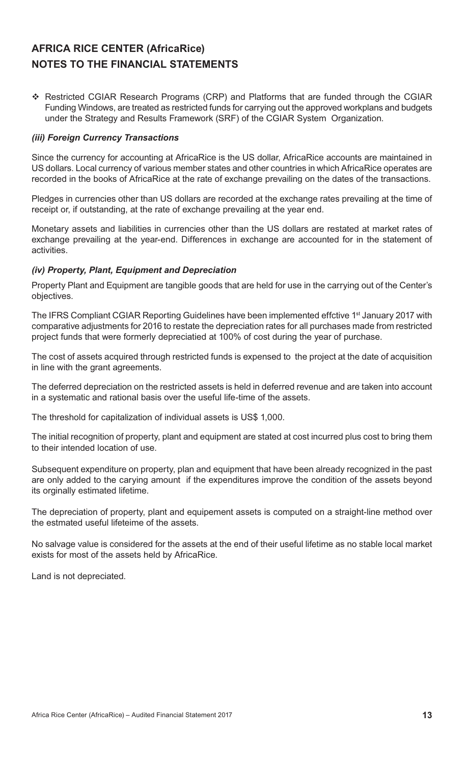## AFRICA RICE CENTER (AfricaRice)
## NOTES TO THE FINANCIAL STATEMENTS

- Restricted CGIAR Research Programs (CRP) and Platforms that are funded through the CGIAR Funding Windows, are treated as restricted funds for carrying out the approved workplans and budgets under the Strategy and Results Framework (SRF) of the CGIAR System Organization.

### *(iii) Foreign Currency Transactions*

Since the currency for accounting at AfricaRice is the US dollar, AfricaRice accounts are maintained in US dollars. Local currency of various member states and other countries in which AfricaRice operates are recorded in the books of AfricaRice at the rate of exchange prevailing on the dates of the transactions.

Pledges in currencies other than US dollars are recorded at the exchange rates prevailing at the time of receipt or, if outstanding, at the rate of exchange prevailing at the year end.

Monetary assets and liabilities in currencies other than the US dollars are restated at market rates of exchange prevailing at the year-end. Differences in exchange are accounted for in the statement of activities.

### *(iv) Property, Plant, Equipment and Depreciation*

Property Plant and Equipment are tangible goods that are held for use in the carrying out of the Center's objectives.

The IFRS Compliant CGIAR Reporting Guidelines have been implemented effctive 1st January 2017 with comparative adjustments for 2016 to restate the depreciation rates for all purchases made from restricted project funds that were formerly depreciatied at 100% of cost during the year of purchase.

The cost of assets acquired through restricted funds is expensed to the project at the date of acquisition in line with the grant agreements.

The deferred depreciation on the restricted assets is held in deferred revenue and are taken into account in a systematic and rational basis over the useful life-time of the assets.

The threshold for capitalization of individual assets is US$ 1,000.

The initial recognition of property, plant and equipment are stated at cost incurred plus cost to bring them to their intended location of use.

Subsequent expenditure on property, plan and equipment that have been already recognized in the past are only added to the carying amount if the expenditures improve the condition of the assets beyond its orginally estimated lifetime.

The depreciation of property, plant and equipement assets is computed on a straight-line method over the estmated useful lifeteime of the assets.

No salvage value is considered for the assets at the end of their useful lifetime as no stable local market exists for most of the assets held by AfricaRice.

Land is not depreciated.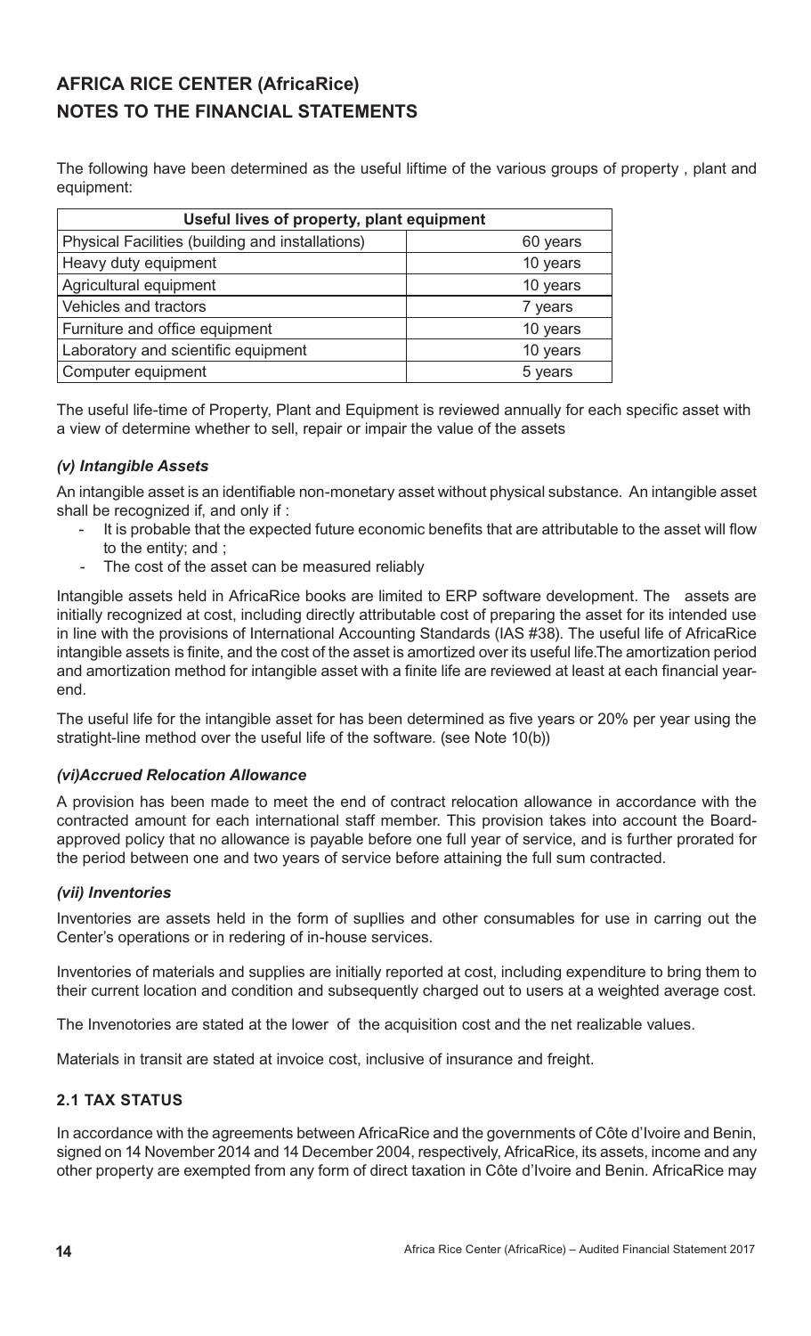# AFRICA RICE CENTER (AfricaRice)
# NOTES TO THE FINANCIAL STATEMENTS

The following have been determined as the useful liftime of the various groups of property , plant and equipment:

| Useful lives of property, plant equipment | |
|---|---|
| Physical Facilities (building and installations) | 60 years |
| Heavy duty equipment | 10 years |
| Agricultural equipment | 10 years |
| Vehicles and tractors | 7 years |
| Furniture and office equipment | 10 years |
| Laboratory and scientific equipment | 10 years |
| Computer equipment | 5 years |

The useful life-time of Property, Plant and Equipment is reviewed annually for each specific asset with a view of determine whether to sell, repair or impair the value of the assets

### *(v) Intangible Assets*

An intangible asset is an identifiable non-monetary asset without physical substance. An intangible asset shall be recognized if, and only if :

- It is probable that the expected future economic benefits that are attributable to the asset will flow to the entity; and ;
- The cost of the asset can be measured reliably

Intangible assets held in AfricaRice books are limited to ERP software development. The assets are initially recognized at cost, including directly attributable cost of preparing the asset for its intended use in line with the provisions of International Accounting Standards (IAS #38). The useful life of AfricaRice intangible assets is finite, and the cost of the asset is amortized over its useful life.The amortization period and amortization method for intangible asset with a finite life are reviewed at least at each financial year-end.

The useful life for the intangible asset for has been determined as five years or 20% per year using the stratight-line method over the useful life of the software. (see Note 10(b))

### *(vi)Accrued Relocation Allowance*

A provision has been made to meet the end of contract relocation allowance in accordance with the contracted amount for each international staff member. This provision takes into account the Board-approved policy that no allowance is payable before one full year of service, and is further prorated for the period between one and two years of service before attaining the full sum contracted.

### *(vii) Inventories*

Inventories are assets held in the form of supllies and other consumables for use in carring out the Center's operations or in redering of in-house services.

Inventories of materials and supplies are initially reported at cost, including expenditure to bring them to their current location and condition and subsequently charged out to users at a weighted average cost.

The Invenotories are stated at the lower of the acquisition cost and the net realizable values.

Materials in transit are stated at invoice cost, inclusive of insurance and freight.

## 2.1 TAX STATUS

In accordance with the agreements between AfricaRice and the governments of Côte d'Ivoire and Benin, signed on 14 November 2014 and 14 December 2004, respectively, AfricaRice, its assets, income and any other property are exempted from any form of direct taxation in Côte d'Ivoire and Benin. AfricaRice may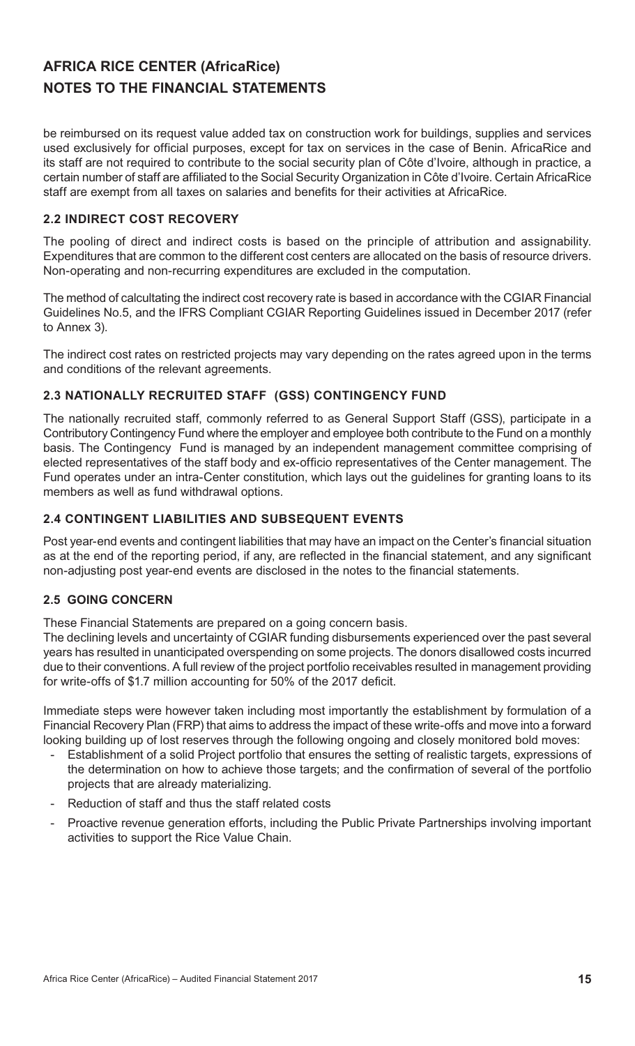be reimbursed on its request value added tax on construction work for buildings, supplies and services used exclusively for official purposes, except for tax on services in the case of Benin. AfricaRice and its staff are not required to contribute to the social security plan of Côte d'Ivoire, although in practice, a certain number of staff are affiliated to the Social Security Organization in Côte d'Ivoire. Certain AfricaRice staff are exempt from all taxes on salaries and benefits for their activities at AfricaRice.

### 2.2 INDIRECT COST RECOVERY

The pooling of direct and indirect costs is based on the principle of attribution and assignability. Expenditures that are common to the different cost centers are allocated on the basis of resource drivers. Non-operating and non-recurring expenditures are excluded in the computation.

The method of calcultating the indirect cost recovery rate is based in accordance with the CGIAR Financial Guidelines No.5, and the IFRS Compliant CGIAR Reporting Guidelines issued in December 2017 (refer to Annex 3).

The indirect cost rates on restricted projects may vary depending on the rates agreed upon in the terms and conditions of the relevant agreements.

### 2.3 NATIONALLY RECRUITED STAFF (GSS) CONTINGENCY FUND

The nationally recruited staff, commonly referred to as General Support Staff (GSS), participate in a Contributory Contingency Fund where the employer and employee both contribute to the Fund on a monthly basis. The Contingency Fund is managed by an independent management committee comprising of elected representatives of the staff body and ex-officio representatives of the Center management. The Fund operates under an intra-Center constitution, which lays out the guidelines for granting loans to its members as well as fund withdrawal options.

### 2.4 CONTINGENT LIABILITIES AND SUBSEQUENT EVENTS

Post year-end events and contingent liabilities that may have an impact on the Center's financial situation as at the end of the reporting period, if any, are reflected in the financial statement, and any significant non-adjusting post year-end events are disclosed in the notes to the financial statements.

### 2.5 GOING CONCERN

These Financial Statements are prepared on a going concern basis.

The declining levels and uncertainty of CGIAR funding disbursements experienced over the past several years has resulted in unanticipated overspending on some projects. The donors disallowed costs incurred due to their conventions. A full review of the project portfolio receivables resulted in management providing for write-offs of $1.7 million accounting for 50% of the 2017 deficit.

Immediate steps were however taken including most importantly the establishment by formulation of a Financial Recovery Plan (FRP) that aims to address the impact of these write-offs and move into a forward looking building up of lost reserves through the following ongoing and closely monitored bold moves:

- Establishment of a solid Project portfolio that ensures the setting of realistic targets, expressions of the determination on how to achieve those targets; and the confirmation of several of the portfolio projects that are already materializing.
- Reduction of staff and thus the staff related costs
- Proactive revenue generation efforts, including the Public Private Partnerships involving important activities to support the Rice Value Chain.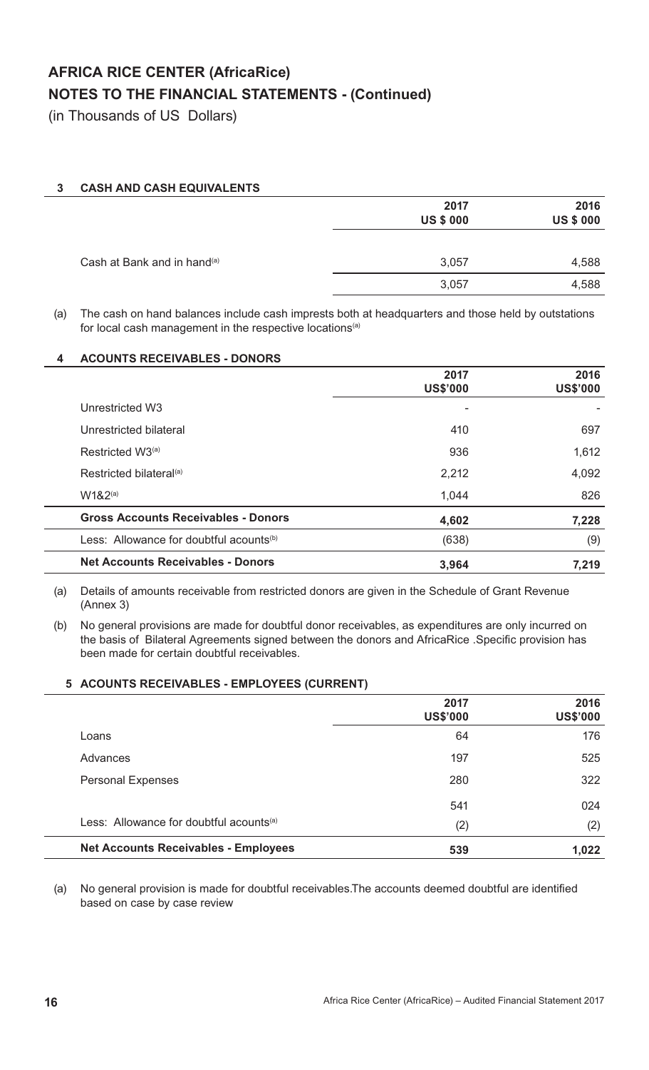# AFRICA RICE CENTER (AfricaRice)
## NOTES TO THE FINANCIAL STATEMENTS - (Continued)

(in Thousands of US Dollars)

### 3 CASH AND CASH EQUIVALENTS

| | 2017 US $ 000 | 2016 US $ 000 |
|---|---|---|
| Cash at Bank and in hand[(a)] | 3,057 | 4,588 |
| | 3,057 | 4,588 |

(a) The cash on hand balances include cash impress both at headquarters and those held by outstations for local cash management in the respective locations[(a)]

### 4 ACOUNTS RECEIVABLES - DONORS

| | 2017 US$'000 | 2016 US$'000 |
|---|---|---|
| Unrestricted W3 | - | - |
| Unrestricted bilateral | 410 | 697 |
| Restricted W3[(a)] | 936 | 1,612 |
| Restricted bilateral[(a)] | 2,212 | 4,092 |
| W1&2[(a)] | 1,044 | 826 |
| **Gross Accounts Receivables - Donors** | **4,602** | **7,228** |
| Less: Allowance for doubtful acounts[(b)] | (638) | (9) |
| **Net Accounts Receivables - Donors** | **3,964** | **7,219** |

(a) Details of amounts receivable from restricted donors are given in the Schedule of Grant Revenue (Annex 3)

(b) No general provisions are made for doubtful donor receivables, as expenditures are only incurred on the basis of Bilateral Agreements signed between the donors and AfricaRice .Specific provision has been made for certain doubtful receivables.

### 5 ACOUNTS RECEIVABLES - EMPLOYEES (CURRENT)

| | 2017 US$'000 | 2016 US$'000 |
|---|---|---|
| Loans | 64 | 176 |
| Advances | 197 | 525 |
| Personal Expenses | 280 | 322 |
| | 541 | 024 |
| Less: Allowance for doubtful acounts[(a)] | (2) | (2) |
| **Net Accounts Receivables - Employees** | **539** | **1,022** |

(a) No general provision is made for doubtful receivables.The accounts deemed doubtful are identified based on case by case review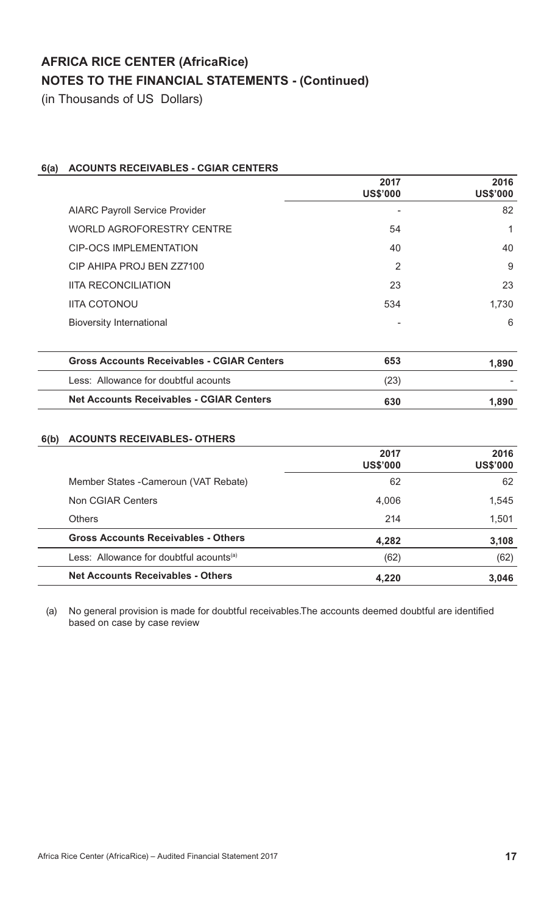# AFRICA RICE CENTER (AfricaRice)
## NOTES TO THE FINANCIAL STATEMENTS - (Continued)
(in Thousands of US Dollars)

### 6(a) ACOUNTS RECEIVABLES - CGIAR CENTERS

| | 2017 US$'000 | 2016 US$'000 |
|---|---|---|
| AIARC Payroll Service Provider | - | 82 |
| WORLD AGROFORESTRY CENTRE | 54 | 1 |
| CIP-OCS IMPLEMENTATION | 40 | 40 |
| CIP AHIPA PROJ BEN ZZ7100 | 2 | 9 |
| IITA RECONCILIATION | 23 | 23 |
| IITA COTONOU | 534 | 1,730 |
| Bioversity International | - | 6 |
| **Gross Accounts Receivables - CGIAR Centers** | **653** | **1,890** |
| Less: Allowance for doubtful acounts | (23) | - |
| **Net Accounts Receivables - CGIAR Centers** | **630** | **1,890** |

### 6(b) ACOUNTS RECEIVABLES- OTHERS

| | 2017 US$'000 | 2016 US$'000 |
|---|---|---|
| Member States -Cameroun (VAT Rebate) | 62 | 62 |
| Non CGIAR Centers | 4,006 | 1,545 |
| Others | 214 | 1,501 |
| **Gross Accounts Receivables - Others** | **4,282** | **3,108** |
| Less: Allowance for doubtful acounts[(a)] | (62) | (62) |
| **Net Accounts Receivables - Others** | **4,220** | **3,046** |

(a) No general provision is made for doubtful receivables.The accounts deemed doubtful are identified based on case by case review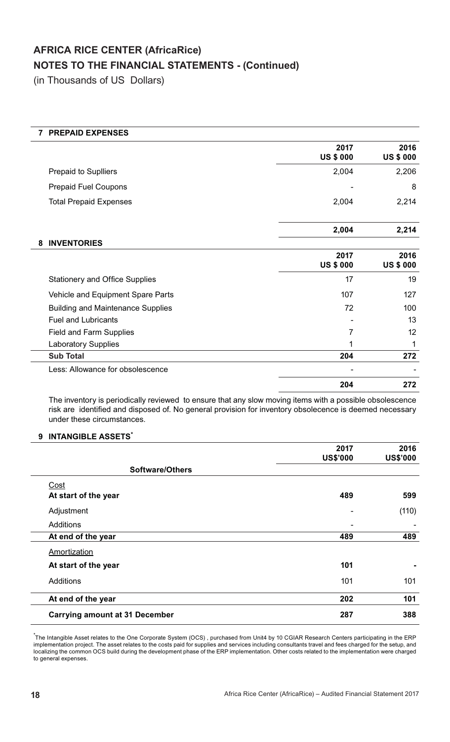# AFRICA RICE CENTER (AfricaRice)

## NOTES TO THE FINANCIAL STATEMENTS - (Continued)

(in Thousands of US Dollars)

### 7 PREPAID EXPENSES

| | 2017 US $ 000 | 2016 US $ 000 |
|---|---|---|
| Prepaid to Suplliers | 2,004 | 2,206 |
| Prepaid Fuel Coupons | - | 8 |
| Total Prepaid Expenses | 2,004 | 2,214 |
| | **2,004** | **2,214** |

### 8 INVENTORIES

| | 2017 US $ 000 | 2016 US $ 000 |
|---|---|---|
| Stationery and Office Supplies | 17 | 19 |
| Vehicle and Equipment Spare Parts | 107 | 127 |
| Building and Maintenance Supplies | 72 | 100 |
| Fuel and Lubricants | - | 13 |
| Field and Farm Supplies | 7 | 12 |
| Laboratory Supplies | 1 | 1 |
| **Sub Total** | **204** | **272** |
| Less: Allowance for obsolescence | - | - |
| | **204** | **272** |

The inventory is periodically reviewed to ensure that any slow moving items with a possible obsolescence risk are identified and disposed of. No general provision for inventory obsolecence is deemed necessary under these circumstances.

### 9 INTANGIBLE ASSETS*

| | 2017 US$'000 | 2016 US$'000 |
|---|---|---|
| **Software/Others** | | |
| Cost | | |
| **At start of the year** | **489** | **599** |
| Adjustment | - | (110) |
| Additions | - | - |
| **At end of the year** | **489** | **489** |
| Amortization | | |
| **At start of the year** | **101** | **-** |
| Additions | 101 | 101 |
| **At end of the year** | **202** | **101** |
| **Carrying amount at 31 December** | **287** | **388** |

*The Intangible Asset relates to the One Corporate System (OCS) , purchased from Unit4 by 10 CGIAR Research Centers participating in the ERP implementation project. The asset relates to the costs paid for supplies and services including consultants travel and fees charged for the setup, and localizing the common OCS build during the development phase of the ERP implementation. Other costs related to the implementation were charged to general expenses.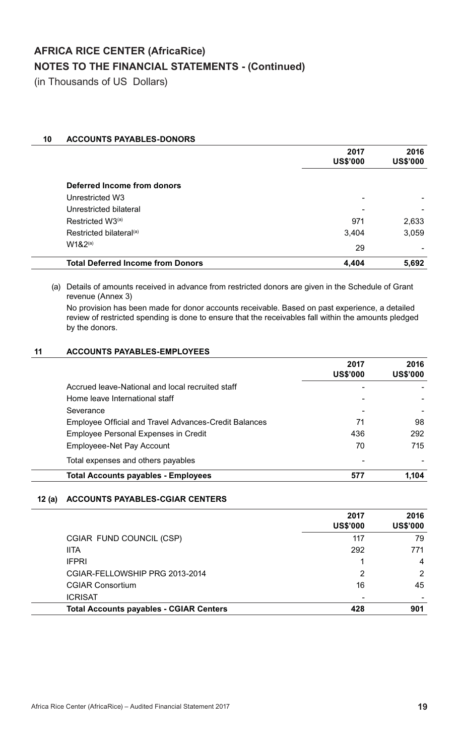# AFRICA RICE CENTER (AfricaRice)
## NOTES TO THE FINANCIAL STATEMENTS - (Continued)

(in Thousands of US Dollars)

### 10 ACCOUNTS PAYABLES-DONORS

| | 2017 US$'000 | 2016 US$'000 |
|---|---|---|
| **Deferred Income from donors** | | |
| Unrestricted W3 | - | - |
| Unrestricted bilateral | - | - |
| Restricted W3[(a)] | 971 | 2,633 |
| Restricted bilateral[(a)] | 3,404 | 3,059 |
| W1&2[(a)] | 29 | - |
| **Total Deferred Income from Donors** | **4,404** | **5,692** |

(a) Details of amounts received in advance from restricted donors are given in the Schedule of Grant revenue (Annex 3)

No provision has been made for donor accounts receivable. Based on past experience, a detailed review of restricted spending is done to ensure that the receivables fall within the amounts pledged by the donors.

### 11 ACCOUNTS PAYABLES-EMPLOYEES

| | 2017 US$'000 | 2016 US$'000 |
|---|---|---|
| Accrued leave-National and local recruited staff | - | - |
| Home leave International staff | - | - |
| Severance | - | - |
| Employee Official and Travel Advances-Credit Balances | 71 | 98 |
| Employee Personal Expenses in Credit | 436 | 292 |
| Employeee-Net Pay Account | 70 | 715 |
| Total expenses and others payables | - | - |
| **Total Accounts payables - Employees** | **577** | **1,104** |

### 12 (a) ACCOUNTS PAYABLES-CGIAR CENTERS

| | 2017 US$'000 | 2016 US$'000 |
|---|---|---|
| CGIAR FUND COUNCIL (CSP) | 117 | 79 |
| IITA | 292 | 771 |
| IFPRI | 1 | 4 |
| CGIAR-FELLOWSHIP PRG 2013-2014 | 2 | 2 |
| CGIAR Consortium | 16 | 45 |
| ICRISAT | - | - |
| **Total Accounts payables - CGIAR Centers** | **428** | **901** |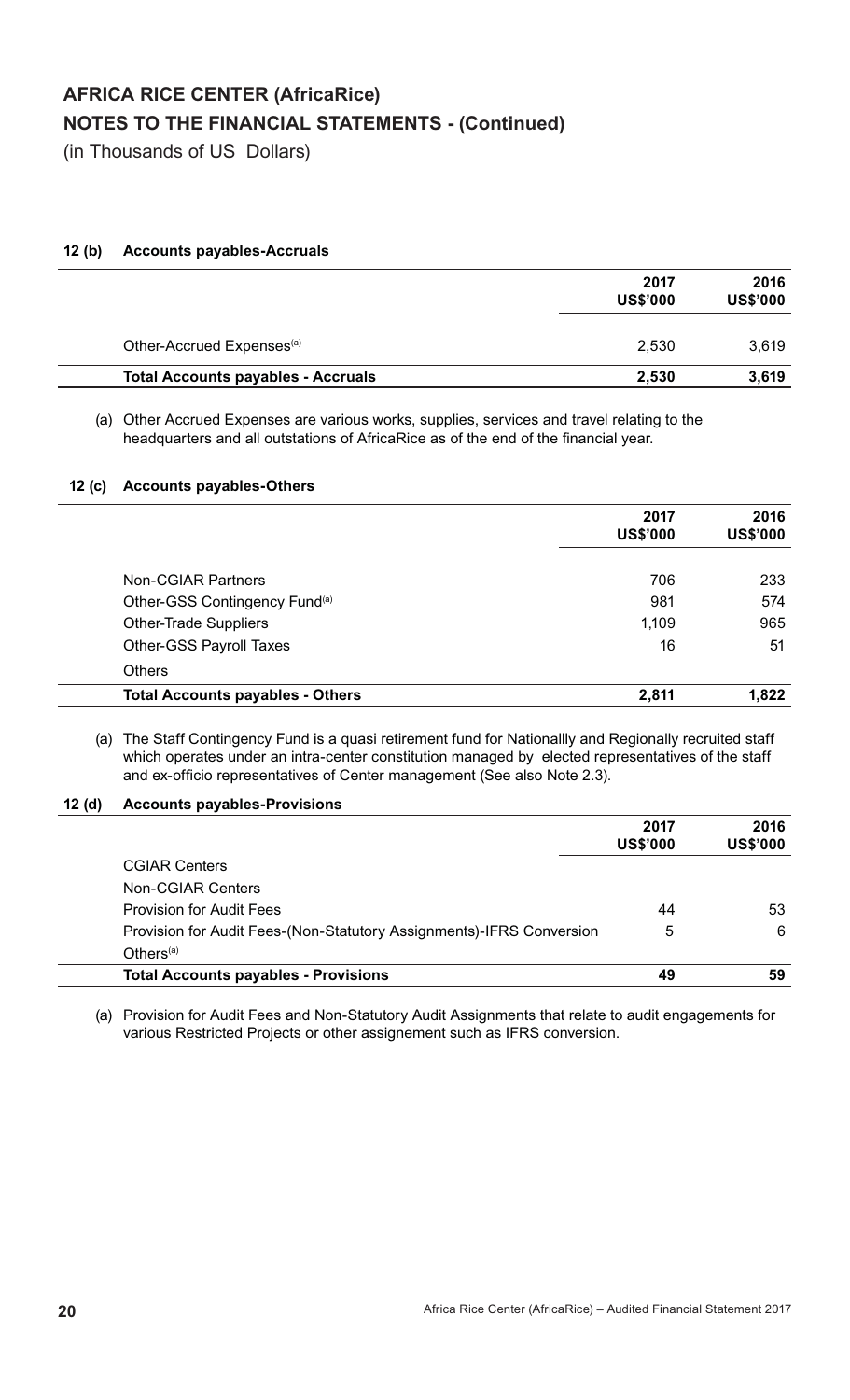# AFRICA RICE CENTER (AfricaRice)
## NOTES TO THE FINANCIAL STATEMENTS - (Continued)
(in Thousands of US Dollars)

### 12 (b) Accounts payables-Accruals

| | 2017 US$'000 | 2016 US$'000 |
|---|---|---|
| Other-Accrued Expenses[(a)] | 2,530 | 3,619 |
| **Total Accounts payables - Accruals** | **2,530** | **3,619** |

(a) Other Accrued Expenses are various works, supplies, services and travel relating to the headquarters and all outstations of AfricaRice as of the end of the financial year.

### 12 (c) Accounts payables-Others

| | 2017 US$'000 | 2016 US$'000 |
|---|---|---|
| Non-CGIAR Partners | 706 | 233 |
| Other-GSS Contingency Fund[(a)] | 981 | 574 |
| Other-Trade Suppliers | 1,109 | 965 |
| Other-GSS Payroll Taxes | 16 | 51 |
| Others | | |
| **Total Accounts payables - Others** | **2,811** | **1,822** |

(a) The Staff Contingency Fund is a quasi retirement fund for Nationallly and Regionally recruited staff which operates under an intra-center constitution managed by elected representatives of the staff and ex-officio representatives of Center management (See also Note 2.3).

### 12 (d) Accounts payables-Provisions

| | 2017 US$'000 | 2016 US$'000 |
|---|---|---|
| CGIAR Centers | | |
| Non-CGIAR Centers | | |
| Provision for Audit Fees | 44 | 53 |
| Provision for Audit Fees-(Non-Statutory Assignments)-IFRS Conversion | 5 | 6 |
| Others[(a)] | | |
| **Total Accounts payables - Provisions** | **49** | **59** |

(a) Provision for Audit Fees and Non-Statutory Audit Assignments that relate to audit engagements for various Restricted Projects or other assignement such as IFRS conversion.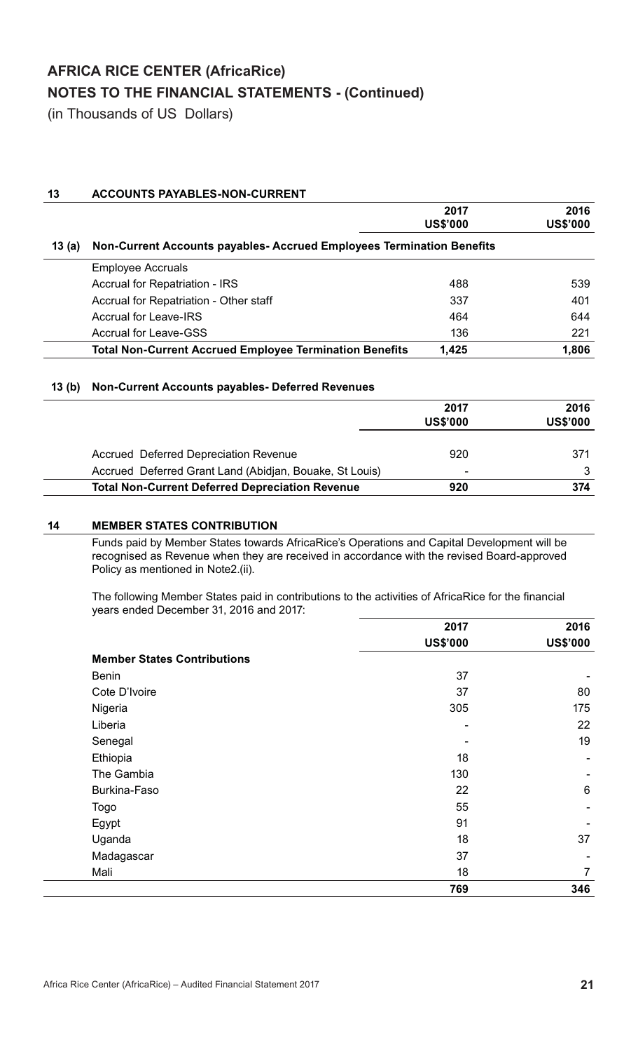# AFRICA RICE CENTER (AfricaRice)

## NOTES TO THE FINANCIAL STATEMENTS - (Continued)

(in Thousands of US Dollars)

### 13 ACCOUNTS PAYABLES-NON-CURRENT

| | 2017 US$'000 | 2016 US$'000 |
|---|---|---|
| **13 (a) Non-Current Accounts payables- Accrued Employees Termination Benefits** | | |
| Employee Accruals | | |
| Accrual for Repatriation - IRS | 488 | 539 |
| Accrual for Repatriation - Other staff | 337 | 401 |
| Accrual for Leave-IRS | 464 | 644 |
| Accrual for Leave-GSS | 136 | 221 |
| **Total Non-Current Accrued Employee Termination Benefits** | **1,425** | **1,806** |

#### 13 (b) Non-Current Accounts payables- Deferred Revenues

| | 2017 US$'000 | 2016 US$'000 |
|---|---|---|
| Accrued Deferred Depreciation Revenue | 920 | 371 |
| Accrued Deferred Grant Land (Abidjan, Bouake, St Louis) | - | 3 |
| **Total Non-Current Deferred Depreciation Revenue** | **920** | **374** |

### 14 MEMBER STATES CONTRIBUTION

Funds paid by Member States towards AfricaRice's Operations and Capital Development will be recognised as Revenue when they are received in accordance with the revised Board-approved Policy as mentioned in Note2.(ii).

The following Member States paid in contributions to the activities of AfricaRice for the financial years ended December 31, 2016 and 2017:

| | 2017 US$'000 | 2016 US$'000 |
|---|---|---|
| **Member States Contributions** | | |
| Benin | 37 | - |
| Cote D'Ivoire | 37 | 80 |
| Nigeria | 305 | 175 |
| Liberia | - | 22 |
| Senegal | - | 19 |
| Ethiopia | 18 | - |
| The Gambia | 130 | - |
| Burkina-Faso | 22 | 6 |
| Togo | 55 | - |
| Egypt | 91 | - |
| Uganda | 18 | 37 |
| Madagascar | 37 | - |
| Mali | 18 | 7 |
| | **769** | **346** |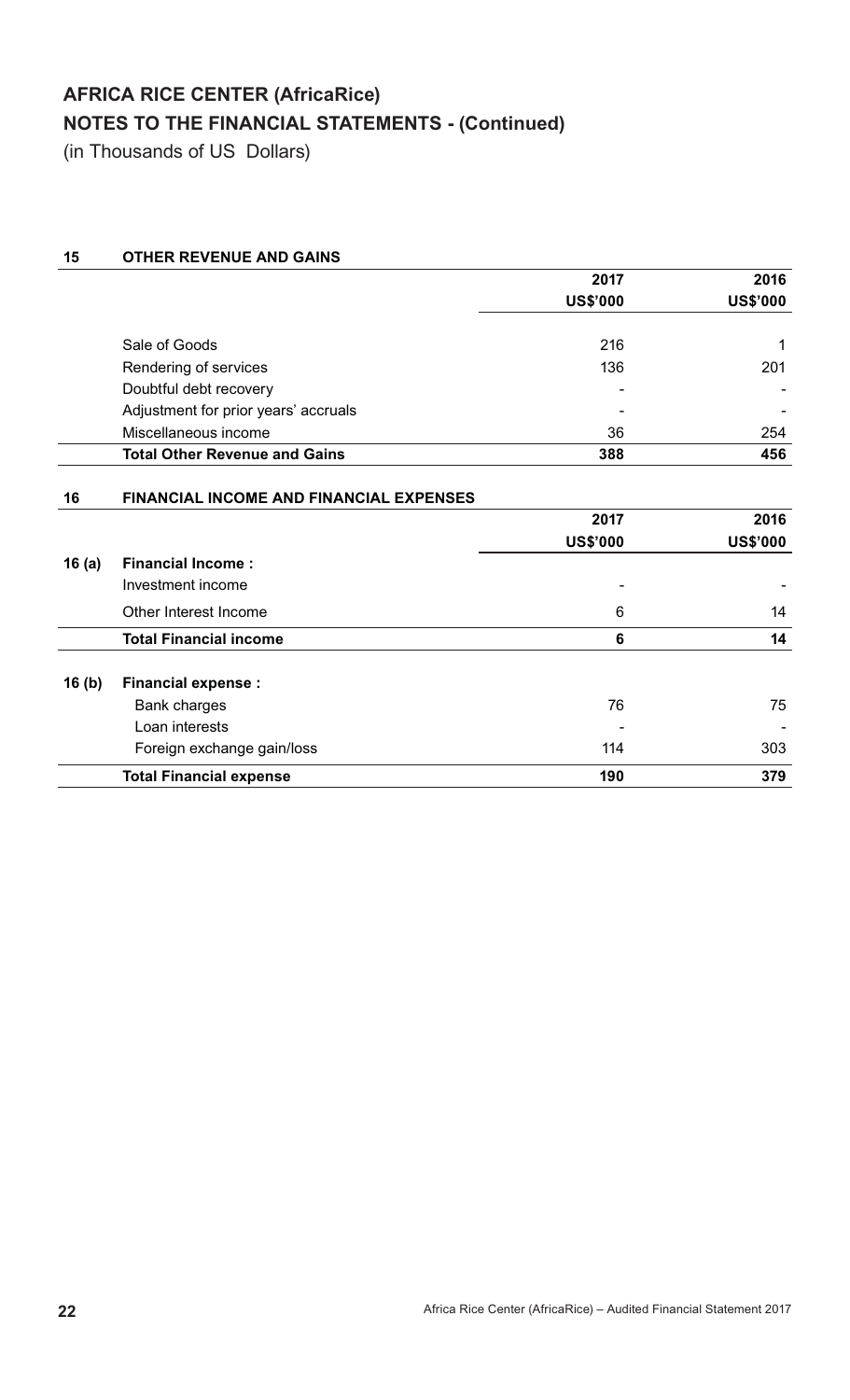# AFRICA RICE CENTER (AfricaRice)

## NOTES TO THE FINANCIAL STATEMENTS - (Continued)

(in Thousands of US Dollars)

### 15 OTHER REVENUE AND GAINS

| | 2017 US$'000 | 2016 US$'000 |
|---|---|---|
| Sale of Goods | 216 | 1 |
| Rendering of services | 136 | 201 |
| Doubtful debt recovery | - | - |
| Adjustment for prior years' accruals | - | - |
| Miscellaneous income | 36 | 254 |
| **Total Other Revenue and Gains** | **388** | **456** |

### 16 FINANCIAL INCOME AND FINANCIAL EXPENSES

| | | 2017 US$'000 | 2016 US$'000 |
|---|---|---|---|
| **16 (a)** | **Financial Income :** | | |
| | Investment income | - | - |
| | Other Interest Income | 6 | 14 |
| | **Total Financial income** | **6** | **14** |
| **16 (b)** | **Financial expense :** | | |
| | Bank charges | 76 | 75 |
| | Loan interests | - | - |
| | Foreign exchange gain/loss | 114 | 303 |
| | **Total Financial expense** | **190** | **379** |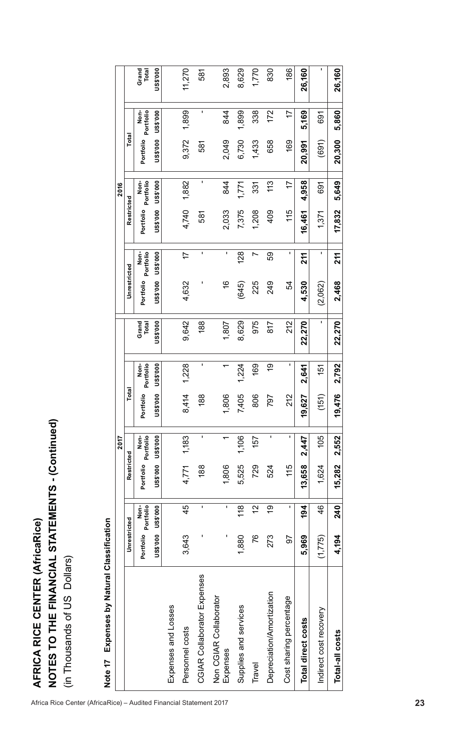# AFRICA RICE CENTER (AfricaRice)
## NOTES TO THE FINANCIAL STATEMENTS - (Continued)
(in Thousands of US Dollars)

### Note 17 Expenses by Natural Classification

| | 2017 | | | | | | | 2016 | | | | | | |
|---|---|---|---|---|---|---|---|---|---|---|---|---|---|---|
| | Unrestricted | | Restricted | | Total | | | Unrestricted | | Restricted | | Total | | |
| | Portfolio | Non-Portfolio | Portfolio | Non-Portfolio | Portfolio | Non-Portfolio | Grand Total | Portfolio | Non-Portfolio | Portfolio | Non-Portfolio | Portfolio | Non-Portfolio | Grand Total |
| | US$'000 | US$'000 | US$'000 | US$'000 | US$'000 | US$'000 | US$'000 | US$'000 | US$'000 | US$'000 | US$'000 | US$'000 | US$'000 | US$'000 |
| Expenses and Losses | | | | | | | | | | | | | | |
| Personnel costs | 3,643 | 45 | 4,771 | 1,183 | 8,414 | 1,228 | 9,642 | 4,632 | 17 | 4,740 | 1,882 | 9,372 | 1,899 | 11,270 |
| CGIAR Collaborator Expenses | - | - | 188 | - | 188 | - | 188 | - | - | 581 | - | 581 | - | 581 |
| Non CGIAR Collaborator Expenses | - | - | 1,806 | 1 | 1,806 | 1 | 1,807 | 16 | - | 2,033 | 844 | 2,049 | 844 | 2,893 |
| Supplies and services | 1,880 | 118 | 5,525 | 1,106 | 7,405 | 1,224 | 8,629 | (645) | 128 | 7,375 | 1,771 | 6,730 | 1,899 | 8,629 |
| Travel | 76 | 12 | 729 | 157 | 806 | 169 | 975 | 225 | 7 | 1,208 | 331 | 1,433 | 338 | 1,770 |
| Depreciation/Amortization | 273 | 19 | 524 | - | 797 | 19 | 817 | 249 | 59 | 409 | 113 | 658 | 172 | 830 |
| Cost sharing percentage | 97 | - | 115 | - | 212 | - | 212 | 54 | - | 115 | 17 | 169 | 17 | 186 |
| **Total direct costs** | **5,969** | **194** | **13,658** | **2,447** | **19,627** | **2,641** | **22,270** | **4,530** | **211** | **16,461** | **4,958** | **20,991** | **5,169** | **26,160** |
| Indirect cost recovery | (1,775) | 46 | 1,624 | 105 | (151) | 151 | - | (2,062) | - | 1,371 | 691 | (691) | 691 | - |
| **Total-all costs** | **4,194** | **240** | **15,282** | **2,552** | **19,476** | **2,792** | **22,270** | **2,468** | **211** | **17,832** | **5,649** | **20,300** | **5,860** | **26,160** |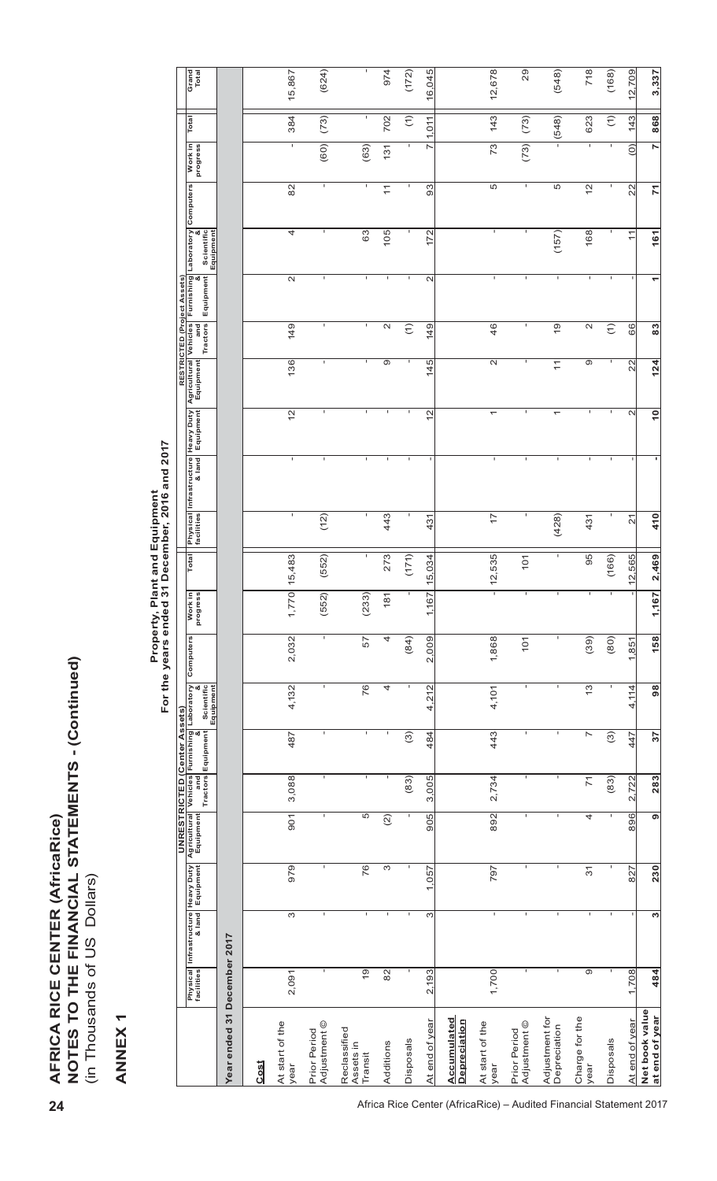# AFRICA RICE CENTER (AfricaRice)
## NOTES TO THE FINANCIAL STATEMENTS - (Continued)
(in Thousands of US Dollars)

## ANNEX 1

### Property, Plant and Equipment
### For the years ended 31 December, 2016 and 2017

| | UNRESTRICTED (Center Assets) | | | | | | | | | | RESTRICTED (Project Assets) | | | | | | | | | | |
|---|---|---|---|---|---|---|---|---|---|---|---|---|---|---|---|---|---|---|---|---|---|
| | Physical facilities | Infrastructure & land | Heavy Duty Equipment | Agricultural Equipment | Vehicles and Tractors | Furnishing & Equipment | Laboratory & Scientific Equipment | Computers | Work in progress | Total | Physical facilities | Infrastructure & land | Heavy Duty Equipment | Agricultural Equipment | Vehicles and Tractors | Furnishing & Equipment | Laboratory & Scientific Equipment | Computers | Work in progress | Total | Grand Total |
| **Year ended 31 December 2017** | | | | | | | | | | | | | | | | | | | | | |
| **Cost** | | | | | | | | | | | | | | | | | | | | | |
| At start of the year | 2,091 | 3 | 979 | 901 | 3,088 | 487 | 4,132 | 2,032 | 1,770 | 15,483 | - | - | 12 | 136 | 149 | 2 | 4 | 82 | - | 384 | 15,867 |
| Prior Period Adjustment © | - | - | - | - | - | - | - | - | (552) | (552) | (12) | - | - | - | - | - | - | - | (60) | (73) | (624) |
| Reclassified Assets in Transit | 19 | - | 76 | 5 | - | - | 76 | 57 | (233) | - | - | - | - | - | - | - | 63 | - | (63) | - | - |
| Additions | 82 | - | 3 | (2) | - | - | 4 | 4 | 181 | 273 | 443 | - | - | 9 | 2 | - | 105 | 11 | 131 | 702 | 974 |
| Disposals | - | - | - | - | (83) | (3) | - | (84) | - | (171) | - | - | - | - | (1) | - | - | - | - | (1) | (172) |
| At end of year | 2,193 | 3 | 1,057 | 905 | 3,005 | 484 | 4,212 | 2,009 | 1,167 | 15,034 | 431 | - | 12 | 145 | 149 | 2 | 172 | 93 | 7 | 1,011 | 16,045 |
| **Accumulated Depreciation** | | | | | | | | | | | | | | | | | | | | | |
| At start of the year | 1,700 | - | 797 | 892 | 2,734 | 443 | 4,101 | 1,868 | - | 12,535 | 17 | - | 1 | 2 | 46 | - | - | 5 | 73 | 143 | 12,678 |
| Prior Period Adjustment © | - | - | - | - | - | - | - | 101 | - | 101 | - | - | - | - | - | - | - | - | (73) | (73) | 29 |
| Adjustment for Depreciation | - | - | - | - | - | - | - | - | - | - | (428) | - | 1 | 11 | 19 | - | (157) | 5 | - | (548) | (548) |
| Charge for the year | 9 | - | 31 | 4 | 71 | 7 | 13 | (39) | - | 95 | 431 | - | - | 9 | 2 | - | 168 | 12 | - | 623 | 718 |
| Disposals | - | - | - | - | (83) | (3) | - | (80) | - | (166) | - | - | - | - | (1) | - | - | - | - | (1) | (168) |
| At end of year | 1,708 | - | 827 | 896 | 2,722 | 447 | 4,114 | 1,851 | - | 12,565 | 21 | - | 2 | 22 | 66 | - | 11 | 22 | (0) | 143 | 12,709 |
| **Net book value at end of year** | **484** | **3** | **230** | **9** | **283** | **37** | **98** | **158** | **1,167** | **2,469** | **410** | **-** | **10** | **124** | **83** | **1** | **161** | **71** | **7** | **868** | **3,337** |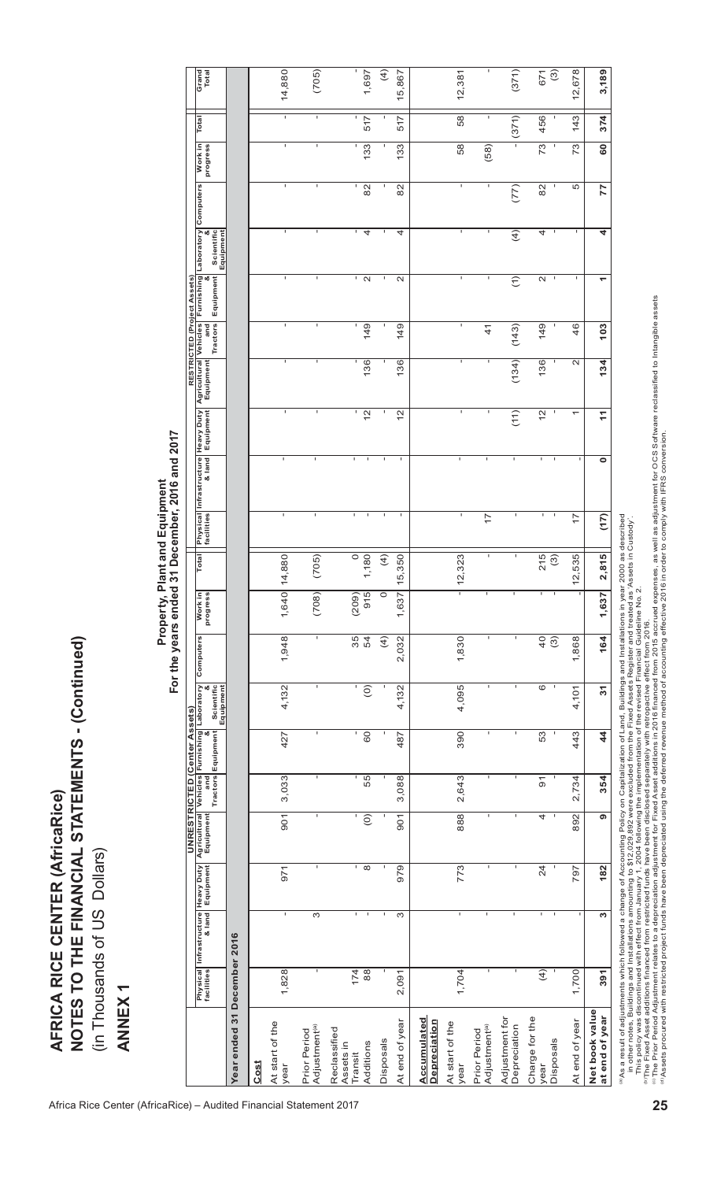# AFRICA RICE CENTER (AfricaRice)

# NOTES TO THE FINANCIAL STATEMENTS - (Continued)

(in Thousands of US Dollars)

## ANNEX 1

### Property, Plant and Equipment
### For the years ended 31 December, 2016 and 2017

| | UNRESTRICTED (Center Assets) | | | | | | | | | | RESTRICTED (Project Assets) | | | | | | | | | | |
|---|---|---|---|---|---|---|---|---|---|---|---|---|---|---|---|---|---|---|---|---|---|
| | Physical facilities | Infrastructure & land | Heavy Duty Equipment | Agricultural Equipment | Vehicles and Tractors | Furnishing & Equipment | Laboratory & Scientific Equipment | Computers | Work in progress | Total | Physical facilities | Infrastructure & land | Heavy Duty Equipment | Agricultural Equipment | Vehicles and Tractors | Furnishing & Equipment | Laboratory & Scientific Equipment | Computers | Work in progress | Total | Grand Total |
| **Year ended 31 December 2016** | | | | | | | | | | | | | | | | | | | | | |
| **Cost** | | | | | | | | | | | | | | | | | | | | | |
| At start of the year | 1,828 | - | 971 | 901 | 3,033 | 427 | 4,132 | 1,948 | 1,640 | 14,880 | | | - | - | - | - | - | - | - | - | 14,880 |
| Prior Period Adjustment[a] | - | 3 | - | - | - | - | - | - | (708) | (705) | | | - | - | - | - | - | - | - | - | (705) |
| Reclassified Assets in Transit | 174 | - | - | - | - | - | - | 35 | (209) | 0 | | | - | - | - | - | - | - | - | - | - |
| Additions | 88 | - | 8 | (0) | 55 | 60 | (0) | 54 | 915 | 1,180 | | | 12 | 136 | 149 | 2 | 4 | 82 | 133 | 517 | 1,697 |
| Disposals | - | - | - | - | - | - | - | (4) | 0 | (4) | | | - | - | - | - | - | - | - | - | (4) |
| At end of year | 2,091 | 3 | 979 | 901 | 3,088 | 487 | 4,132 | 2,032 | 1,637 | 15,350 | - | - | 12 | 136 | 149 | 2 | 4 | 82 | 133 | 517 | 15,867 |
| **Accumulated Depreciation** | | | | | | | | | | | | | | | | | | | | | |
| At start of the year | 1,704 | - | 773 | 888 | 2,643 | 390 | 4,095 | 1,830 | - | 12,323 | | | - | - | - | - | - | - | 58 | 58 | 12,381 |
| Prior Period Adjustment[b] | - | - | - | - | - | - | - | - | - | - | 17 | | - | - | 41 | - | - | - | (58) | - | - |
| Adjustment for Depreciation | - | - | - | - | - | - | - | - | - | - | | | (11) | (134) | (143) | (1) | (4) | (77) | - | (371) | (371) |
| Charge for the year | (4) | - | 24 | 4 | 91 | 53 | 6 | 40 | - | 215 | | | 12 | 136 | 149 | 2 | 4 | 82 | 73 | 456 | 671 |
| Disposals | - | - | - | - | - | - | - | (3) | - | (3) | | | - | - | - | - | - | - | - | - | (3) |
| At end of year | 1,700 | - | 797 | 892 | 2,734 | 443 | 4,101 | 1,868 | - | 12,535 | 17 | | 1 | 2 | 46 | - | - | 5 | 73 | 143 | 12,678 |
| **Net book value at end of year** | **391** | **3** | **182** | **9** | **354** | **44** | **31** | **164** | **1,637** | **2,815** | **(17)** | **0** | **11** | **134** | **103** | **1** | **4** | **77** | **60** | **374** | **3,189** |

[a] As a result of adjustments which followed a change of Accounting Policy on Capitalization of Land, Buildings and Installations in year 2000 as described in other notes, Buildings and Installations amounting to $12,029,892 were excluded from the Fixed Assets Register and treated as 'Assets in Custody'. This policy was discontinued with effect from January 1, 2004 following the implementation of the revised Financial Guideline No. 2.

[b] The Fixed Asset additions financed from restricted funds have been disclosed separately with retropactive effect from 2016.

[c] The Prior Period Adjustment relates to a depreciation adjustment for Fixed Asset additions in 2016 financed from 2015 accrued expenses, as well as adjustment for OCS Software reclassified to Intangible assets

[d] Assets procured with restricted project funds have been depreciated using the deferred revenue method of accounting effective 2016 in order to comply with IFRS conversion.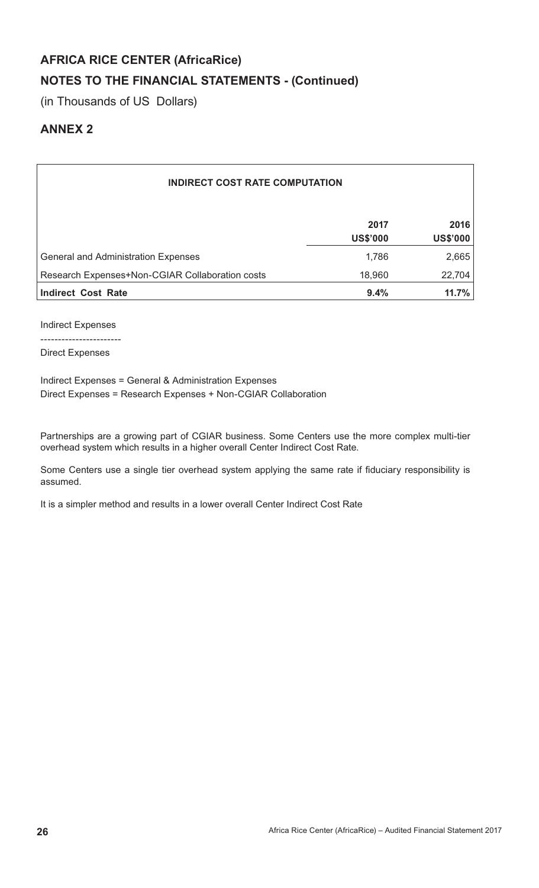## AFRICA RICE CENTER (AfricaRice)

## NOTES TO THE FINANCIAL STATEMENTS - (Continued)

(in Thousands of US Dollars)

## ANNEX 2

| INDIRECT COST RATE COMPUTATION | | |
|---|---|---|
| | **2017**<br>**US$'000** | **2016**<br>**US$'000** |
| General and Administration Expenses | 1,786 | 2,665 |
| Research Expenses+Non-CGIAR Collaboration costs | 18,960 | 22,704 |
| **Indirect Cost Rate** | **9.4%** | **11.7%** |

Indirect Expenses

-----------------------

Direct Expenses

Indirect Expenses = General & Administration Expenses
Direct Expenses = Research Expenses + Non-CGIAR Collaboration

Partnerships are a growing part of CGIAR business. Some Centers use the more complex multi-tier overhead system which results in a higher overall Center Indirect Cost Rate.

Some Centers use a single tier overhead system applying the same rate if fiduciary responsibility is assumed.

It is a simpler method and results in a lower overall Center Indirect Cost Rate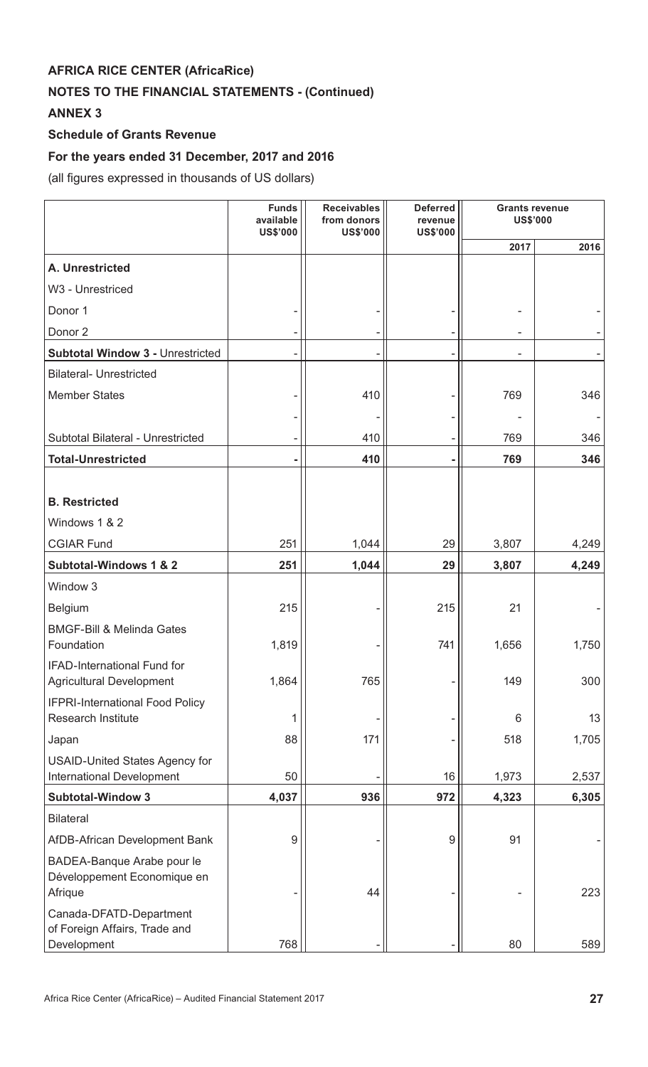**AFRICA RICE CENTER (AfricaRice)**

**NOTES TO THE FINANCIAL STATEMENTS - (Continued)**

**ANNEX 3**

**Schedule of Grants Revenue**

**For the years ended 31 December, 2017 and 2016**

(all figures expressed in thousands of US dollars)

| | Funds available US$'000 | Receivables from donors US$'000 | Deferred revenue US$'000 | Grants revenue US$'000 | |
|---|---|---|---|---|---|
| | | | | 2017 | 2016 |
| **A. Unrestricted** | | | | | |
| W3 - Unrestriced | | | | | |
| Donor 1 | - | - | - | - | - |
| Donor 2 | - | - | - | - | - |
| **Subtotal Window 3 -** Unrestricted | - | - | - | - | - |
| Bilateral- Unrestricted | | | | | |
| Member States | - | 410 | - | 769 | 346 |
| | - | - | - | - | - |
| Subtotal Bilateral - Unrestricted | - | 410 | - | 769 | 346 |
| **Total-Unrestricted** | **-** | **410** | **-** | **769** | **346** |
| | | | | | |
| **B. Restricted** | | | | | |
| Windows 1 & 2 | | | | | |
| CGIAR Fund | 251 | 1,044 | 29 | 3,807 | 4,249 |
| **Subtotal-Windows 1 & 2** | **251** | **1,044** | **29** | **3,807** | **4,249** |
| Window 3 | | | | | |
| Belgium | 215 | - | 215 | 21 | - |
| BMGF-Bill & Melinda Gates Foundation | 1,819 | - | 741 | 1,656 | 1,750 |
| IFAD-International Fund for Agricultural Development | 1,864 | 765 | - | 149 | 300 |
| IFPRI-International Food Policy Research Institute | 1 | - | - | 6 | 13 |
| Japan | 88 | 171 | - | 518 | 1,705 |
| USAID-United States Agency for International Development | 50 | - | 16 | 1,973 | 2,537 |
| **Subtotal-Window 3** | **4,037** | **936** | **972** | **4,323** | **6,305** |
| Bilateral | | | | | |
| AfDB-African Development Bank | 9 | - | 9 | 91 | - |
| BADEA-Banque Arabe pour le Développement Economique en Afrique | - | 44 | - | - | 223 |
| Canada-DFATD-Department of Foreign Affairs, Trade and Development | 768 | - | - | 80 | 589 |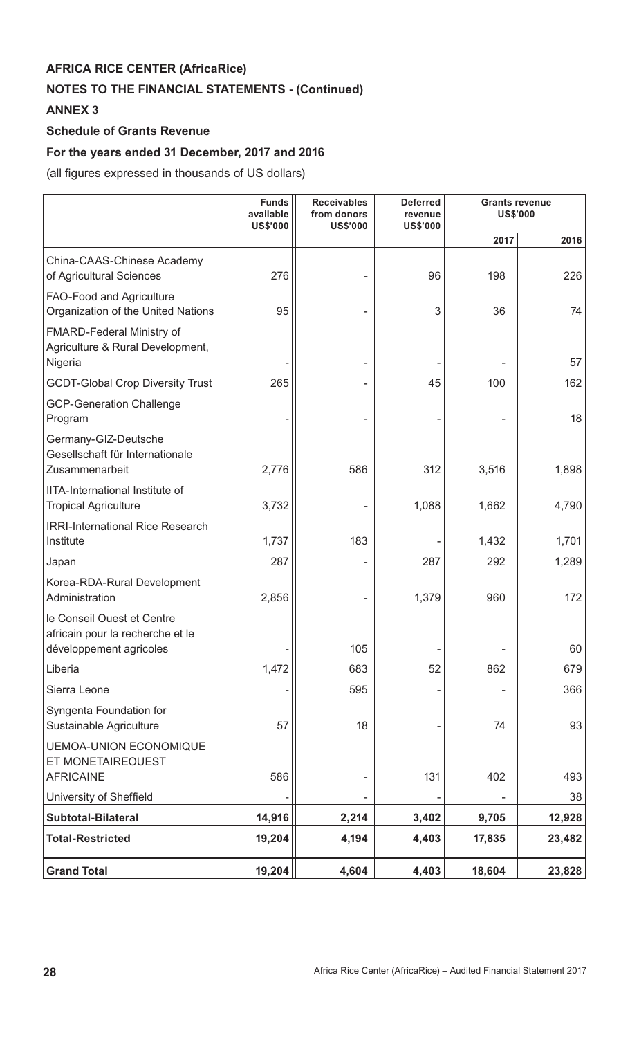**AFRICA RICE CENTER (AfricaRice)**

**NOTES TO THE FINANCIAL STATEMENTS - (Continued)**

**ANNEX 3**

**Schedule of Grants Revenue**

**For the years ended 31 December, 2017 and 2016**

(all figures expressed in thousands of US dollars)

| | Funds available US$'000 | Receivables from donors US$'000 | Deferred revenue US$'000 | Grants revenue US$'000 | |
|---|---|---|---|---|---|
| | | | | 2017 | 2016 |
| China-CAAS-Chinese Academy of Agricultural Sciences | 276 | - | 96 | 198 | 226 |
| FAO-Food and Agriculture Organization of the United Nations | 95 | - | 3 | 36 | 74 |
| FMARD-Federal Ministry of Agriculture & Rural Development, Nigeria | - | - | - | - | 57 |
| GCDT-Global Crop Diversity Trust | 265 | - | 45 | 100 | 162 |
| GCP-Generation Challenge Program | - | - | - | - | 18 |
| Germany-GIZ-Deutsche Gesellschaft für Internationale Zusammenarbeit | 2,776 | 586 | 312 | 3,516 | 1,898 |
| IITA-International Institute of Tropical Agriculture | 3,732 | - | 1,088 | 1,662 | 4,790 |
| IRRI-International Rice Research Institute | 1,737 | 183 | - | 1,432 | 1,701 |
| Japan | 287 | - | 287 | 292 | 1,289 |
| Korea-RDA-Rural Development Administration | 2,856 | - | 1,379 | 960 | 172 |
| le Conseil Ouest et Centre africain pour la recherche et le développement agricoles | - | 105 | - | - | 60 |
| Liberia | 1,472 | 683 | 52 | 862 | 679 |
| Sierra Leone | - | 595 | - | - | 366 |
| Syngenta Foundation for Sustainable Agriculture | 57 | 18 | - | 74 | 93 |
| UEMOA-UNION ECONOMIQUE ET MONETAIREOUEST AFRICAINE | 586 | - | 131 | 402 | 493 |
| University of Sheffield | - | - | - | - | 38 |
| **Subtotal-Bilateral** | **14,916** | **2,214** | **3,402** | **9,705** | **12,928** |
| **Total-Restricted** | **19,204** | **4,194** | **4,403** | **17,835** | **23,482** |
| **Grand Total** | **19,204** | **4,604** | **4,403** | **18,604** | **23,828** |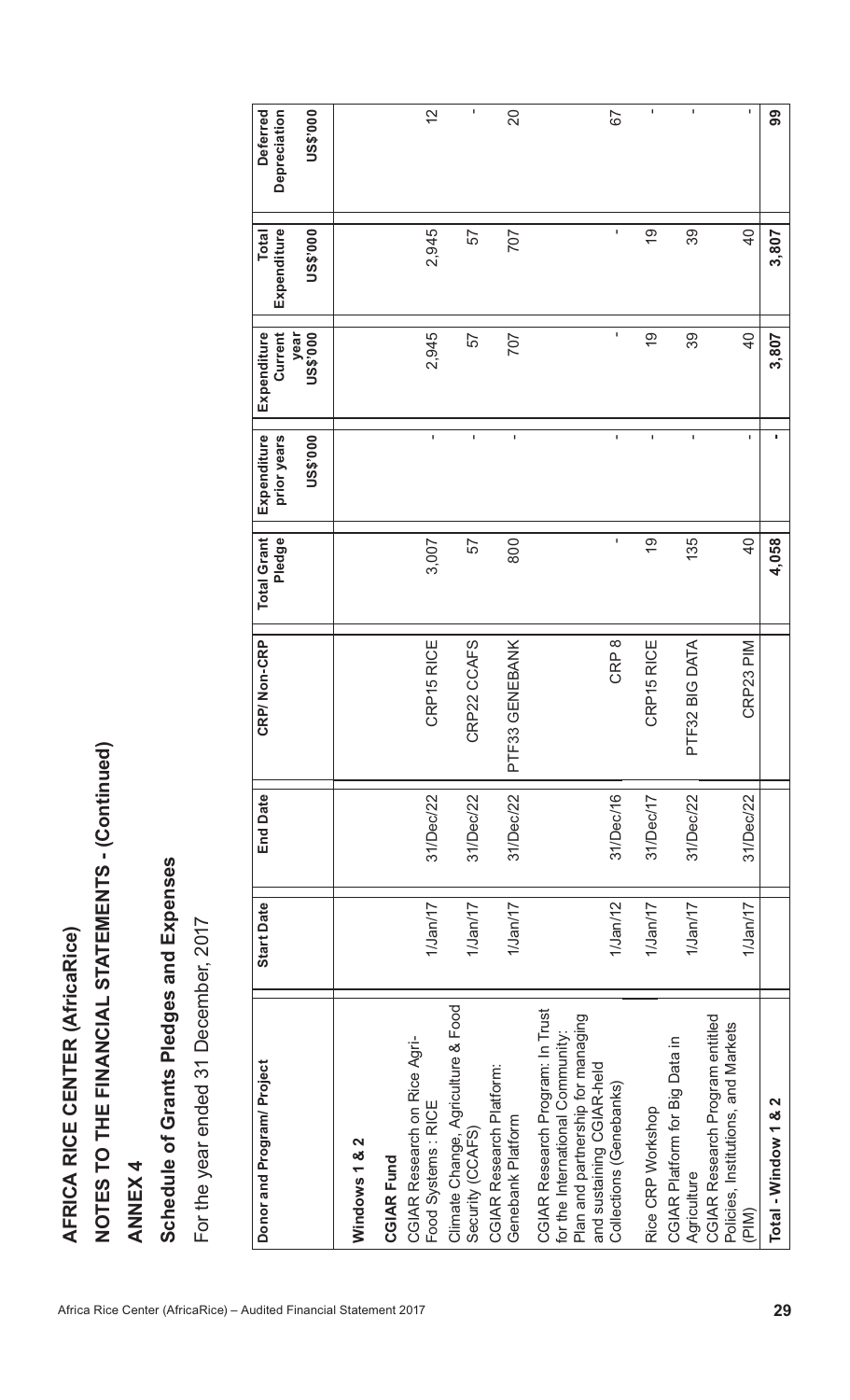# AFRICA RICE CENTER (AfricaRice)

## NOTES TO THE FINANCIAL STATEMENTS - (Continued)

## ANNEX 4

## Schedule of Grants Pledges and Expenses

For the year ended 31 December, 2017

| Donor and Program/ Project | Start Date | End Date | CRP/ Non-CRP | Total Grant Pledge | Expenditure prior years US$'000 | Expenditure Current year US$'000 | Total Expenditure US$'000 | Deferred Depreciation US$'000 |
|---|---|---|---|---|---|---|---|---|
| **Windows 1 & 2** | | | | | | | | |
| **CGIAR Fund** | | | | | | | | |
| CGIAR Research on Rice Agri-Food Systems : RICE | 1/Jan/17 | 31/Dec/22 | CRP15 RICE | 3,007 | - | 2,945 | 2,945 | 12 |
| Climate Change, Agriculture & Food Security (CCAFS) | 1/Jan/17 | 31/Dec/22 | CRP22 CCAFS | 57 | - | 57 | 57 | - |
| CGIAR Research Platform: Genebank Platform | 1/Jan/17 | 31/Dec/22 | PTF33 GENEBANK | 800 | - | 707 | 707 | 20 |
| CGIAR Research Program: In Trust for the International Community: Plan and partnership for managing and sustaining CGIAR-held Collections (Genebanks) | 1/Jan/12 | 31/Dec/16 | CRP 8 | - | - | - | - | 67 |
| Rice CRP Workshop | 1/Jan/17 | 31/Dec/17 | CRP15 RICE | 19 | - | 19 | 19 | - |
| CGIAR Platform for Big Data in Agriculture | 1/Jan/17 | 31/Dec/22 | PTF32 BIG DATA | 135 | - | 39 | 39 | - |
| CGIAR Research Program entitled Policies, Institutions, and Markets (PIM) | 1/Jan/17 | 31/Dec/22 | CRP23 PIM | 40 | - | 40 | 40 | - |
| **Total - Window 1 & 2** | | | | **4,058** | **-** | **3,807** | **3,807** | **99** |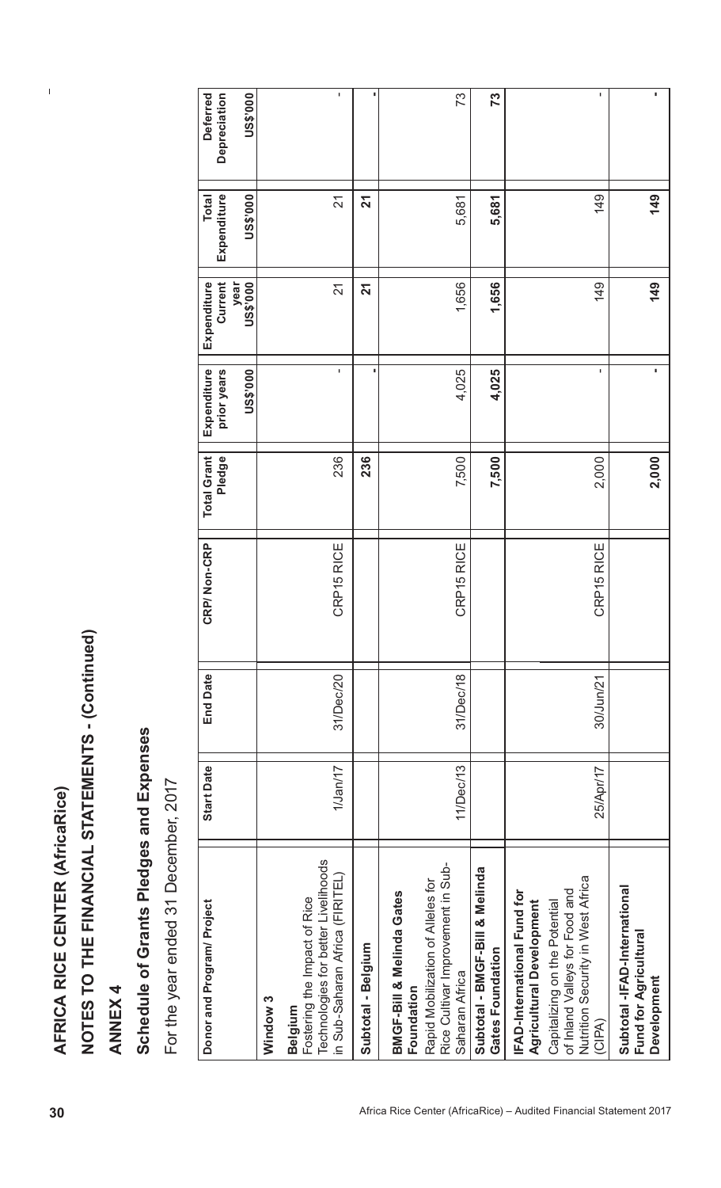# AFRICA RICE CENTER (AfricaRice)

## NOTES TO THE FINANCIAL STATEMENTS - (Continued)

### ANNEX 4

### Schedule of Grants Pledges and Expenses

For the year ended 31 December, 2017

| Donor and Program/ Project | Start Date | End Date | CRP/ Non-CRP | Total Grant Pledge | Expenditure prior years US$'000 | Expenditure Current year US$'000 | Total Expenditure US$'000 | Deferred Depreciation US$'000 |
|---|---|---|---|---|---|---|---|---|
| **Window 3** | | | | | | | | |
| **Belgium** Fostering the Impact of Rice Technologies for better Livelihoods in Sub-Saharan Africa (FIRITEL) | 1/Jan/17 | 31/Dec/20 | CRP15 RICE | 236 | - | 21 | 21 | - |
| **Subtotal - Belgium** | | | | **236** | **-** | **21** | **21** | **-** |
| **BMGF-Bill & Melinda Gates Foundation** Rapid Mobilization of Alleles for Rice Cultivar Improvement in Sub-Saharan Africa | 11/Dec/13 | 31/Dec/18 | CRP15 RICE | 7,500 | 4,025 | 1,656 | 5,681 | 73 |
| **Subtotal - BMGF-Bill & Melinda Gates Foundation** | | | | **7,500** | **4,025** | **1,656** | **5,681** | **73** |
| **IFAD-International Fund for Agricultural Development** Capitalizing on the Potential of Inland Valleys for Food and Nutrition Security in West Africa (CIPA) | 25/Apr/17 | 30/Jun/21 | CRP15 RICE | 2,000 | - | 149 | 149 | - |
| **Subtotal -IFAD-International Fund for Agricultural Development** | | | | **2,000** | **-** | **149** | **149** | **-** |

Africa Rice Center (AfricaRice) – Audited Financial Statement 2017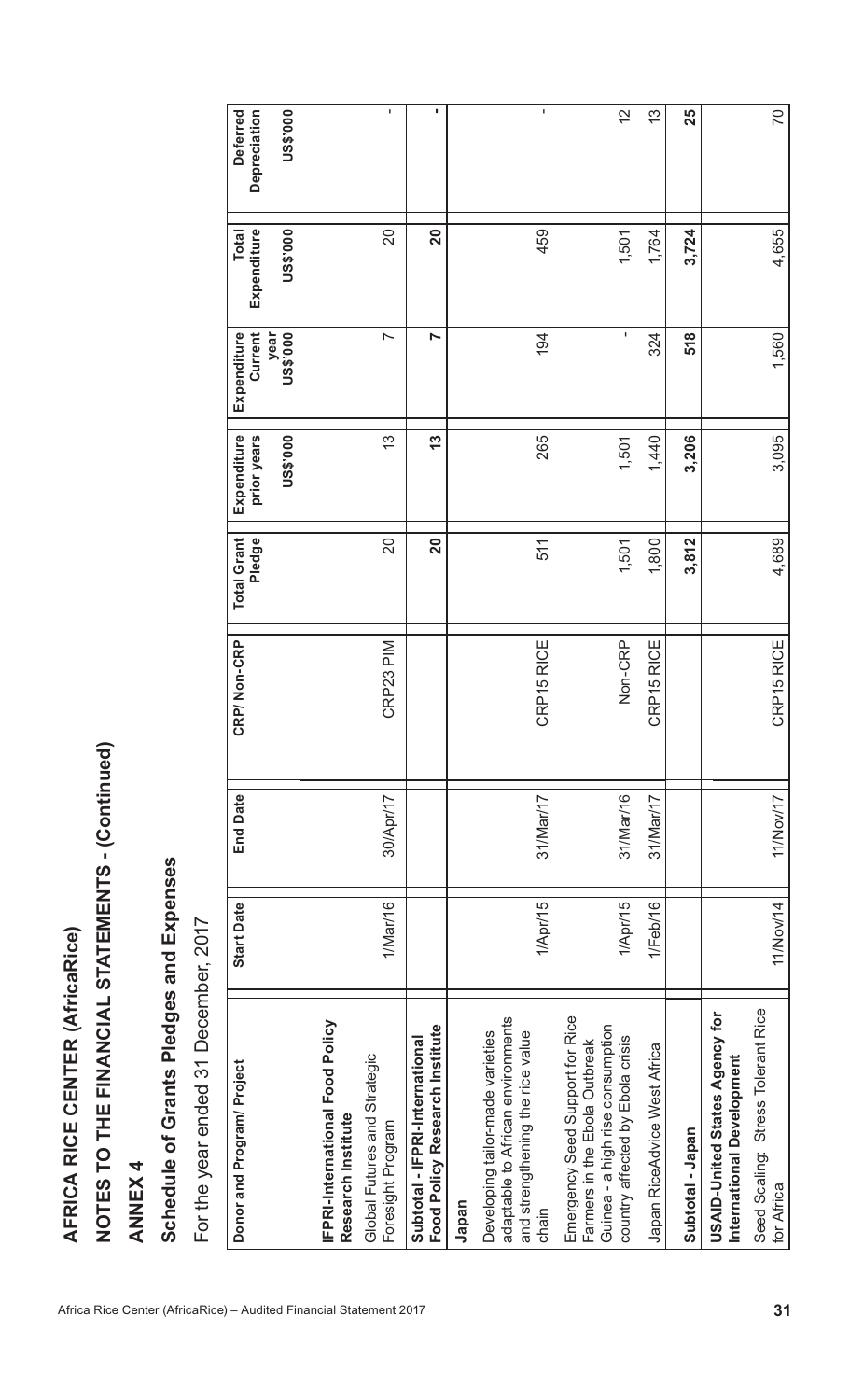# AFRICA RICE CENTER (AfricaRice)

## NOTES TO THE FINANCIAL STATEMENTS - (Continued)

## ANNEX 4

## Schedule of Grants Pledges and Expenses

For the year ended 31 December, 2017

| Donor and Program/ Project | Start Date | End Date | CRP/ Non-CRP | Total Grant Pledge | Expenditure prior years | Expenditure Current year | Total Expenditure | Deferred Depreciation |
|---|---|---|---|---|---|---|---|---|
| | | | | | US$'000 | US$'000 | US$'000 | US$'000 |
| **IFPRI-International Food Policy Research Institute** | | | | | | | | |
| Global Futures and Strategic Foresight Program | 1/Mar/16 | 30/Apr/17 | CRP23 PIM | 20 | 13 | 7 | 20 | - |
| **Subtotal - IFPRI-International Food Policy Research Institute** | | | | **20** | **13** | **7** | **20** | **-** |
| **Japan** | | | | | | | | |
| Developing tailor-made varieties adaptable to African environments and strengthening the rice value chain | 1/Apr/15 | 31/Mar/17 | CRP15 RICE | 511 | 265 | 194 | 459 | - |
| Emergency Seed Support for Rice Farmers in the Ebola Outbreak Guinea - a high rise consumption country affected by Ebola crisis | 1/Apr/15 | 31/Mar/16 | Non-CRP | 1,501 | 1,501 | - | 1,501 | 12 |
| Japan RiceAdvice West Africa | 1/Feb/16 | 31/Mar/17 | CRP15 RICE | 1,800 | 1,440 | 324 | 1,764 | 13 |
| **Subtotal - Japan** | | | | **3,812** | **3,206** | **518** | **3,724** | **25** |
| **USAID-United States Agency for International Development** | | | | | | | | |
| Seed Scaling: Stress Tolerant Rice for Africa | 11/Nov/14 | 11/Nov/17 | CRP15 RICE | 4,689 | 3,095 | 1,560 | 4,655 | 70 |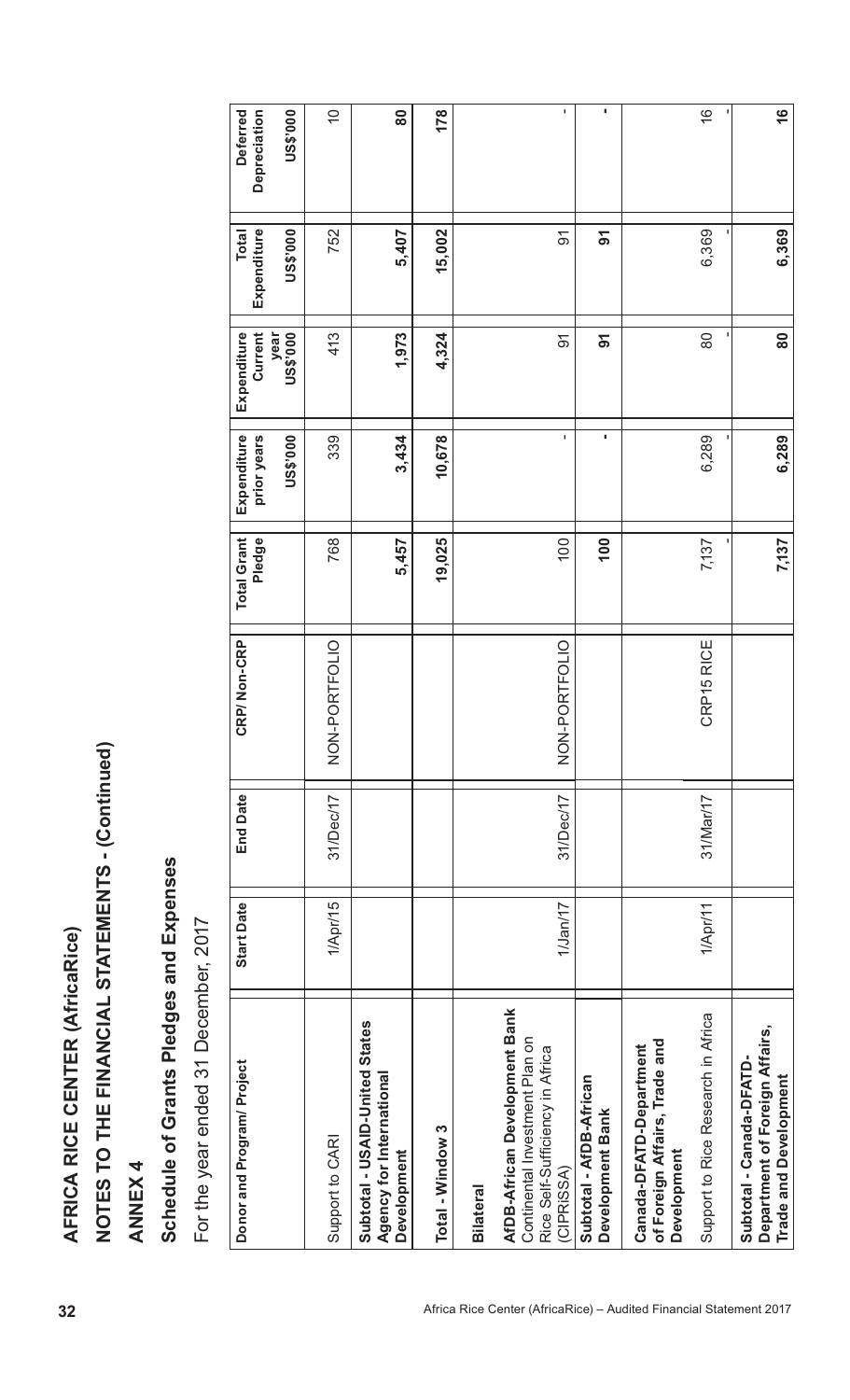# AFRICA RICE CENTER (AfricaRice)

## NOTES TO THE FINANCIAL STATEMENTS - (Continued)

### ANNEX 4

### Schedule of Grants Pledges and Expenses

For the year ended 31 December, 2017

| Donor and Program/ Project | Start Date | End Date | CRP/ Non-CRP | Total Grant Pledge | Expenditure prior years US$'000 | Expenditure Current year US$'000 | Total Expenditure US$'000 | Deferred Depreciation US$'000 |
|---|---|---|---|---|---|---|---|---|
| Support to CARI | 1/Apr/15 | 31/Dec/17 | NON-PORTFOLIO | 768 | 339 | 413 | 752 | 10 |
| **Subtotal - USAID-United States Agency for International Development** | | | | **5,457** | **3,434** | **1,973** | **5,407** | **80** |
| **Total - Window 3** | | | | **19,025** | **10,678** | **4,324** | **15,002** | **178** |
| **Bilateral** | | | | | | | | |
| **AfDB-African Development Bank** | | | | | | | | |
| Continental Investment Plan on Rice Self-Sufficiency in Africa (CIPRiSSA) | 1/Jan/17 | 31/Dec/17 | NON-PORTFOLIO | 100 | - | 91 | 91 | - |
| **Subtotal - AfDB-African Development Bank** | | | | **100** | **-** | **91** | **91** | **-** |
| **Canada-DFATD-Department of Foreign Affairs, Trade and Development** | | | | | | | | |
| Support to Rice Research in Africa | 1/Apr/11 | 31/Mar/17 | CRP15 RICE | 7,137 | 6,289 | 80 | 6,369 | 16 |
| | | | | - | - | - | - | - |
| **Subtotal - Canada-DFATD-Department of Foreign Affairs, Trade and Development** | | | | **7,137** | **6,289** | **80** | **6,369** | **16** |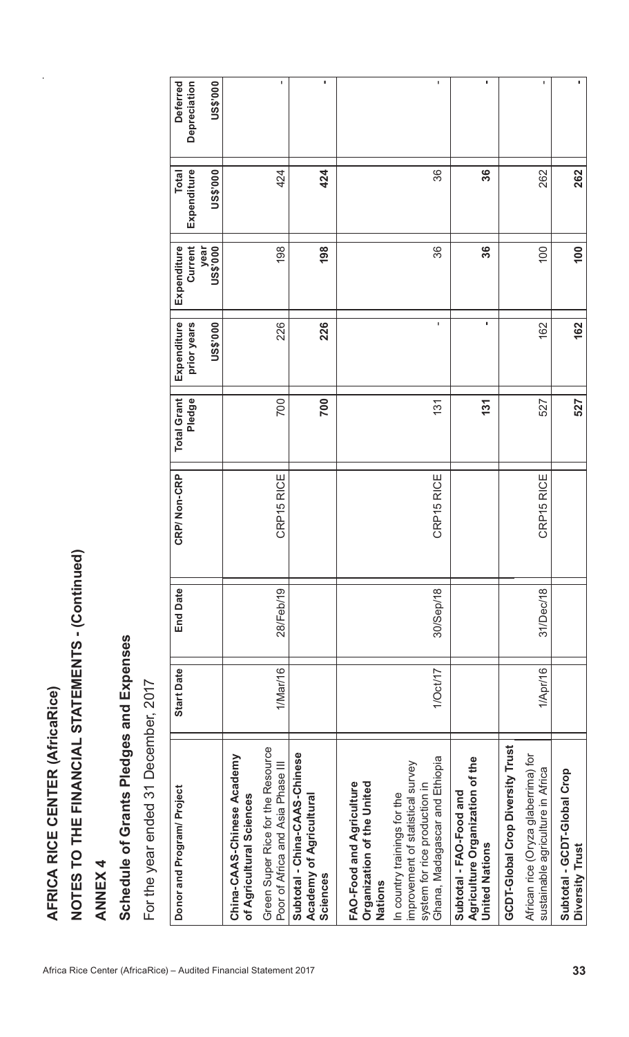# AFRICA RICE CENTER (AfricaRice)

## NOTES TO THE FINANCIAL STATEMENTS - (Continued)

### ANNEX 4

### Schedule of Grants Pledges and Expenses

For the year ended 31 December, 2017

| Donor and Program/ Project | Start Date | End Date | CRP/ Non-CRP | Total Grant Pledge | Expenditure prior years US$'000 | Expenditure Current year US$'000 | Total Expenditure US$'000 | Deferred Depreciation US$'000 |
|---|---|---|---|---|---|---|---|---|
| **China-CAAS-Chinese Academy of Agricultural Sciences** | | | | | | | | |
| Green Super Rice for the Resource Poor of Africa and Asia Phase III | 1/Mar/16 | 28/Feb/19 | CRP15 RICE | 700 | 226 | 198 | 424 | - |
| **Subtotal - China-CAAS-Chinese Academy of Agricultural Sciences** | | | | **700** | **226** | **198** | **424** | **-** |
| **FAO-Food and Agriculture Organization of the United Nations** | | | | | | | | |
| In country trainings for the improvement of statistical survey system for rice production in Ghana, Madagascar and Ethiopia | 1/Oct/17 | 30/Sep/18 | CRP15 RICE | 131 | - | 36 | 36 | - |
| **Subtotal - FAO-Food and Agriculture Organization of the United Nations** | | | | **131** | **-** | **36** | **36** | **-** |
| **GCDT-Global Crop Diversity Trust** | | | | | | | | |
| African rice (Oryza glaberrima) for sustainable agriculture in Africa | 1/Apr/16 | 31/Dec/18 | CRP15 RICE | 527 | 162 | 100 | 262 | - |
| **Subtotal - GCDT-Global Crop Diversity Trust** | | | | **527** | **162** | **100** | **262** | **-** |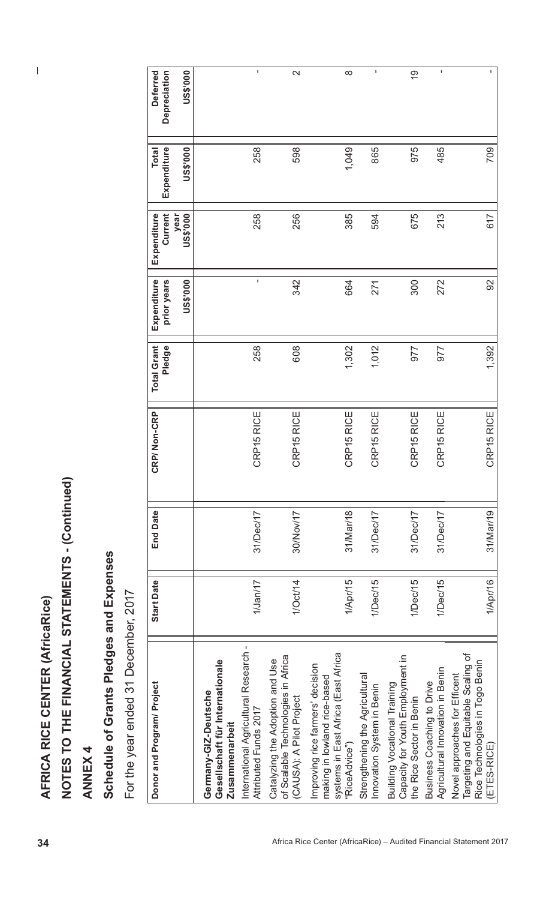# AFRICA RICE CENTER (AfricaRice)

## NOTES TO THE FINANCIAL STATEMENTS - (Continued)

### ANNEX 4

### Schedule of Grants Pledges and Expenses

For the year ended 31 December, 2017

| Donor and Program/ Project | Start Date | End Date | CRP/ Non-CRP | Total Grant Pledge | Expenditure prior years US$'000 | Expenditure Current year US$'000 | Total Expenditure US$'000 | Deferred Depreciation US$'000 |
|---|---|---|---|---|---|---|---|---|
| **Germany-GIZ-Deutsche Gesellschaft für Internationale Zusammenarbeit** | | | | | | | | |
| International Agricultural Research - Attributed Funds 2017 | 1/Jan/17 | 31/Dec/17 | CRP15 RICE | 258 | - | 258 | 258 | - |
| Catalyzing the Adoption and Use of Scalable Technologies in Africa (CAUSA): A Pilot Project | 1/Oct/14 | 30/Nov/17 | CRP15 RICE | 608 | 342 | 256 | 598 | 2 |
| Improving rice farmers' decision making in lowland rice-based systems in East Africa (East Africa "RiceAdvice") | 1/Apr/15 | 31/Mar/18 | CRP15 RICE | 1,302 | 664 | 385 | 1,049 | 8 |
| Strengthening the Agricultural Innovation System in Benin | 1/Dec/15 | 31/Dec/17 | CRP15 RICE | 1,012 | 271 | 594 | 865 | - |
| Building Vocational Training Capacity for Youth Employment in the Rice Sector in Benin | 1/Dec/15 | 31/Dec/17 | CRP15 RICE | 977 | 300 | 675 | 975 | 19 |
| Business Coaching to Drive Agricultural Innovation in Benin | 1/Dec/15 | 31/Dec/17 | CRP15 RICE | 977 | 272 | 213 | 485 | - |
| Novel approaches for Efficent Targeting and Equitable Scaling of Rice Technologies in Togo Benin (ETES-RICE) | 1/Apr/16 | 31/Mar/19 | CRP15 RICE | 1,392 | 92 | 617 | 709 | - |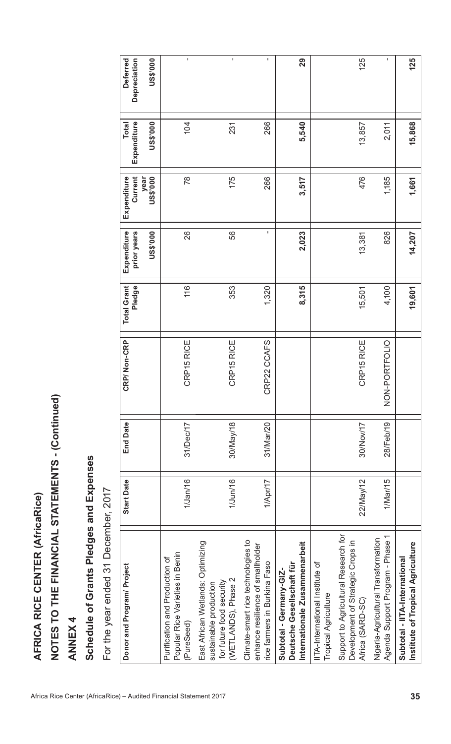# AFRICA RICE CENTER (AfricaRice)

## NOTES TO THE FINANCIAL STATEMENTS - (Continued)

### ANNEX 4

### Schedule of Grants Pledges and Expenses

For the year ended 31 December, 2017

| Donor and Program/ Project | Start Date | End Date | CRP/ Non-CRP | Total Grant Pledge | Expenditure prior years US$'000 | Expenditure Current year US$'000 | Total Expenditure US$'000 | Deferred Depreciation US$'000 |
|---|---|---|---|---|---|---|---|---|
| Purification and Production of Popular Rice Varieties in Benin (PureSeed) | 1/Jan/16 | 31/Dec/17 | CRP15 RICE | 116 | 26 | 78 | 104 | - |
| East African Wetlands: Optimizing sustainable production for future food security (WETLANDS), Phase 2 | 1/Jun/16 | 30/May/18 | CRP15 RICE | 353 | 56 | 175 | 231 | - |
| Climate-smart rice technologies to enhance resilience of smallholder rice farmers in Burkina Faso | 1/Apr/17 | 31/Mar/20 | CRP22 CCAFS | 1,320 | - | 266 | 266 | - |
| **Subtotal - Germany-GIZ-Deutsche Gesellschaft für Internationale Zusammenarbeit** | | | | **8,315** | **2,023** | **3,517** | **5,540** | **29** |
| IITA-International Institute of Tropical Agriculture | | | | | | | | |
| Support to Agricultural Research for Development of Strategic Crops in Africa (SARD-SC) | 22/May/12 | 30/Nov/17 | CRP15 RICE | 15,501 | 13,381 | 476 | 13,857 | 125 |
| Nigeria-Agricultural Transformation Agenda Support Program - Phase 1 | 1/Mar/15 | 28/Feb/19 | NON-PORTFOLIO | 4,100 | 826 | 1,185 | 2,011 | - |
| **Subtotal - IITA-International Institute of Tropical Agriculture** | | | | **19,601** | **14,207** | **1,661** | **15,868** | **125** |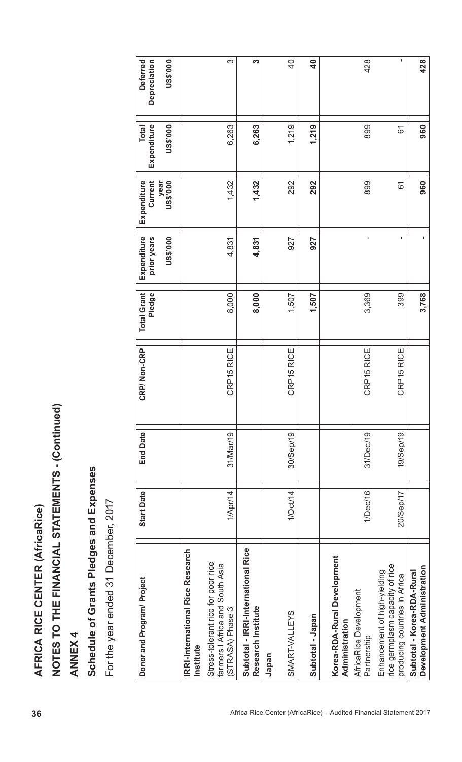# AFRICA RICE CENTER (AfricaRice)

## NOTES TO THE FINANCIAL STATEMENTS - (Continued)

## ANNEX 4

## Schedule of Grants Pledges and Expenses

For the year ended 31 December, 2017

| Donor and Program/ Project | Start Date | End Date | CRP/ Non-CRP | Total Grant Pledge | Expenditure prior years US$'000 | Expenditure Current year US$'000 | Total Expenditure US$'000 | Deferred Depreciation US$'000 |
|---|---|---|---|---|---|---|---|---|
| **IRRI-International Rice Research Institute** | | | | | | | | |
| Stress-tolerant rice for poor rice farmers I Africa and South Asia (STRASA) Phase 3 | 1/Apr/14 | 31/Mar/19 | CRP15 RICE | 8,000 | 4,831 | 1,432 | 6,263 | 3 |
| **Subtotal - IRRI-International Rice Research Institute** | | | | **8,000** | **4,831** | **1,432** | **6,263** | **3** |
| **Japan** | | | | | | | | |
| SMART-VALLEYS | 1/Oct/14 | 30/Sep/19 | CRP15 RICE | 1,507 | 927 | 292 | 1,219 | 40 |
| **Subtotal - Japan** | | | | **1,507** | **927** | **292** | **1,219** | **40** |
| **Korea-RDA-Rural Development Administration** | | | | | | | | |
| AfricaRice Development Partnership | 1/Dec/16 | 31/Dec/19 | CRP15 RICE | 3,369 | - | 899 | 899 | 428 |
| Enhancement of high-yielding rice germplasm capacity of rice producing countries in Africa | 20/Sep/17 | 19/Sep/19 | CRP15 RICE | 399 | - | 61 | 61 | - |
| **Subtotal - Korea-RDA-Rural Development Administration** | | | | **3,768** | **-** | **960** | **960** | **428** |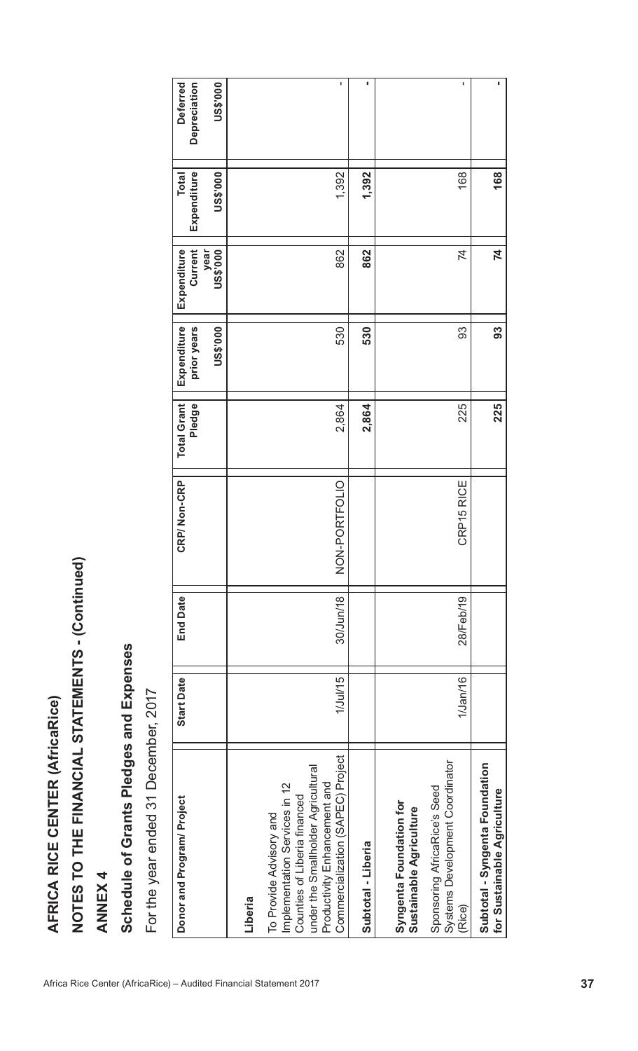# AFRICA RICE CENTER (AfricaRice)

## NOTES TO THE FINANCIAL STATEMENTS - (Continued)

### ANNEX 4

### Schedule of Grants Pledges and Expenses

For the year ended 31 December, 2017

| Donor and Program/ Project | Start Date | End Date | CRP/ Non-CRP | Total Grant Pledge | Expenditure prior years US$'000 | Expenditure Current year US$'000 | Total Expenditure US$'000 | Deferred Depreciation US$'000 |
|---|---|---|---|---|---|---|---|---|
| **Liberia** | | | | | | | | |
| To Provide Advisory and Implementation Services in 12 Counties of Liberia financed under the Smallholder Agricultural Productivity Enhancement and Commercialization (SAPEC) Project | 1/Jul/15 | 30/Jun/18 | NON-PORTFOLIO | 2,864 | 530 | 862 | 1,392 | - |
| **Subtotal - Liberia** | | | | **2,864** | **530** | **862** | **1,392** | **-** |
| **Syngenta Foundation for Sustainable Agriculture** | | | | | | | | |
| Sponsoring AfricaRice's Seed Systems Development Coordinator (Rice) | 1/Jan/16 | 28/Feb/19 | CRP15 RICE | 225 | 93 | 74 | 168 | - |
| **Subtotal - Syngenta Foundation for Sustainable Agriculture** | | | | **225** | **93** | **74** | **168** | **-** |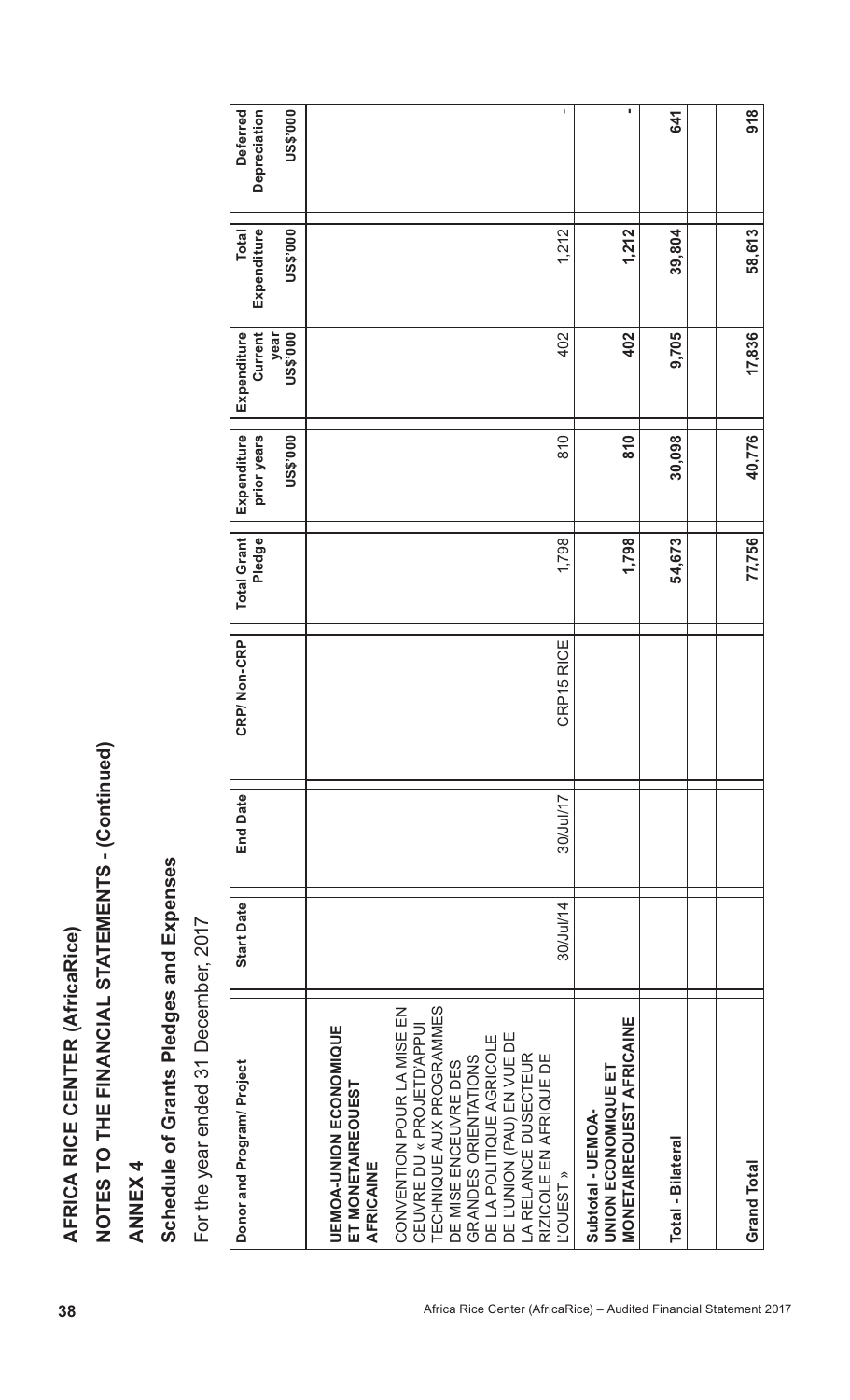# AFRICA RICE CENTER (AfricaRice)

## NOTES TO THE FINANCIAL STATEMENTS - (Continued)

## ANNEX 4

## Schedule of Grants Pledges and Expenses

For the year ended 31 December, 2017

| Donor and Program/ Project | Start Date | End Date | CRP/ Non-CRP | Total Grant Pledge | Expenditure prior years US$'000 | Expenditure Current year US$'000 | Total Expenditure US$'000 | Deferred Depreciation US$'000 |
|---|---|---|---|---|---|---|---|---|
| **UEMOA-UNION ECONOMIQUE ET MONETAIREOUEST AFRICAINE** | | | | | | | | |
| CONVENTION POUR LA MISE EN CEUVRE DU « PROJETD'APPUI TECHNIQUE AUX PROGRAMMES DE MISE ENCEUVRE DES GRANDES ORIENTATIONS DE LA POLITIQUE AGRICOLE DE L'UNION (PAU) EN VUE DE LA RELANCE DUSECTEUR RIZICOLE EN AFRIQUE DE L'OUEST » | 30/Jul/14 | 30/Jul/17 | CRP15 RICE | 1,798 | 810 | 402 | 1,212 | - |
| **Subtotal - UEMOA-UNION ECONOMIQUE ET MONETAIREOUEST AFRICAINE** | | | | **1,798** | **810** | **402** | **1,212** | **-** |
| **Total - Bilateral** | | | | **54,673** | **30,098** | **9,705** | **39,804** | **641** |
| **Grand Total** | | | | **77,756** | **40,776** | **17,836** | **58,613** | **918** |

Africa Rice Center (AfricaRice) – Audited Financial Statement 2017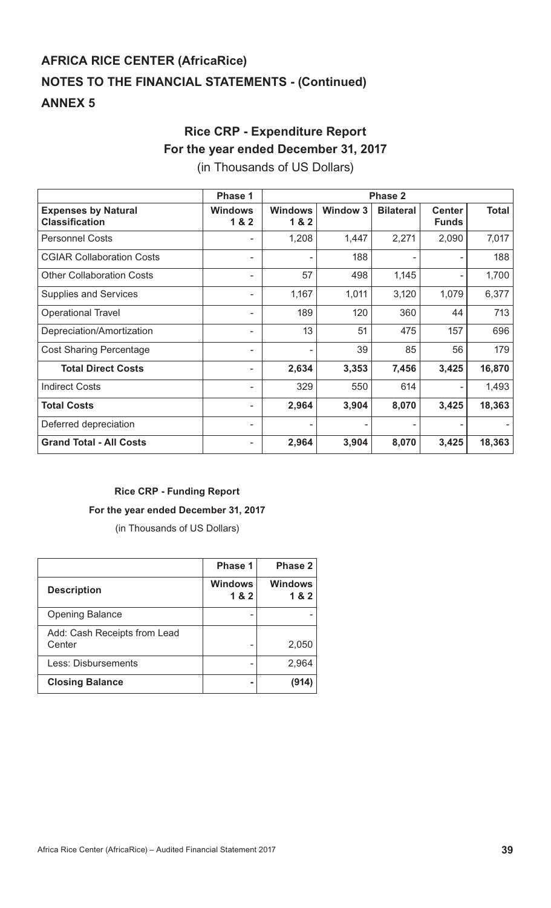# AFRICA RICE CENTER (AfricaRice)

## NOTES TO THE FINANCIAL STATEMENTS - (Continued)

## ANNEX 5

### Rice CRP - Expenditure Report
### For the year ended December 31, 2017

(in Thousands of US Dollars)

| | Phase 1 | Phase 2 | | | | |
|---|---|---|---|---|---|---|
| **Expenses by Natural Classification** | **Windows 1 & 2** | **Windows 1 & 2** | **Window 3** | **Bilateral** | **Center Funds** | **Total** |
| Personnel Costs | - | 1,208 | 1,447 | 2,271 | 2,090 | 7,017 |
| CGIAR Collaboration Costs | - | - | 188 | - | - | 188 |
| Other Collaboration Costs | - | 57 | 498 | 1,145 | - | 1,700 |
| Supplies and Services | - | 1,167 | 1,011 | 3,120 | 1,079 | 6,377 |
| Operational Travel | - | 189 | 120 | 360 | 44 | 713 |
| Depreciation/Amortization | - | 13 | 51 | 475 | 157 | 696 |
| Cost Sharing Percentage | - | - | 39 | 85 | 56 | 179 |
| **Total Direct Costs** | - | **2,634** | **3,353** | **7,456** | **3,425** | **16,870** |
| Indirect Costs | - | 329 | 550 | 614 | - | 1,493 |
| **Total Costs** | - | **2,964** | **3,904** | **8,070** | **3,425** | **18,363** |
| Deferred depreciation | - | - | - | - | - | - |
| **Grand Total - All Costs** | - | **2,964** | **3,904** | **8,070** | **3,425** | **18,363** |

**Rice CRP - Funding Report**

**For the year ended December 31, 2017**

(in Thousands of US Dollars)

| | Phase 1 | Phase 2 |
|---|---|---|
| **Description** | **Windows 1 & 2** | **Windows 1 & 2** |
| Opening Balance | - | - |
| Add: Cash Receipts from Lead Center | - | 2,050 |
| Less: Disbursements | - | 2,964 |
| **Closing Balance** | **-** | **(914)** |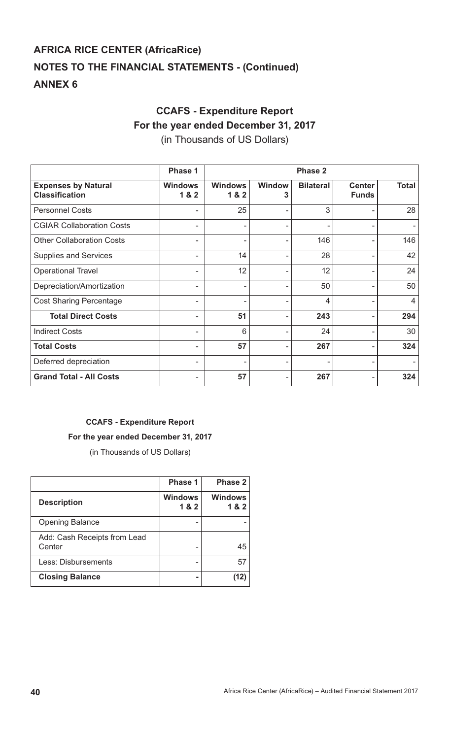# AFRICA RICE CENTER (AfricaRice)

# NOTES TO THE FINANCIAL STATEMENTS - (Continued)

# ANNEX 6

## CCAFS - Expenditure Report

**For the year ended December 31, 2017**

(in Thousands of US Dollars)

| | Phase 1 | Phase 2 | | | | |
|---|---|---|---|---|---|---|
| **Expenses by Natural Classification** | **Windows 1 & 2** | **Windows 1 & 2** | **Window 3** | **Bilateral** | **Center Funds** | **Total** |
| Personnel Costs | - | 25 | - | 3 | - | 28 |
| CGIAR Collaboration Costs | - | - | - | - | - | - |
| Other Collaboration Costs | - | - | - | 146 | - | 146 |
| Supplies and Services | - | 14 | - | 28 | - | 42 |
| Operational Travel | - | 12 | - | 12 | - | 24 |
| Depreciation/Amortization | - | - | - | 50 | - | 50 |
| Cost Sharing Percentage | - | - | - | 4 | - | 4 |
| **Total Direct Costs** | - | **51** | - | **243** | - | **294** |
| Indirect Costs | - | 6 | - | 24 | - | 30 |
| **Total Costs** | - | **57** | - | **267** | - | **324** |
| Deferred depreciation | - | - | - | - | - | - |
| **Grand Total - All Costs** | - | **57** | - | **267** | - | **324** |

**CCAFS - Expenditure Report**

**For the year ended December 31, 2017**

(in Thousands of US Dollars)

| | Phase 1 | Phase 2 |
|---|---|---|
| **Description** | **Windows 1 & 2** | **Windows 1 & 2** |
| Opening Balance | - | - |
| Add: Cash Receipts from Lead Center | - | 45 |
| Less: Disbursements | - | 57 |
| **Closing Balance** | **-** | **(12)** |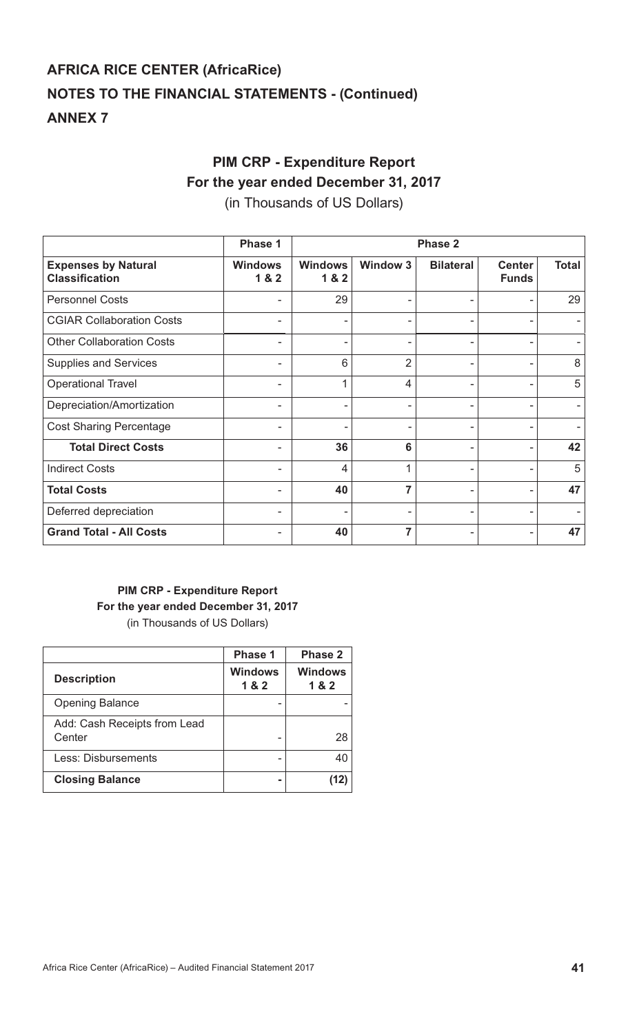# AFRICA RICE CENTER (AfricaRice)

## NOTES TO THE FINANCIAL STATEMENTS - (Continued)

## ANNEX 7

### PIM CRP - Expenditure Report
### For the year ended December 31, 2017
(in Thousands of US Dollars)

| | Phase 1 | Phase 2 | | | | |
|---|---|---|---|---|---|---|
| **Expenses by Natural Classification** | **Windows 1 & 2** | **Windows 1 & 2** | **Window 3** | **Bilateral** | **Center Funds** | **Total** |
| Personnel Costs | - | 29 | - | - | - | 29 |
| CGIAR Collaboration Costs | - | - | - | - | - | - |
| Other Collaboration Costs | - | - | - | - | - | - |
| Supplies and Services | - | 6 | 2 | - | - | 8 |
| Operational Travel | - | 1 | 4 | - | - | 5 |
| Depreciation/Amortization | - | - | - | - | - | - |
| Cost Sharing Percentage | - | - | - | - | - | - |
| **Total Direct Costs** | - | **36** | **6** | - | - | **42** |
| Indirect Costs | - | 4 | 1 | - | - | 5 |
| **Total Costs** | - | **40** | **7** | - | - | **47** |
| Deferred depreciation | - | - | - | - | - | - |
| **Grand Total - All Costs** | - | **40** | **7** | - | - | **47** |

#### PIM CRP - Expenditure Report
#### For the year ended December 31, 2017
(in Thousands of US Dollars)

| | Phase 1 | Phase 2 |
|---|---|---|
| **Description** | **Windows 1 & 2** | **Windows 1 & 2** |
| Opening Balance | - | - |
| Add: Cash Receipts from Lead Center | - | 28 |
| Less: Disbursements | - | 40 |
| **Closing Balance** | **-** | **(12)** |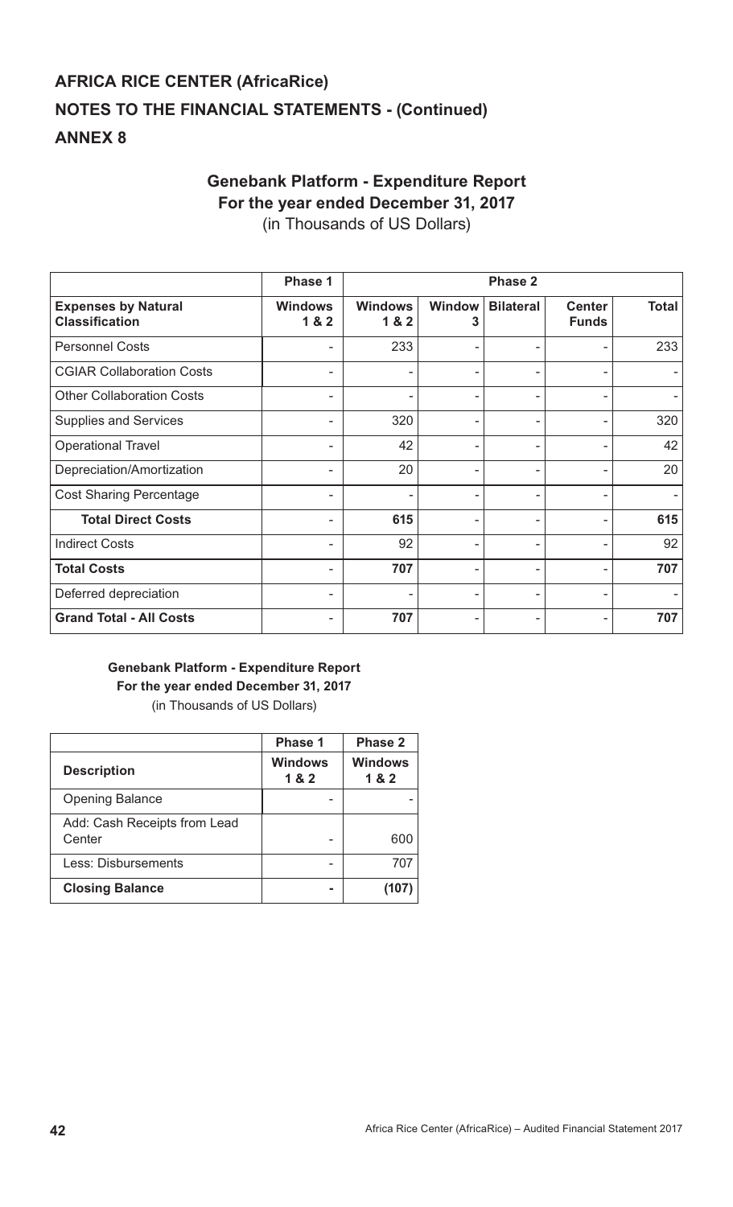# AFRICA RICE CENTER (AfricaRice)

## NOTES TO THE FINANCIAL STATEMENTS - (Continued)

## ANNEX 8

### Genebank Platform - Expenditure Report
### For the year ended December 31, 2017
(in Thousands of US Dollars)

| | Phase 1 | Phase 2 | | | | |
|---|---|---|---|---|---|---|
| **Expenses by Natural Classification** | **Windows 1 & 2** | **Windows 1 & 2** | **Window 3** | **Bilateral** | **Center Funds** | **Total** |
| Personnel Costs | - | 233 | - | - | - | 233 |
| CGIAR Collaboration Costs | - | - | - | - | - | - |
| Other Collaboration Costs | - | - | - | - | - | - |
| Supplies and Services | - | 320 | - | - | - | 320 |
| Operational Travel | - | 42 | - | - | - | 42 |
| Depreciation/Amortization | - | 20 | - | - | - | 20 |
| Cost Sharing Percentage | - | - | - | - | - | - |
| **Total Direct Costs** | - | **615** | - | - | - | **615** |
| Indirect Costs | - | 92 | - | - | - | 92 |
| **Total Costs** | - | **707** | - | - | - | **707** |
| Deferred depreciation | - | - | - | - | - | - |
| **Grand Total - All Costs** | - | **707** | - | - | - | **707** |

### Genebank Platform - Expenditure Report
### For the year ended December 31, 2017
(in Thousands of US Dollars)

| | Phase 1 | Phase 2 |
|---|---|---|
| **Description** | **Windows 1 & 2** | **Windows 1 & 2** |
| Opening Balance | - | - |
| Add: Cash Receipts from Lead Center | - | 600 |
| Less: Disbursements | - | 707 |
| **Closing Balance** | **-** | **(107)** |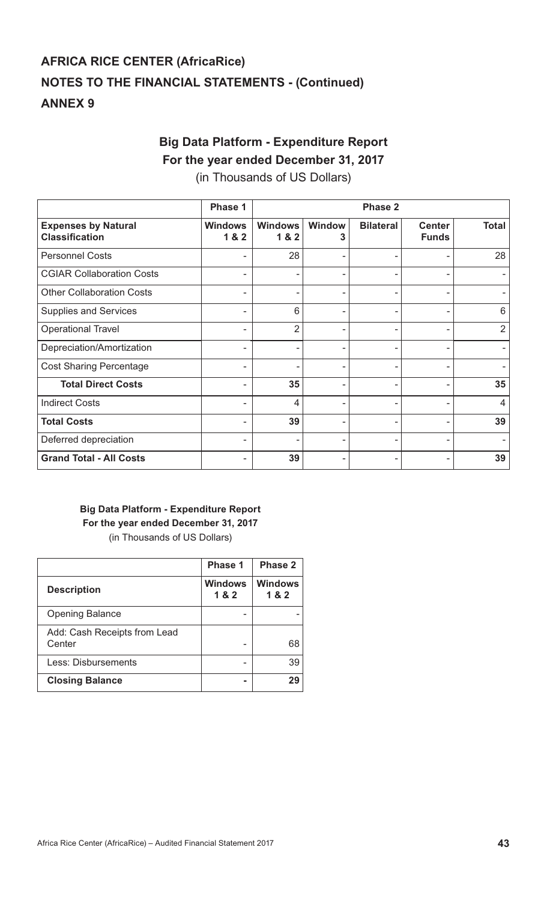# AFRICA RICE CENTER (AfricaRice)
## NOTES TO THE FINANCIAL STATEMENTS - (Continued)
## ANNEX 9

### Big Data Platform - Expenditure Report
### For the year ended December 31, 2017
(in Thousands of US Dollars)

| | Phase 1 | Phase 2 | | | | |
|---|---|---|---|---|---|---|
| **Expenses by Natural Classification** | **Windows 1 & 2** | **Windows 1 & 2** | **Window 3** | **Bilateral** | **Center Funds** | **Total** |
| Personnel Costs | - | 28 | - | - | - | 28 |
| CGIAR Collaboration Costs | - | - | - | - | - | - |
| Other Collaboration Costs | - | - | - | - | - | - |
| Supplies and Services | - | 6 | - | - | - | 6 |
| Operational Travel | - | 2 | - | - | - | 2 |
| Depreciation/Amortization | - | - | - | - | - | - |
| Cost Sharing Percentage | - | - | - | - | - | - |
| **Total Direct Costs** | - | **35** | - | - | - | **35** |
| Indirect Costs | - | 4 | - | - | - | 4 |
| **Total Costs** | - | **39** | - | - | - | **39** |
| Deferred depreciation | - | - | - | - | - | - |
| **Grand Total - All Costs** | - | **39** | - | - | - | **39** |

### Big Data Platform - Expenditure Report
### For the year ended December 31, 2017
(in Thousands of US Dollars)

| | Phase 1 | Phase 2 |
|---|---|---|
| **Description** | **Windows 1 & 2** | **Windows 1 & 2** |
| Opening Balance | - | - |
| Add: Cash Receipts from Lead Center | - | 68 |
| Less: Disbursements | - | 39 |
| **Closing Balance** | **-** | **29** |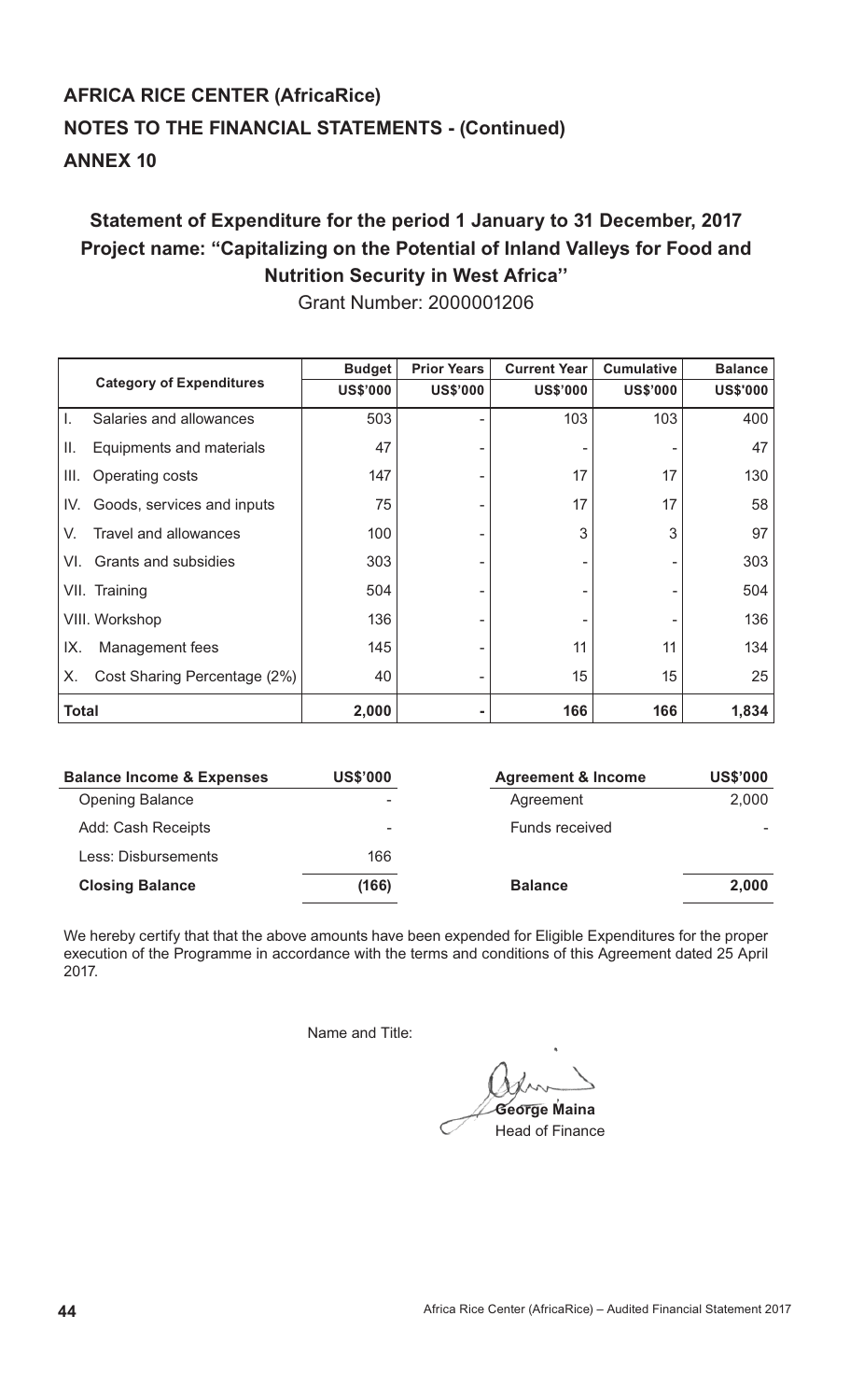## AFRICA RICE CENTER (AfricaRice)
## NOTES TO THE FINANCIAL STATEMENTS - (Continued)
## ANNEX 10

### Statement of Expenditure for the period 1 January to 31 December, 2017
### Project name: "Capitalizing on the Potential of Inland Valleys for Food and Nutrition Security in West Africa"

Grant Number: 2000001206

| Category of Expenditures | Budget US$'000 | Prior Years US$'000 | Current Year US$'000 | Cumulative US$'000 | Balance US$'000 |
|---|---|---|---|---|---|
| I. Salaries and allowances | 503 | - | 103 | 103 | 400 |
| II. Equipments and materials | 47 | - | - | - | 47 |
| III. Operating costs | 147 | - | 17 | 17 | 130 |
| IV. Goods, services and inputs | 75 | - | 17 | 17 | 58 |
| V. Travel and allowances | 100 | - | 3 | 3 | 97 |
| VI. Grants and subsidies | 303 | - | - | - | 303 |
| VII. Training | 504 | - | - | - | 504 |
| VIII. Workshop | 136 | - | - | - | 136 |
| IX. Management fees | 145 | - | 11 | 11 | 134 |
| X. Cost Sharing Percentage (2%) | 40 | - | 15 | 15 | 25 |
| **Total** | **2,000** | **-** | **166** | **166** | **1,834** |

| Balance Income & Expenses | US$'000 |
|---|---|
| Opening Balance | - |
| Add: Cash Receipts | - |
| Less: Disbursements | 166 |
| **Closing Balance** | **(166)** |

| Agreement & Income | US$'000 |
|---|---|
| Agreement | 2,000 |
| Funds received | - |
| **Balance** | **2,000** |

We hereby certify that that the above amounts have been expended for Eligible Expenditures for the proper execution of the Programme in accordance with the terms and conditions of this Agreement dated 25 April 2017.

Name and Title:

**George Maina**
Head of Finance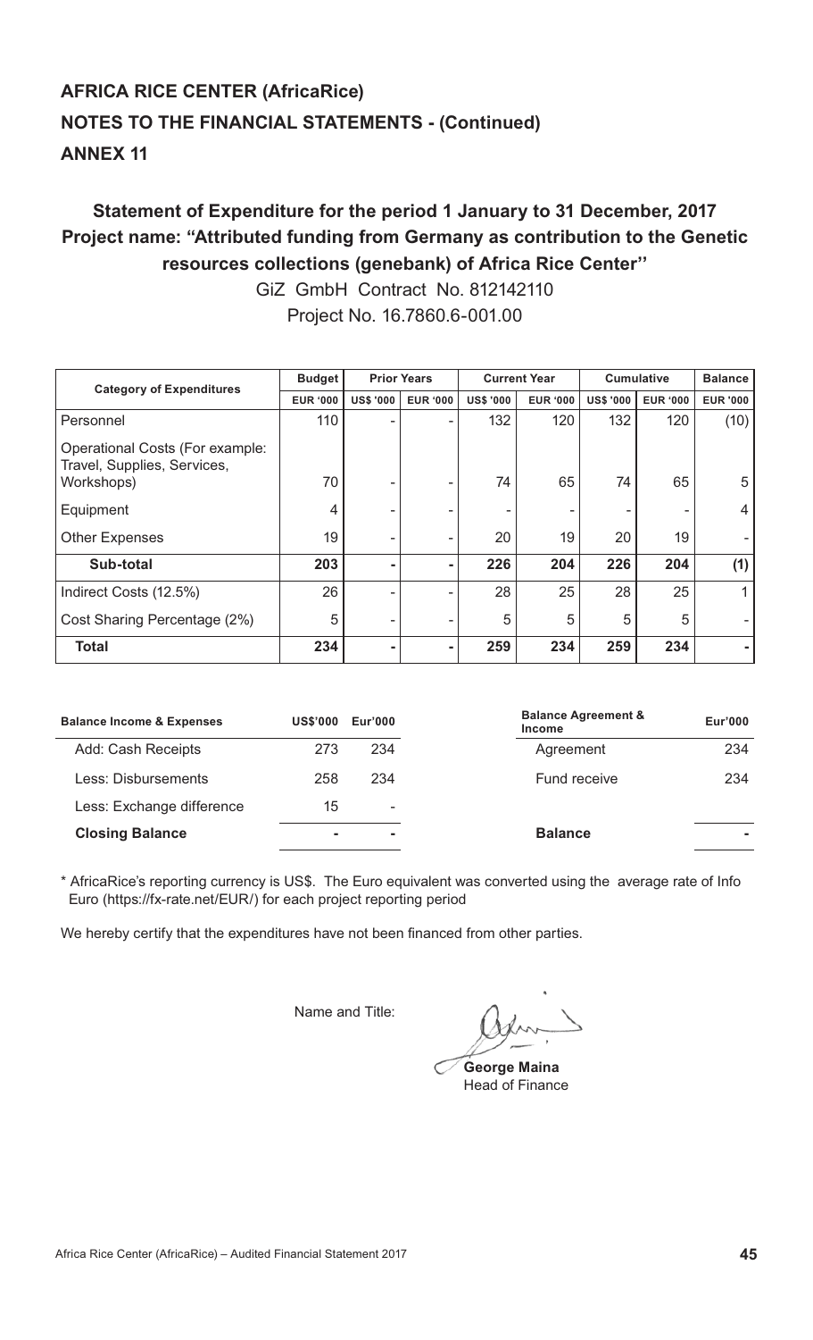## AFRICA RICE CENTER (AfricaRice)

## NOTES TO THE FINANCIAL STATEMENTS - (Continued)

## ANNEX 11

### Statement of Expenditure for the period 1 January to 31 December, 2017
### Project name: "Attributed funding from Germany as contribution to the Genetic resources collections (genebank) of Africa Rice Center''

GiZ GmbH Contract No. 812142110

Project No. 16.7860.6-001.00

| Category of Expenditures | Budget | Prior Years | | Current Year | | Cumulative | | Balance |
|---|---|---|---|---|---|---|---|---|
| | EUR '000 | US$ '000 | EUR '000 | US$ '000 | EUR '000 | US$ '000 | EUR '000 | EUR '000 |
| Personnel | 110 | - | - | 132 | 120 | 132 | 120 | (10) |
| Operational Costs (For example: Travel, Supplies, Services, Workshops) | 70 | - | - | 74 | 65 | 74 | 65 | 5 |
| Equipment | 4 | - | - | - | - | - | - | 4 |
| Other Expenses | 19 | - | - | 20 | 19 | 20 | 19 | - |
| **Sub-total** | **203** | **-** | **-** | **226** | **204** | **226** | **204** | **(1)** |
| Indirect Costs (12.5%) | 26 | - | - | 28 | 25 | 28 | 25 | 1 |
| Cost Sharing Percentage (2%) | 5 | - | - | 5 | 5 | 5 | 5 | - |
| **Total** | **234** | **-** | **-** | **259** | **234** | **259** | **234** | **-** |

| Balance Income & Expenses | US$'000 | Eur'000 |
|---|---|---|
| Add: Cash Receipts | 273 | 234 |
| Less: Disbursements | 258 | 234 |
| Less: Exchange difference | 15 | - |
| **Closing Balance** | **-** | **-** |

| Balance Agreement & Income | Eur'000 |
|---|---|
| Agreement | 234 |
| Fund receive | 234 |
| **Balance** | **-** |

\* AfricaRice's reporting currency is US$. The Euro equivalent was converted using the average rate of Info Euro (https://fx-rate.net/EUR/) for each project reporting period

We hereby certify that the expenditures have not been financed from other parties.

Name and Title:

**George Maina**
Head of Finance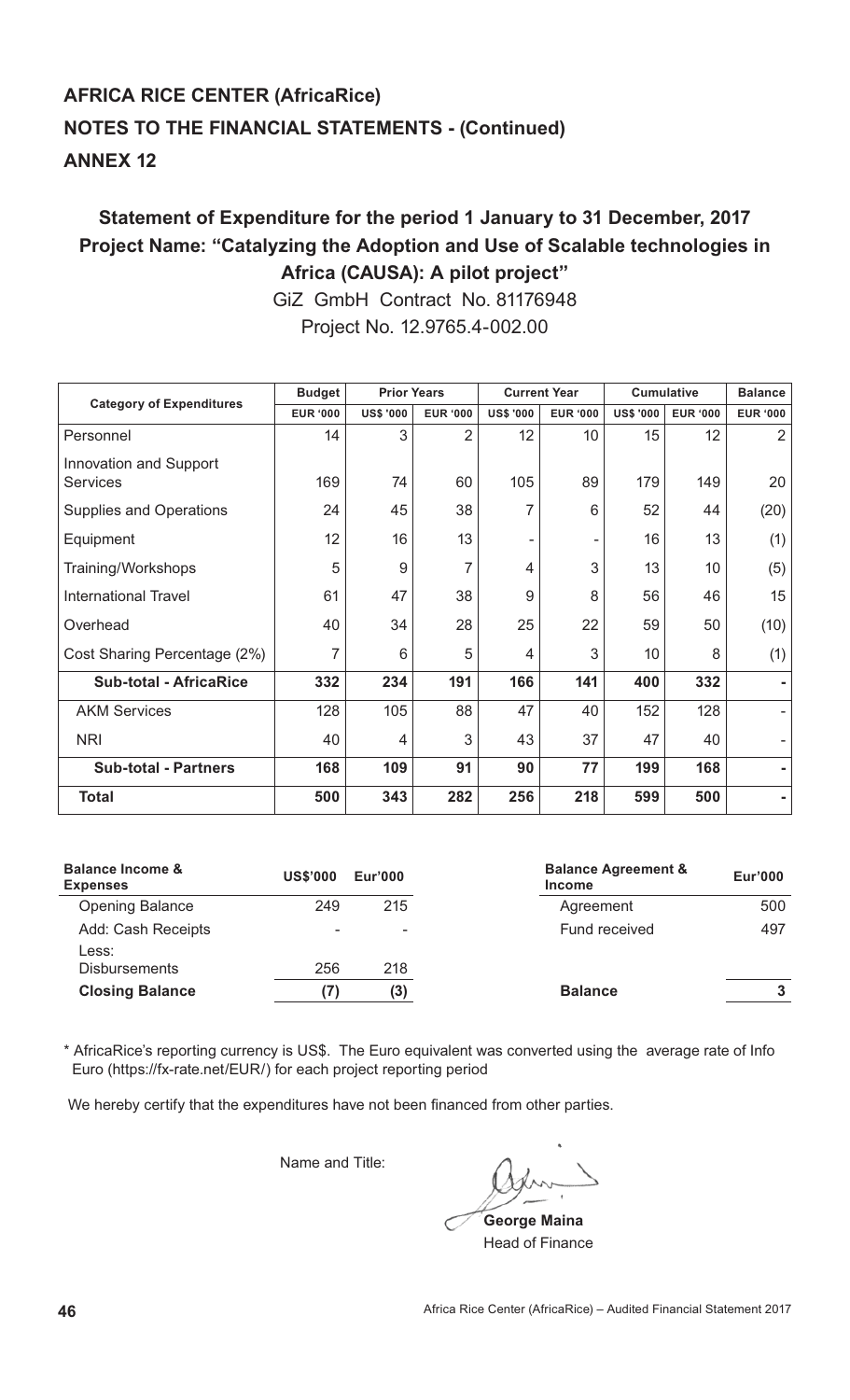## AFRICA RICE CENTER (AfricaRice)

## NOTES TO THE FINANCIAL STATEMENTS - (Continued)

## ANNEX 12

### Statement of Expenditure for the period 1 January to 31 December, 2017

### Project Name: "Catalyzing the Adoption and Use of Scalable technologies in Africa (CAUSA): A pilot project"

GiZ GmbH Contract No. 81176948

Project No. 12.9765.4-002.00

| Category of Expenditures | Budget | Prior Years | | Current Year | | Cumulative | | Balance |
|---|---|---|---|---|---|---|---|---|
| | EUR '000 | US$ '000 | EUR '000 | US$ '000 | EUR '000 | US$ '000 | EUR '000 | EUR '000 |
| Personnel | 14 | 3 | 2 | 12 | 10 | 15 | 12 | 2 |
| Innovation and Support Services | 169 | 74 | 60 | 105 | 89 | 179 | 149 | 20 |
| Supplies and Operations | 24 | 45 | 38 | 7 | 6 | 52 | 44 | (20) |
| Equipment | 12 | 16 | 13 | - | - | 16 | 13 | (1) |
| Training/Workshops | 5 | 9 | 7 | 4 | 3 | 13 | 10 | (5) |
| International Travel | 61 | 47 | 38 | 9 | 8 | 56 | 46 | 15 |
| Overhead | 40 | 34 | 28 | 25 | 22 | 59 | 50 | (10) |
| Cost Sharing Percentage (2%) | 7 | 6 | 5 | 4 | 3 | 10 | 8 | (1) |
| **Sub-total - AfricaRice** | **332** | **234** | **191** | **166** | **141** | **400** | **332** | **-** |
| AKM Services | 128 | 105 | 88 | 47 | 40 | 152 | 128 | - |
| NRI | 40 | 4 | 3 | 43 | 37 | 47 | 40 | - |
| **Sub-total - Partners** | **168** | **109** | **91** | **90** | **77** | **199** | **168** | **-** |
| **Total** | **500** | **343** | **282** | **256** | **218** | **599** | **500** | **-** |

| Balance Income & Expenses | US$'000 | Eur'000 |
|---|---|---|
| Opening Balance | 249 | 215 |
| Add: Cash Receipts | - | - |
| Less: Disbursements | 256 | 218 |
| **Closing Balance** | **(7)** | **(3)** |

| Balance Agreement & Income | Eur'000 |
|---|---|
| Agreement | 500 |
| Fund received | 497 |
| **Balance** | **3** |

\* AfricaRice's reporting currency is US$. The Euro equivalent was converted using the average rate of Info Euro (https://fx-rate.net/EUR/) for each project reporting period

We hereby certify that the expenditures have not been financed from other parties.

Name and Title:

**George Maina**
Head of Finance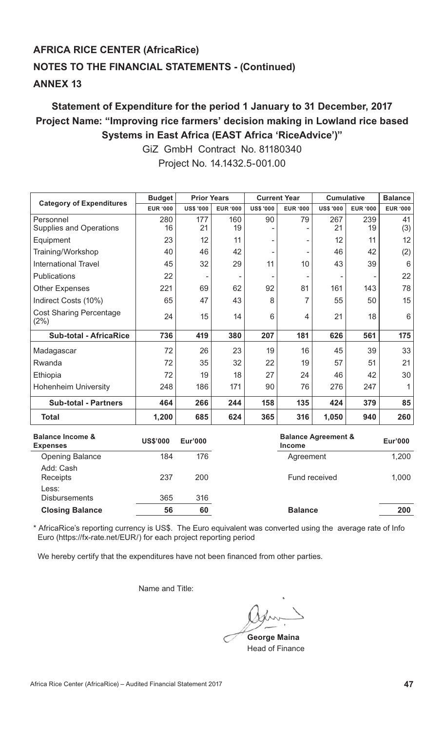## AFRICA RICE CENTER (AfricaRice)

## NOTES TO THE FINANCIAL STATEMENTS - (Continued)

## ANNEX 13

### Statement of Expenditure for the period 1 January to 31 December, 2017
### Project Name: "Improving rice farmers' decision making in Lowland rice based Systems in East Africa (EAST Africa 'RiceAdvice')"

GiZ GmbH Contract No. 81180340

Project No. 14.1432.5-001.00

| Category of Expenditures | Budget | Prior Years | | Current Year | | Cumulative | | Balance |
|---|---|---|---|---|---|---|---|---|
| | EUR '000 | US$ '000 | EUR '000 | US$ '000 | EUR '000 | US$ '000 | EUR '000 | EUR '000 |
| Personnel | 280 | 177 | 160 | 90 | 79 | 267 | 239 | 41 |
| Supplies and Operations | 16 | 21 | 19 | - | - | 21 | 19 | (3) |
| Equipment | 23 | 12 | 11 | - | - | 12 | 11 | 12 |
| Training/Workshop | 40 | 46 | 42 | - | - | 46 | 42 | (2) |
| International Travel | 45 | 32 | 29 | 11 | 10 | 43 | 39 | 6 |
| Publications | 22 | - | - | - | - | - | - | 22 |
| Other Expenses | 221 | 69 | 62 | 92 | 81 | 161 | 143 | 78 |
| Indirect Costs (10%) | 65 | 47 | 43 | 8 | 7 | 55 | 50 | 15 |
| Cost Sharing Percentage (2%) | 24 | 15 | 14 | 6 | 4 | 21 | 18 | 6 |
| **Sub-total - AfricaRice** | **736** | **419** | **380** | **207** | **181** | **626** | **561** | **175** |
| Madagascar | 72 | 26 | 23 | 19 | 16 | 45 | 39 | 33 |
| Rwanda | 72 | 35 | 32 | 22 | 19 | 57 | 51 | 21 |
| Ethiopia | 72 | 19 | 18 | 27 | 24 | 46 | 42 | 30 |
| Hohenheim University | 248 | 186 | 171 | 90 | 76 | 276 | 247 | 1 |
| **Sub-total - Partners** | **464** | **266** | **244** | **158** | **135** | **424** | **379** | **85** |
| **Total** | **1,200** | **685** | **624** | **365** | **316** | **1,050** | **940** | **260** |

| Balance Income & Expenses | US$'000 | Eur'000 |
|---|---|---|
| Opening Balance | 184 | 176 |
| Add: Cash Receipts | 237 | 200 |
| Less: Disbursements | 365 | 316 |
| **Closing Balance** | **56** | **60** |

| Balance Agreement & Income | Eur'000 |
|---|---|
| Agreement | 1,200 |
| Fund received | 1,000 |
| **Balance** | **200** |

\* AfricaRice's reporting currency is US$. The Euro equivalent was converted using the average rate of Info Euro (https://fx-rate.net/EUR/) for each project reporting period

We hereby certify that the expenditures have not been financed from other parties.

Name and Title:

**George Maina**
Head of Finance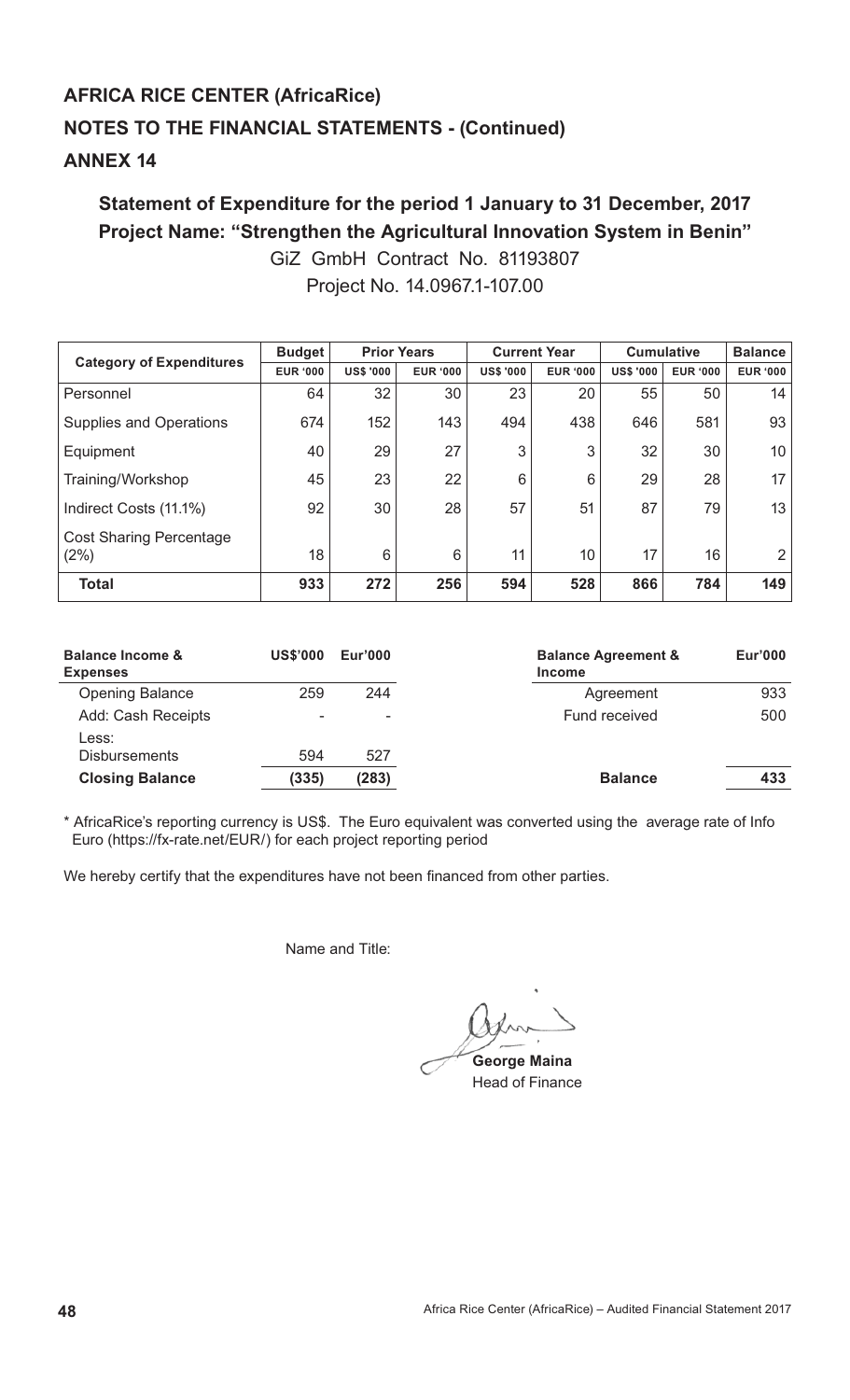## AFRICA RICE CENTER (AfricaRice)

## NOTES TO THE FINANCIAL STATEMENTS - (Continued)

## ANNEX 14

### Statement of Expenditure for the period 1 January to 31 December, 2017

### Project Name: "Strengthen the Agricultural Innovation System in Benin"

GiZ GmbH Contract No. 81193807

Project No. 14.0967.1-107.00

| Category of Expenditures | Budget | Prior Years | | Current Year | | Cumulative | | Balance |
|---|---|---|---|---|---|---|---|---|
| | EUR '000 | US$ '000 | EUR '000 | US$ '000 | EUR '000 | US$ '000 | EUR '000 | EUR '000 |
| Personnel | 64 | 32 | 30 | 23 | 20 | 55 | 50 | 14 |
| Supplies and Operations | 674 | 152 | 143 | 494 | 438 | 646 | 581 | 93 |
| Equipment | 40 | 29 | 27 | 3 | 3 | 32 | 30 | 10 |
| Training/Workshop | 45 | 23 | 22 | 6 | 6 | 29 | 28 | 17 |
| Indirect Costs (11.1%) | 92 | 30 | 28 | 57 | 51 | 87 | 79 | 13 |
| Cost Sharing Percentage (2%) | 18 | 6 | 6 | 11 | 10 | 17 | 16 | 2 |
| **Total** | **933** | **272** | **256** | **594** | **528** | **866** | **784** | **149** |

| Balance Income & Expenses | US$'000 | Eur'000 |
|---|---|---|
| Opening Balance | 259 | 244 |
| Add: Cash Receipts | - | - |
| Less: Disbursements | 594 | 527 |
| **Closing Balance** | **(335)** | **(283)** |

| Balance Agreement & Income | Eur'000 |
|---|---|
| Agreement | 933 |
| Fund received | 500 |
| **Balance** | **433** |

* AfricaRice's reporting currency is US$. The Euro equivalent was converted using the average rate of Info Euro (https://fx-rate.net/EUR/) for each project reporting period

We hereby certify that the expenditures have not been financed from other parties.

Name and Title:

**George Maina**
Head of Finance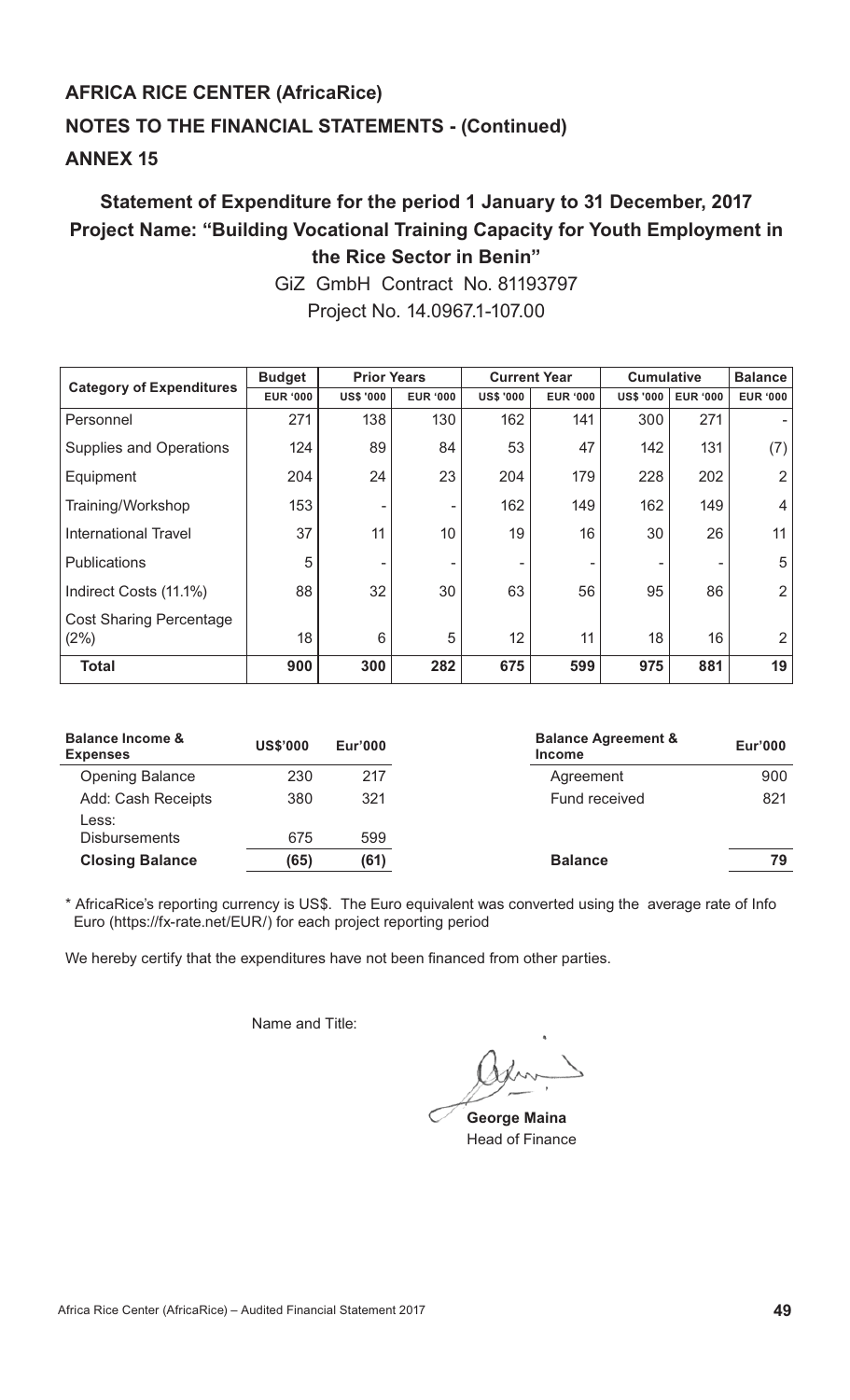# AFRICA RICE CENTER (AfricaRice)

## NOTES TO THE FINANCIAL STATEMENTS - (Continued)

## ANNEX 15

### Statement of Expenditure for the period 1 January to 31 December, 2017
### Project Name: "Building Vocational Training Capacity for Youth Employment in the Rice Sector in Benin"

GiZ GmbH Contract No. 81193797

Project No. 14.0967.1-107.00

| Category of Expenditures | Budget | Prior Years | | Current Year | | Cumulative | | Balance |
|---|---|---|---|---|---|---|---|---|
| | EUR '000 | US$ '000 | EUR '000 | US$ '000 | EUR '000 | US$ '000 | EUR '000 | EUR '000 |
| Personnel | 271 | 138 | 130 | 162 | 141 | 300 | 271 | - |
| Supplies and Operations | 124 | 89 | 84 | 53 | 47 | 142 | 131 | (7) |
| Equipment | 204 | 24 | 23 | 204 | 179 | 228 | 202 | 2 |
| Training/Workshop | 153 | - | - | 162 | 149 | 162 | 149 | 4 |
| International Travel | 37 | 11 | 10 | 19 | 16 | 30 | 26 | 11 |
| Publications | 5 | - | - | - | - | - | - | 5 |
| Indirect Costs (11.1%) | 88 | 32 | 30 | 63 | 56 | 95 | 86 | 2 |
| Cost Sharing Percentage (2%) | 18 | 6 | 5 | 12 | 11 | 18 | 16 | 2 |
| **Total** | **900** | **300** | **282** | **675** | **599** | **975** | **881** | **19** |

| Balance Income & Expenses | US$'000 | Eur'000 |
|---|---|---|
| Opening Balance | 230 | 217 |
| Add: Cash Receipts | 380 | 321 |
| Less: Disbursements | 675 | 599 |
| **Closing Balance** | **(65)** | **(61)** |

| Balance Agreement & Income | Eur'000 |
|---|---|
| Agreement | 900 |
| Fund received | 821 |
| **Balance** | **79** |

\* AfricaRice's reporting currency is US$. The Euro equivalent was converted using the average rate of Info Euro (https://fx-rate.net/EUR/) for each project reporting period

We hereby certify that the expenditures have not been financed from other parties.

Name and Title:

**George Maina**
Head of Finance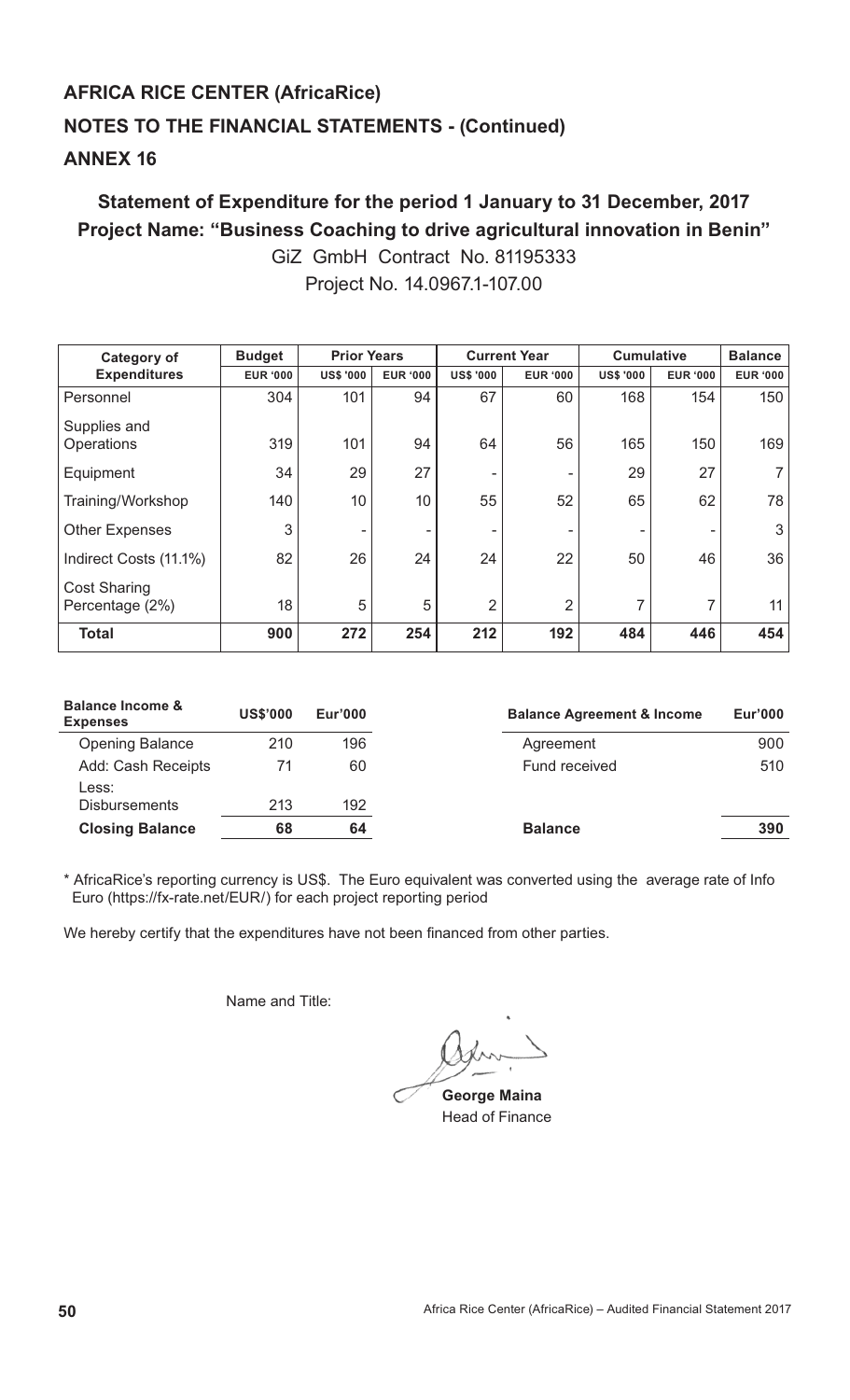## AFRICA RICE CENTER (AfricaRice)

## NOTES TO THE FINANCIAL STATEMENTS - (Continued)

## ANNEX 16

### Statement of Expenditure for the period 1 January to 31 December, 2017

### Project Name: "Business Coaching to drive agricultural innovation in Benin"

GiZ GmbH Contract No. 81195333

Project No. 14.0967.1-107.00

| Category of Expenditures | Budget | Prior Years | | Current Year | | Cumulative | | Balance |
|---|---|---|---|---|---|---|---|---|
| | EUR '000 | US$ '000 | EUR '000 | US$ '000 | EUR '000 | US$ '000 | EUR '000 | EUR '000 |
| Personnel | 304 | 101 | 94 | 67 | 60 | 168 | 154 | 150 |
| Supplies and Operations | 319 | 101 | 94 | 64 | 56 | 165 | 150 | 169 |
| Equipment | 34 | 29 | 27 | - | - | 29 | 27 | 7 |
| Training/Workshop | 140 | 10 | 10 | 55 | 52 | 65 | 62 | 78 |
| Other Expenses | 3 | - | - | - | - | - | - | 3 |
| Indirect Costs (11.1%) | 82 | 26 | 24 | 24 | 22 | 50 | 46 | 36 |
| Cost Sharing Percentage (2%) | 18 | 5 | 5 | 2 | 2 | 7 | 7 | 11 |
| **Total** | **900** | **272** | **254** | **212** | **192** | **484** | **446** | **454** |

| Balance Income & Expenses | US$'000 | Eur'000 |
|---|---|---|
| Opening Balance | 210 | 196 |
| Add: Cash Receipts | 71 | 60 |
| Less: Disbursements | 213 | 192 |
| **Closing Balance** | **68** | **64** |

| Balance Agreement & Income | Eur'000 |
|---|---|
| Agreement | 900 |
| Fund received | 510 |
| **Balance** | **390** |

\* AfricaRice's reporting currency is US$. The Euro equivalent was converted using the average rate of Info Euro (https://fx-rate.net/EUR/) for each project reporting period

We hereby certify that the expenditures have not been financed from other parties.

Name and Title:

**George Maina**
Head of Finance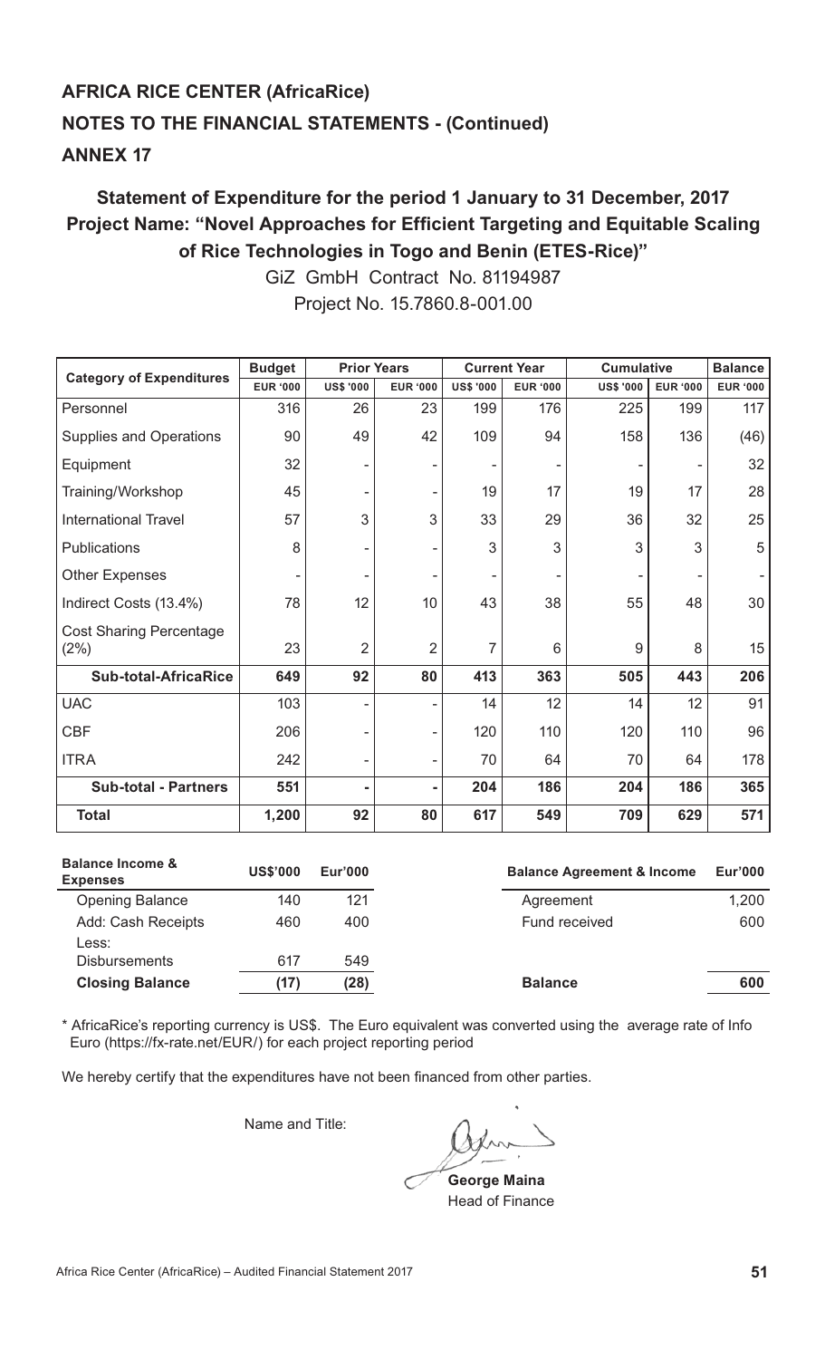# AFRICA RICE CENTER (AfricaRice)

## NOTES TO THE FINANCIAL STATEMENTS - (Continued)

## ANNEX 17

### Statement of Expenditure for the period 1 January to 31 December, 2017
### Project Name: "Novel Approaches for Efficient Targeting and Equitable Scaling of Rice Technologies in Togo and Benin (ETES-Rice)"

GiZ GmbH Contract No. 81194987

Project No. 15.7860.8-001.00

| Category of Expenditures | Budget | Prior Years | | Current Year | | Cumulative | | Balance |
|---|---|---|---|---|---|---|---|---|
| | EUR '000 | US$ '000 | EUR '000 | US$ '000 | EUR '000 | US$ '000 | EUR '000 | EUR '000 |
| Personnel | 316 | 26 | 23 | 199 | 176 | 225 | 199 | 117 |
| Supplies and Operations | 90 | 49 | 42 | 109 | 94 | 158 | 136 | (46) |
| Equipment | 32 | - | - | - | - | - | - | 32 |
| Training/Workshop | 45 | - | - | 19 | 17 | 19 | 17 | 28 |
| International Travel | 57 | 3 | 3 | 33 | 29 | 36 | 32 | 25 |
| Publications | 8 | - | - | 3 | 3 | 3 | 3 | 5 |
| Other Expenses | - | - | - | - | - | - | - | - |
| Indirect Costs (13.4%) | 78 | 12 | 10 | 43 | 38 | 55 | 48 | 30 |
| Cost Sharing Percentage (2%) | 23 | 2 | 2 | 7 | 6 | 9 | 8 | 15 |
| **Sub-total-AfricaRice** | **649** | **92** | **80** | **413** | **363** | **505** | **443** | **206** |
| UAC | 103 | - | - | 14 | 12 | 14 | 12 | 91 |
| CBF | 206 | - | - | 120 | 110 | 120 | 110 | 96 |
| ITRA | 242 | - | - | 70 | 64 | 70 | 64 | 178 |
| **Sub-total - Partners** | **551** | **-** | **-** | **204** | **186** | **204** | **186** | **365** |
| **Total** | **1,200** | **92** | **80** | **617** | **549** | **709** | **629** | **571** |

| Balance Income & Expenses | US$'000 | Eur'000 |
|---|---|---|
| Opening Balance | 140 | 121 |
| Add: Cash Receipts | 460 | 400 |
| Less: Disbursements | 617 | 549 |
| **Closing Balance** | **(17)** | **(28)** |

| Balance Agreement & Income | Eur'000 |
|---|---|
| Agreement | 1,200 |
| Fund received | 600 |
| **Balance** | **600** |

\* AfricaRice's reporting currency is US$. The Euro equivalent was converted using the average rate of Info Euro (https://fx-rate.net/EUR/) for each project reporting period

We hereby certify that the expenditures have not been financed from other parties.

Name and Title:

**George Maina**
Head of Finance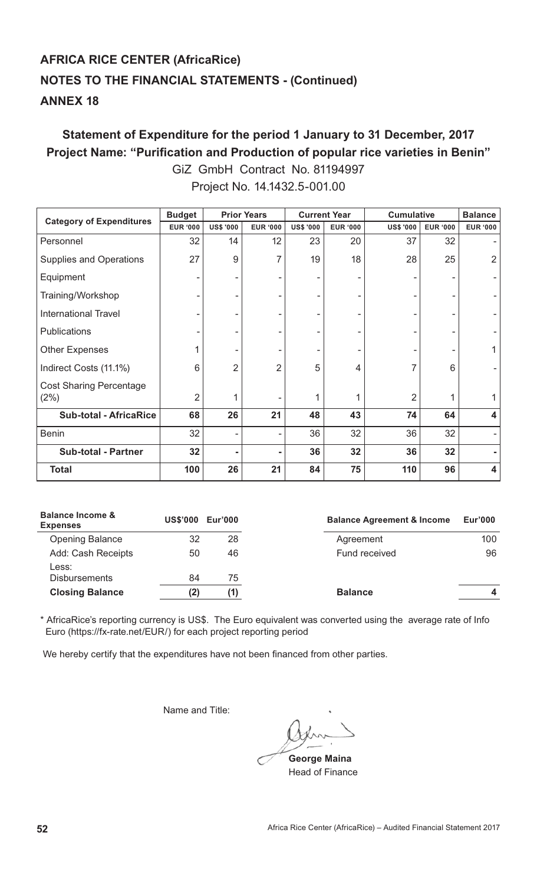## AFRICA RICE CENTER (AfricaRice)

## NOTES TO THE FINANCIAL STATEMENTS - (Continued)

## ANNEX 18

### Statement of Expenditure for the period 1 January to 31 December, 2017

### Project Name: "Purification and Production of popular rice varieties in Benin"

GiZ GmbH Contract No. 81194997

Project No. 14.1432.5-001.00

| Category of Expenditures | Budget | Prior Years | | Current Year | | Cumulative | | Balance |
|---|---|---|---|---|---|---|---|---|
| | EUR '000 | US$ '000 | EUR '000 | US$ '000 | EUR '000 | US$ '000 | EUR '000 | EUR '000 |
| Personnel | 32 | 14 | 12 | 23 | 20 | 37 | 32 | - |
| Supplies and Operations | 27 | 9 | 7 | 19 | 18 | 28 | 25 | 2 |
| Equipment | - | - | - | - | - | - | - | - |
| Training/Workshop | - | - | - | - | - | - | - | - |
| International Travel | - | - | - | - | - | - | - | - |
| Publications | - | - | - | - | - | - | - | - |
| Other Expenses | 1 | - | - | - | - | - | - | 1 |
| Indirect Costs (11.1%) | 6 | 2 | 2 | 5 | 4 | 7 | 6 | - |
| Cost Sharing Percentage (2%) | 2 | 1 | - | 1 | 1 | 2 | 1 | 1 |
| **Sub-total - AfricaRice** | **68** | **26** | **21** | **48** | **43** | **74** | **64** | **4** |
| Benin | 32 | - | - | 36 | 32 | 36 | 32 | - |
| **Sub-total - Partner** | **32** | **-** | **-** | **36** | **32** | **36** | **32** | **-** |
| **Total** | **100** | **26** | **21** | **84** | **75** | **110** | **96** | **4** |

| Balance Income & Expenses | US$'000 | Eur'000 |
|---|---|---|
| Opening Balance | 32 | 28 |
| Add: Cash Receipts | 50 | 46 |
| Less: Disbursements | 84 | 75 |
| **Closing Balance** | **(2)** | **(1)** |

| Balance Agreement & Income | Eur'000 |
|---|---|
| Agreement | 100 |
| Fund received | 96 |
| **Balance** | **4** |

\* AfricaRice's reporting currency is US$. The Euro equivalent was converted using the average rate of Info Euro (https://fx-rate.net/EUR/) for each project reporting period

We hereby certify that the expenditures have not been financed from other parties.

Name and Title:

**George Maina**
Head of Finance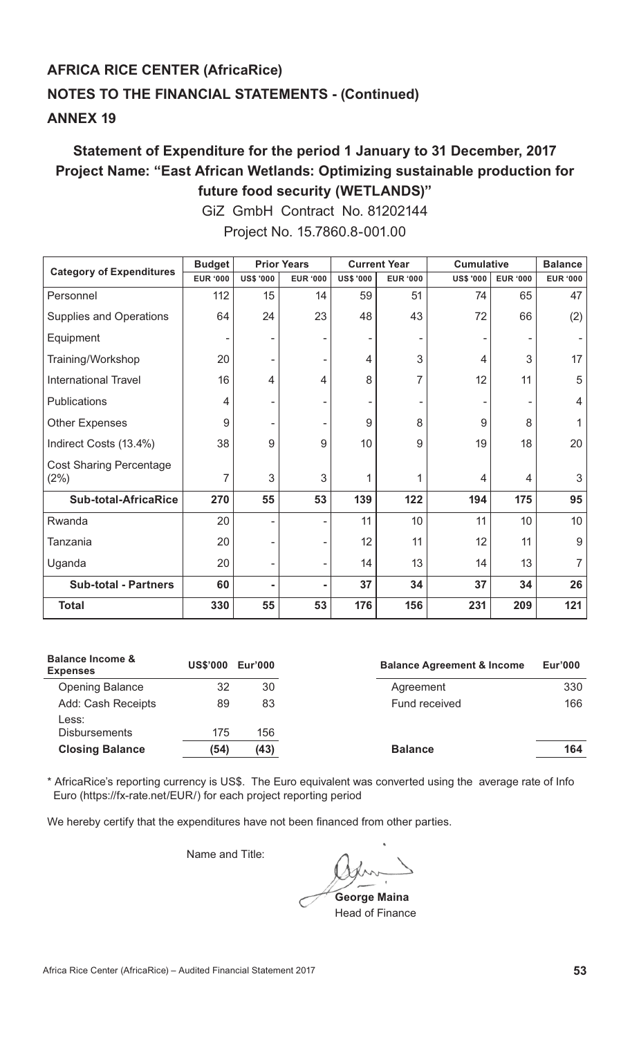## AFRICA RICE CENTER (AfricaRice)

## NOTES TO THE FINANCIAL STATEMENTS - (Continued)

## ANNEX 19

### Statement of Expenditure for the period 1 January to 31 December, 2017

### Project Name: "East African Wetlands: Optimizing sustainable production for future food security (WETLANDS)"

GiZ GmbH Contract No. 81202144

Project No. 15.7860.8-001.00

| Category of Expenditures | Budget | Prior Years | | Current Year | | Cumulative | | Balance |
|---|---|---|---|---|---|---|---|---|
| | EUR '000 | US$ '000 | EUR '000 | US$ '000 | EUR '000 | US$ '000 | EUR '000 | EUR '000 |
| Personnel | 112 | 15 | 14 | 59 | 51 | 74 | 65 | 47 |
| Supplies and Operations | 64 | 24 | 23 | 48 | 43 | 72 | 66 | (2) |
| Equipment | - | - | - | - | - | - | - | - |
| Training/Workshop | 20 | - | - | 4 | 3 | 4 | 3 | 17 |
| International Travel | 16 | 4 | 4 | 8 | 7 | 12 | 11 | 5 |
| Publications | 4 | - | - | - | - | - | - | 4 |
| Other Expenses | 9 | - | - | 9 | 8 | 9 | 8 | 1 |
| Indirect Costs (13.4%) | 38 | 9 | 9 | 10 | 9 | 19 | 18 | 20 |
| Cost Sharing Percentage (2%) | 7 | 3 | 3 | 1 | 1 | 4 | 4 | 3 |
| **Sub-total-AfricaRice** | **270** | **55** | **53** | **139** | **122** | **194** | **175** | **95** |
| Rwanda | 20 | - | - | 11 | 10 | 11 | 10 | 10 |
| Tanzania | 20 | - | - | 12 | 11 | 12 | 11 | 9 |
| Uganda | 20 | - | - | 14 | 13 | 14 | 13 | 7 |
| **Sub-total - Partners** | **60** | **-** | **-** | **37** | **34** | **37** | **34** | **26** |
| **Total** | **330** | **55** | **53** | **176** | **156** | **231** | **209** | **121** |

| Balance Income & Expenses | US$'000 | Eur'000 |
|---|---|---|
| Opening Balance | 32 | 30 |
| Add: Cash Receipts | 89 | 83 |
| Less: Disbursements | 175 | 156 |
| **Closing Balance** | **(54)** | **(43)** |

| Balance Agreement & Income | Eur'000 |
|---|---|
| Agreement | 330 |
| Fund received | 166 |
| **Balance** | **164** |

\* AfricaRice's reporting currency is US$. The Euro equivalent was converted using the average rate of Info Euro (https://fx-rate.net/EUR/) for each project reporting period

We hereby certify that the expenditures have not been financed from other parties.

Name and Title:

**George Maina**
Head of Finance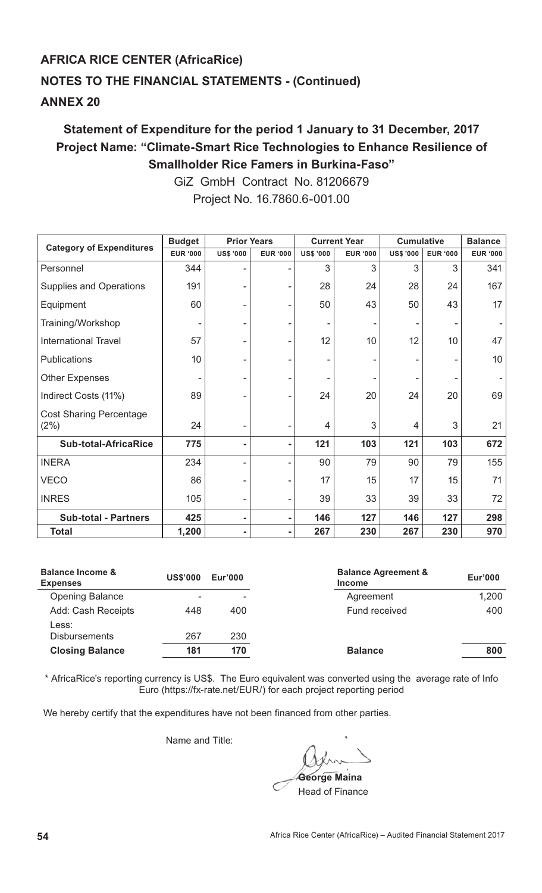**AFRICA RICE CENTER (AfricaRice)**

**NOTES TO THE FINANCIAL STATEMENTS - (Continued)**

**ANNEX 20**

**Statement of Expenditure for the period 1 January to 31 December, 2017**
**Project Name: "Climate-Smart Rice Technologies to Enhance Resilience of Smallholder Rice Famers in Burkina-Faso"**

GiZ GmbH Contract No. 81206679

Project No. 16.7860.6-001.00

| Category of Expenditures | Budget | Prior Years | | Current Year | | Cumulative | | Balance |
|---|---|---|---|---|---|---|---|---|
| | EUR '000 | US$ '000 | EUR '000 | US$ '000 | EUR '000 | US$ '000 | EUR '000 | EUR '000 |
| Personnel | 344 | - | - | 3 | 3 | 3 | 3 | 341 |
| Supplies and Operations | 191 | - | - | 28 | 24 | 28 | 24 | 167 |
| Equipment | 60 | - | - | 50 | 43 | 50 | 43 | 17 |
| Training/Workshop | - | - | - | - | - | - | - | - |
| International Travel | 57 | - | - | 12 | 10 | 12 | 10 | 47 |
| Publications | 10 | - | - | - | - | - | - | 10 |
| Other Expenses | - | - | - | - | - | - | - | - |
| Indirect Costs (11%) | 89 | - | - | 24 | 20 | 24 | 20 | 69 |
| Cost Sharing Percentage (2%) | 24 | - | - | 4 | 3 | 4 | 3 | 21 |
| **Sub-total-AfricaRice** | **775** | **-** | **-** | **121** | **103** | **121** | **103** | **672** |
| INERA | 234 | - | - | 90 | 79 | 90 | 79 | 155 |
| VECO | 86 | - | - | 17 | 15 | 17 | 15 | 71 |
| INRES | 105 | - | - | 39 | 33 | 39 | 33 | 72 |
| **Sub-total - Partners** | **425** | **-** | **-** | **146** | **127** | **146** | **127** | **298** |
| **Total** | **1,200** | **-** | **-** | **267** | **230** | **267** | **230** | **970** |

| Balance Income & Expenses | US$'000 | Eur'000 |
|---|---|---|
| Opening Balance | - | - |
| Add: Cash Receipts | 448 | 400 |
| Less: Disbursements | 267 | 230 |
| **Closing Balance** | **181** | **170** |

| Balance Agreement & Income | Eur'000 |
|---|---|
| Agreement | 1,200 |
| Fund received | 400 |
| **Balance** | **800** |

\* AfricaRice's reporting currency is US$. The Euro equivalent was converted using the average rate of Info Euro (https://fx-rate.net/EUR/) for each project reporting period

We hereby certify that the expenditures have not been financed from other parties.

Name and Title:

**George Maina**
Head of Finance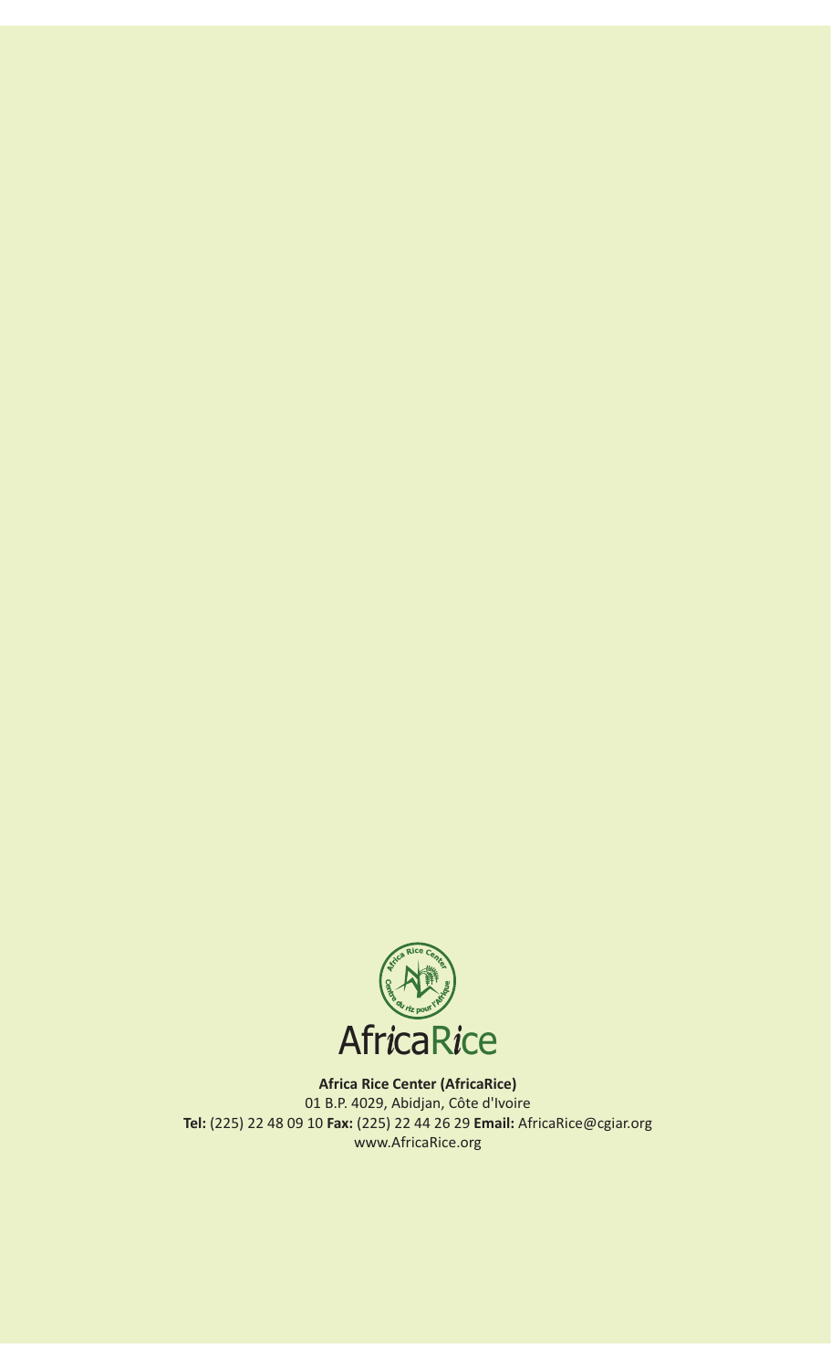AfricaRice

**Africa Rice Center (AfricaRice)**
01 B.P. 4029, Abidjan, Côte d'Ivoire
**Tel:** (225) 22 48 09 10 **Fax:** (225) 22 44 26 29 **Email:** AfricaRice@cgiar.org
www.AfricaRice.org